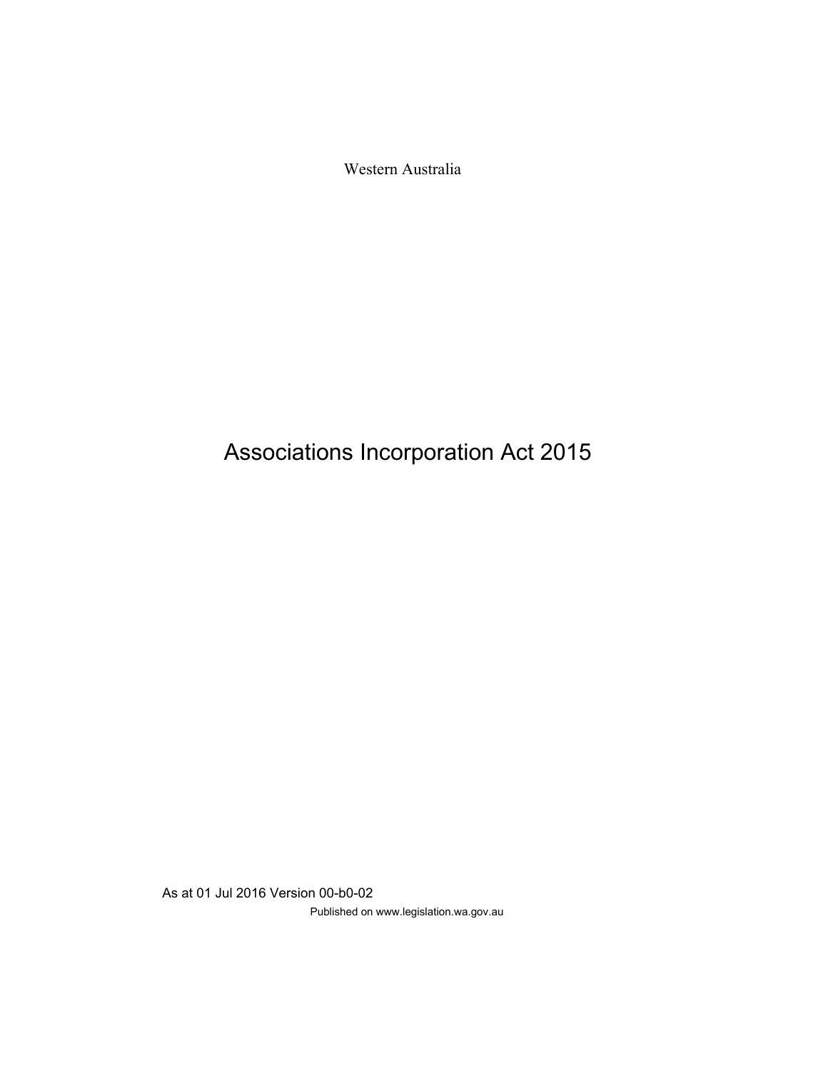Western Australia

# Associations Incorporation Act 2015

As at 01 Jul 2016 Version 00-b0-02

Published on www.legislation.wa.gov.au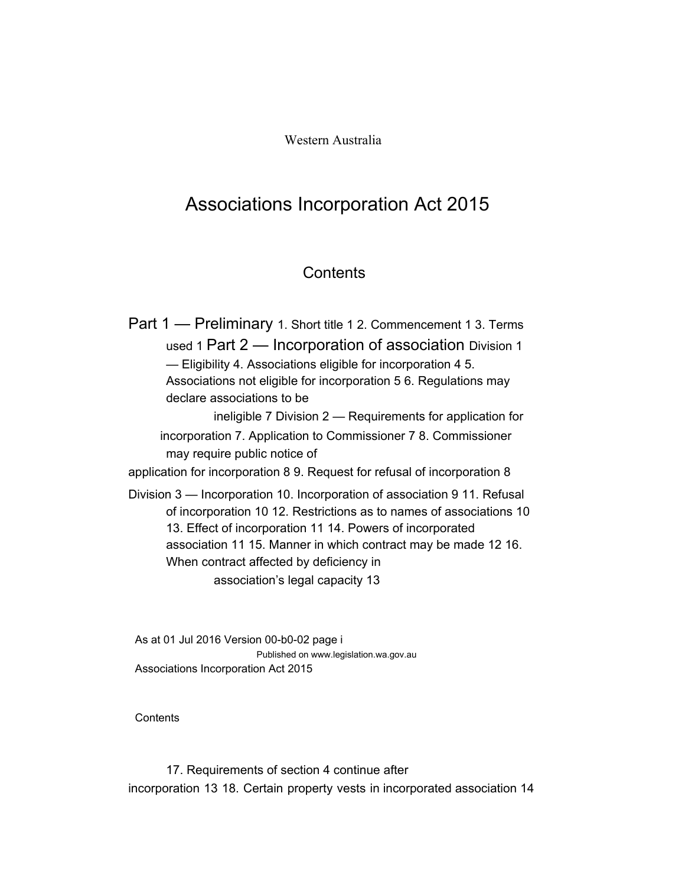Western Australia

# Associations Incorporation Act 2015

## Contents

Part 1 — Preliminary 1. Short title 1 2. Commencement 1 3. Terms used 1 Part 2 — Incorporation of association Division 1 — Eligibility 4. Associations eligible for incorporation 4 5. Associations not eligible for incorporation 5 6. Regulations may declare associations to be ineligible 7 Division 2 — Requirements for application for incorporation 7. Application to Commissioner 7 8. Commissioner may require public notice of application for incorporation 8 9. Request for refusal of incorporation 8

Division 3 — Incorporation 10. Incorporation of association 9 11. Refusal of incorporation 10 12. Restrictions as to names of associations 10 13. Effect of incorporation 11 14. Powers of incorporated association 11 15. Manner in which contract may be made 12 16. When contract affected by deficiency in association's legal capacity 13

17. Requirements of section 4 continue after incorporation 13 18. Certain property vests in incorporated association 14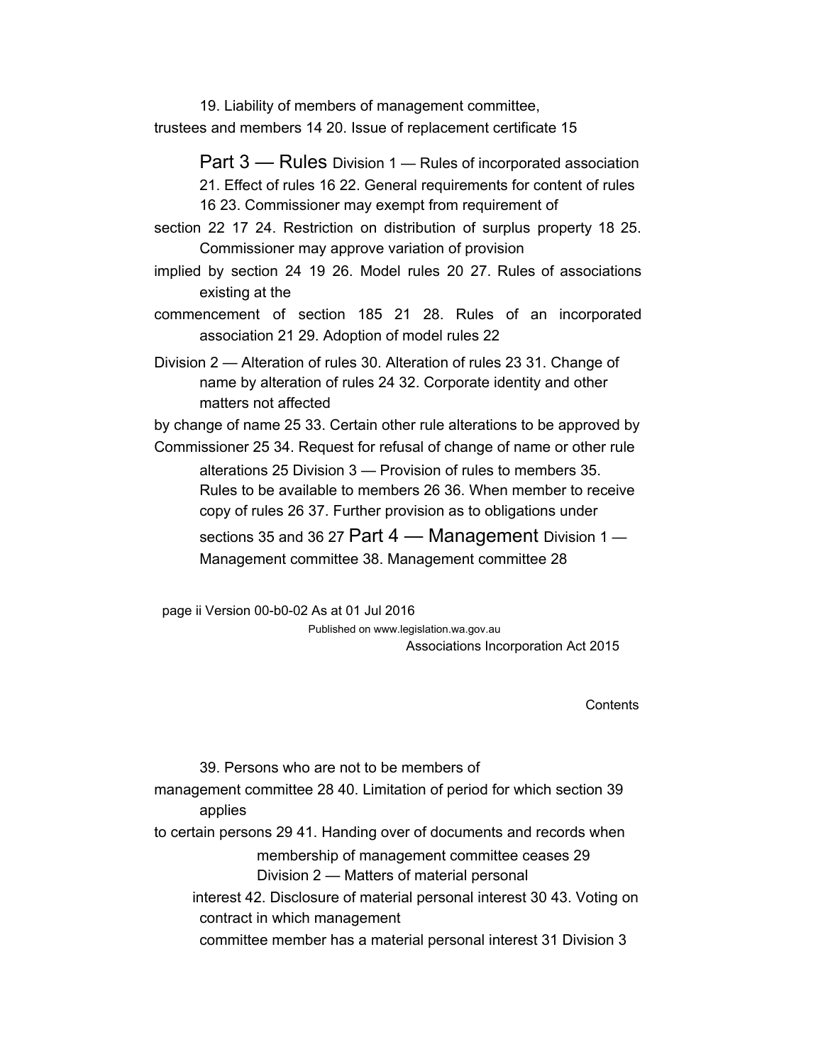19. Liability of members of management committee, trustees and members 14
20. Issue of replacement certificate 15

## Part 3 — Rules

### Division 1 — Rules of incorporated association

21. Effect of rules 16
22. General requirements for content of rules 16
23. Commissioner may exempt from requirement of section 22 17
24. Restriction on distribution of surplus property 18
25. Commissioner may approve variation of provision implied by section 24 19
26. Model rules 20
27. Rules of associations existing at the commencement of section 185 21
28. Rules of an incorporated association 21
29. Adoption of model rules 22

### Division 2 — Alteration of rules

30. Alteration of rules 23
31. Change of name by alteration of rules 24
32. Corporate identity and other matters not affected by change of name 25
33. Certain other rule alterations to be approved by Commissioner 25
34. Request for refusal of change of name or other rule alterations 25

### Division 3 — Provision of rules to members

35. Rules to be available to members 26
36. When member to receive copy of rules 26
37. Further provision as to obligations under sections 35 and 36 27

## Part 4 — Management

### Division 1 — Management committee

38. Management committee 28
39. Persons who are not to be members of management committee 28
40. Limitation of period for which section 39 applies to certain persons 29
41. Handing over of documents and records when membership of management committee ceases 29

### Division 2 — Matters of material personal interest

42. Disclosure of material personal interest 30
43. Voting on contract in which management committee member has a material personal interest 31

### Division 3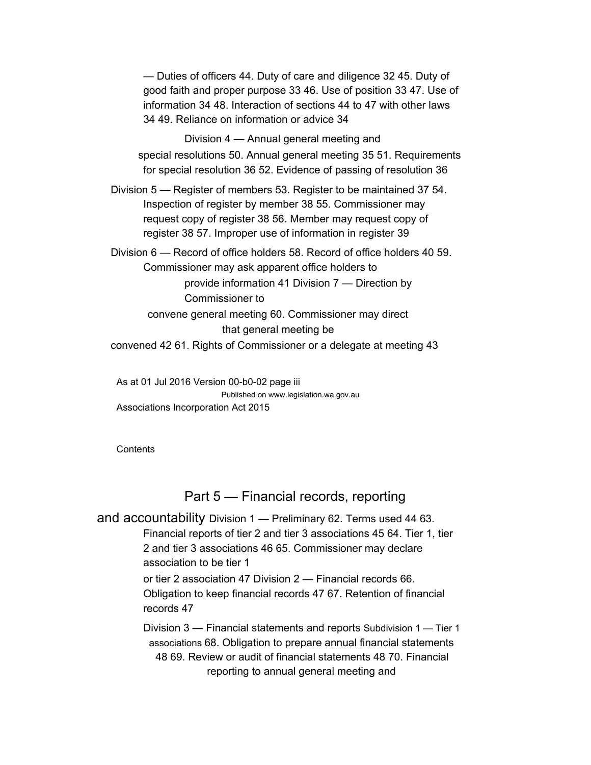— Duties of officers 44. Duty of care and diligence 32 45. Duty of good faith and proper purpose 33 46. Use of position 33 47. Use of information 34 48. Interaction of sections 44 to 47 with other laws 34 49. Reliance on information or advice 34

Division 4 — Annual general meeting and special resolutions 50. Annual general meeting 35 51. Requirements for special resolution 36 52. Evidence of passing of resolution 36

Division 5 — Register of members 53. Register to be maintained 37 54. Inspection of register by member 38 55. Commissioner may request copy of register 38 56. Member may request copy of register 38 57. Improper use of information in register 39

Division 6 — Record of office holders 58. Record of office holders 40 59. Commissioner may ask apparent office holders to provide information 41 Division 7 — Direction by Commissioner to convene general meeting 60. Commissioner may direct that general meeting be convened 42 61. Rights of Commissioner or a delegate at meeting 43

Contents

## Part 5 — Financial records, reporting and accountability

Division 1 — Preliminary 62. Terms used 44 63. Financial reports of tier 2 and tier 3 associations 45 64. Tier 1, tier 2 and tier 3 associations 46 65. Commissioner may declare association to be tier 1 or tier 2 association 47 Division 2 — Financial records 66. Obligation to keep financial records 47 67. Retention of financial records 47

Division 3 — Financial statements and reports Subdivision 1 — Tier 1 associations 68. Obligation to prepare annual financial statements 48 69. Review or audit of financial statements 48 70. Financial reporting to annual general meeting and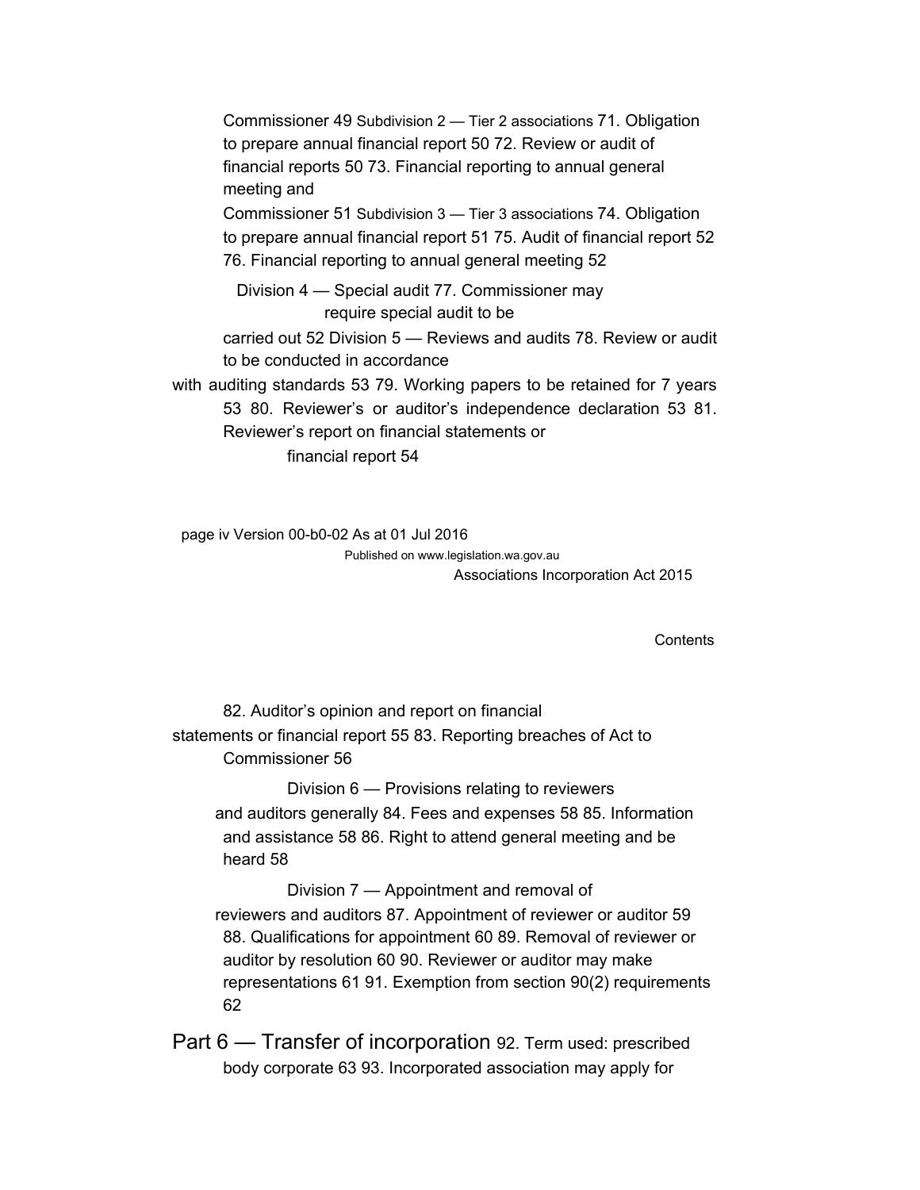Commissioner 49 Subdivision 2 — Tier 2 associations 71. Obligation to prepare annual financial report 50 72. Review or audit of financial reports 50 73. Financial reporting to annual general meeting and

Commissioner 51 Subdivision 3 — Tier 3 associations 74. Obligation to prepare annual financial report 51 75. Audit of financial report 52 76. Financial reporting to annual general meeting 52

Division 4 — Special audit 77. Commissioner may require special audit to be

carried out 52 Division 5 — Reviews and audits 78. Review or audit to be conducted in accordance

with auditing standards 53 79. Working papers to be retained for 7 years 53 80. Reviewer's or auditor's independence declaration 53 81. Reviewer's report on financial statements or

financial report 54

82. Auditor's opinion and report on financial

statements or financial report 55 83. Reporting breaches of Act to Commissioner 56

Division 6 — Provisions relating to reviewers

and auditors generally 84. Fees and expenses 58 85. Information and assistance 58 86. Right to attend general meeting and be heard 58

Division 7 — Appointment and removal of

reviewers and auditors 87. Appointment of reviewer or auditor 59 88. Qualifications for appointment 60 89. Removal of reviewer or auditor by resolution 60 90. Reviewer or auditor may make representations 61 91. Exemption from section 90(2) requirements 62

## Part 6 — Transfer of incorporation

92. Term used: prescribed body corporate 63 93. Incorporated association may apply for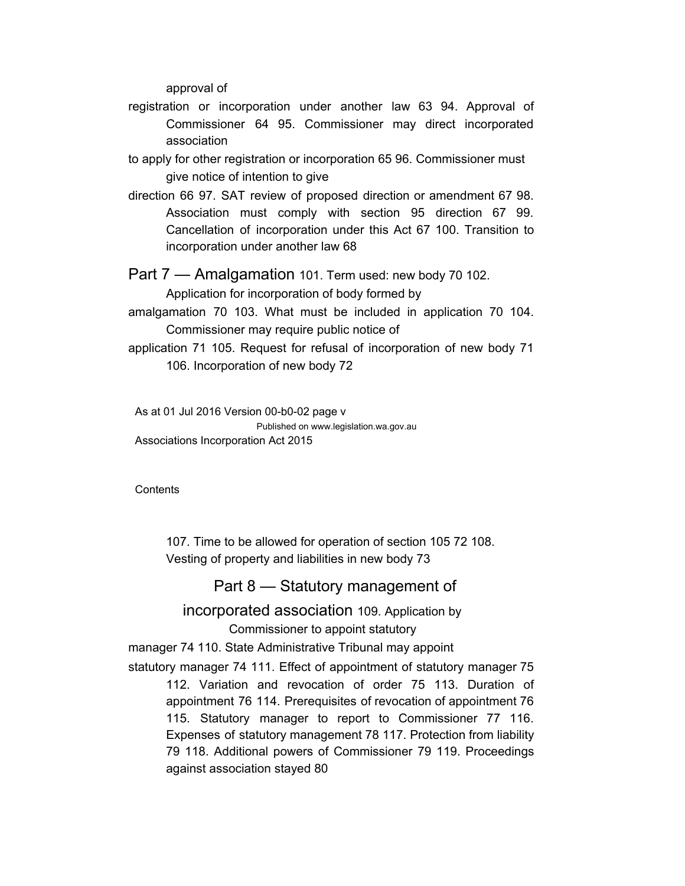approval of registration or incorporation under another law 63 94. Approval of Commissioner 64 95. Commissioner may direct incorporated association to apply for other registration or incorporation 65 96. Commissioner must give notice of intention to give direction 66 97. SAT review of proposed direction or amendment 67 98. Association must comply with section 95 direction 67 99. Cancellation of incorporation under this Act 67 100. Transition to incorporation under another law 68

## Part 7 — Amalgamation

101. Term used: new body 70 102. Application for incorporation of body formed by amalgamation 70 103. What must be included in application 70 104. Commissioner may require public notice of application 71 105. Request for refusal of incorporation of new body 71 106. Incorporation of new body 72

107. Time to be allowed for operation of section 105 72 108. Vesting of property and liabilities in new body 73

## Part 8 — Statutory management of incorporated association

109. Application by Commissioner to appoint statutory manager 74 110. State Administrative Tribunal may appoint statutory manager 74 111. Effect of appointment of statutory manager 75 112. Variation and revocation of order 75 113. Duration of appointment 76 114. Prerequisites of revocation of appointment 76 115. Statutory manager to report to Commissioner 77 116. Expenses of statutory management 78 117. Protection from liability 79 118. Additional powers of Commissioner 79 119. Proceedings against association stayed 80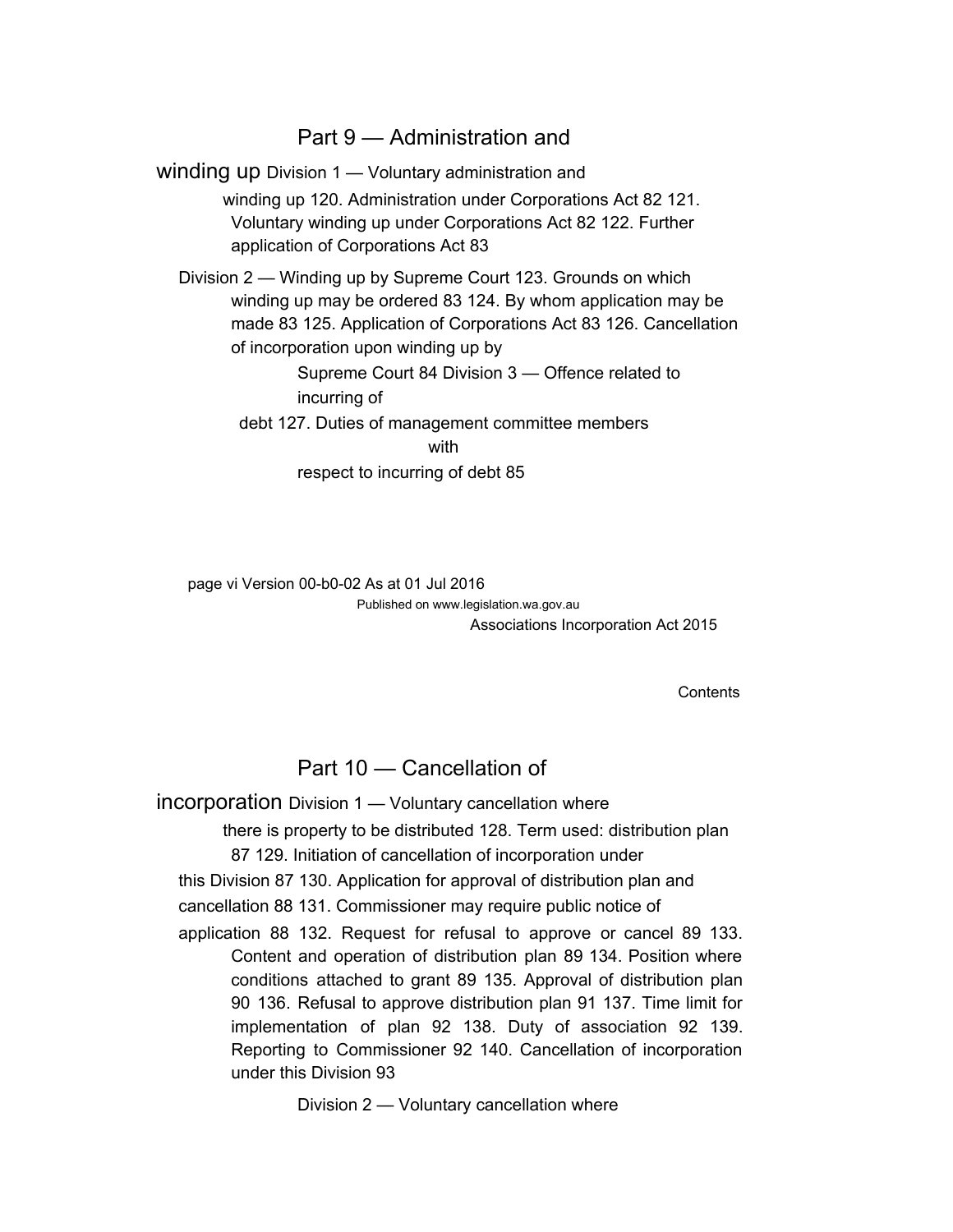## Part 9 — Administration and winding up

### Division 1 — Voluntary administration and winding up

120. Administration under Corporations Act 82
121. Voluntary winding up under Corporations Act 82
122. Further application of Corporations Act 83

### Division 2 — Winding up by Supreme Court

123. Grounds on which winding up may be ordered 83
124. By whom application may be made 83
125. Application of Corporations Act 83
126. Cancellation of incorporation upon winding up by Supreme Court 84

### Division 3 — Offence related to incurring of debt

127. Duties of management committee members with respect to incurring of debt 85

## Part 10 — Cancellation of incorporation

### Division 1 — Voluntary cancellation where there is property to be distributed

128. Term used: distribution plan 87
129. Initiation of cancellation of incorporation under this Division 87
130. Application for approval of distribution plan and cancellation 88
131. Commissioner may require public notice of application 88
132. Request for refusal to approve or cancel 89
133. Content and operation of distribution plan 89
134. Position where conditions attached to grant 89
135. Approval of distribution plan 90
136. Refusal to approve distribution plan 91
137. Time limit for implementation of plan 92
138. Duty of association 92
139. Reporting to Commissioner 92
140. Cancellation of incorporation under this Division 93

### Division 2 — Voluntary cancellation where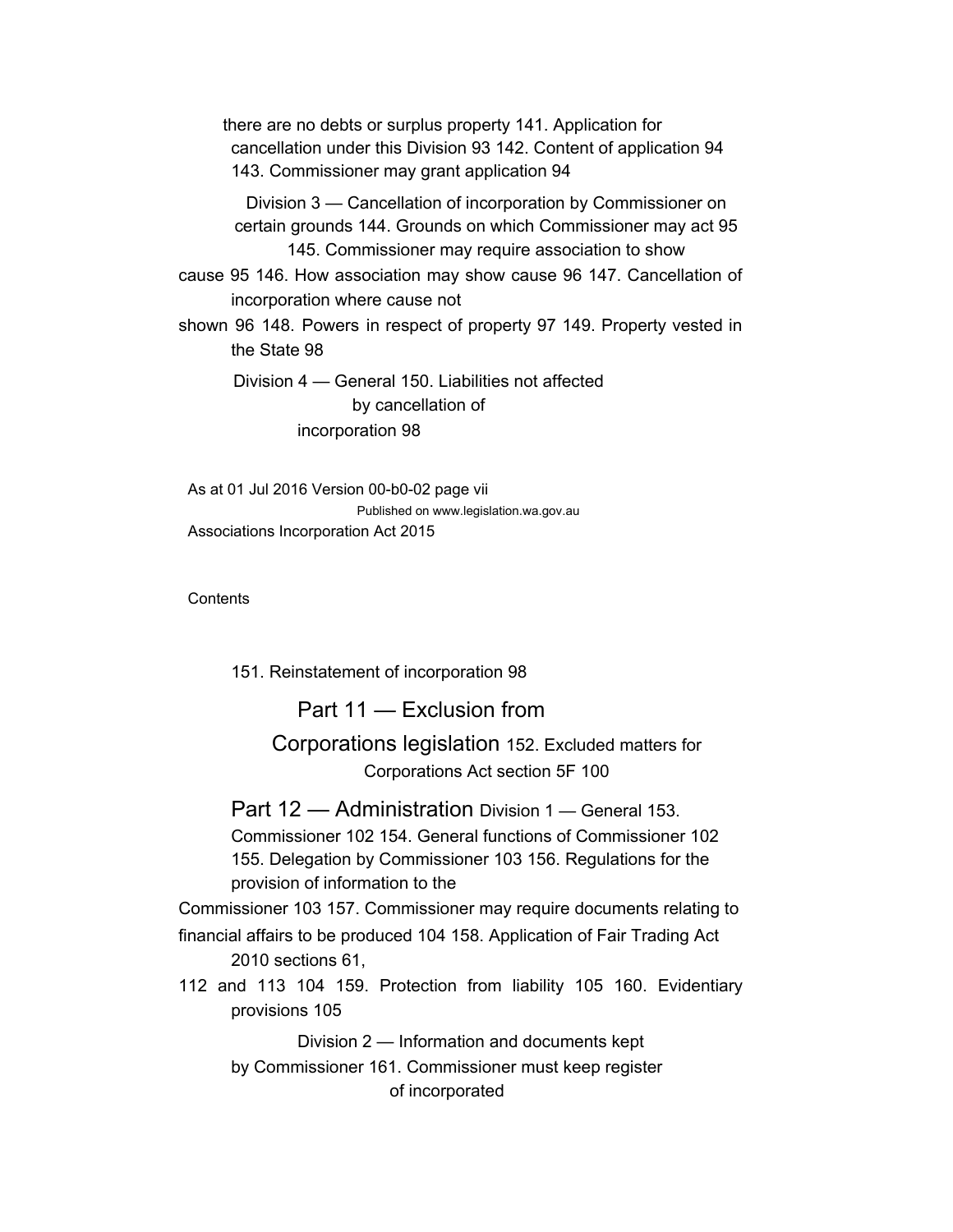there are no debts or surplus property 141. Application for cancellation under this Division 93 142. Content of application 94 143. Commissioner may grant application 94

Division 3 — Cancellation of incorporation by Commissioner on certain grounds 144. Grounds on which Commissioner may act 95 145. Commissioner may require association to show cause 95 146. How association may show cause 96 147. Cancellation of incorporation where cause not shown 96 148. Powers in respect of property 97 149. Property vested in the State 98

Division 4 — General 150. Liabilities not affected by cancellation of incorporation 98

Contents

151. Reinstatement of incorporation 98

## Part 11 — Exclusion from Corporations legislation

152. Excluded matters for Corporations Act section 5F 100

## Part 12 — Administration

Division 1 — General 153. Commissioner 102 154. General functions of Commissioner 102 155. Delegation by Commissioner 103 156. Regulations for the provision of information to the Commissioner 103 157. Commissioner may require documents relating to financial affairs to be produced 104 158. Application of Fair Trading Act 2010 sections 61, 112 and 113 104 159. Protection from liability 105 160. Evidentiary provisions 105

Division 2 — Information and documents kept by Commissioner 161. Commissioner must keep register of incorporated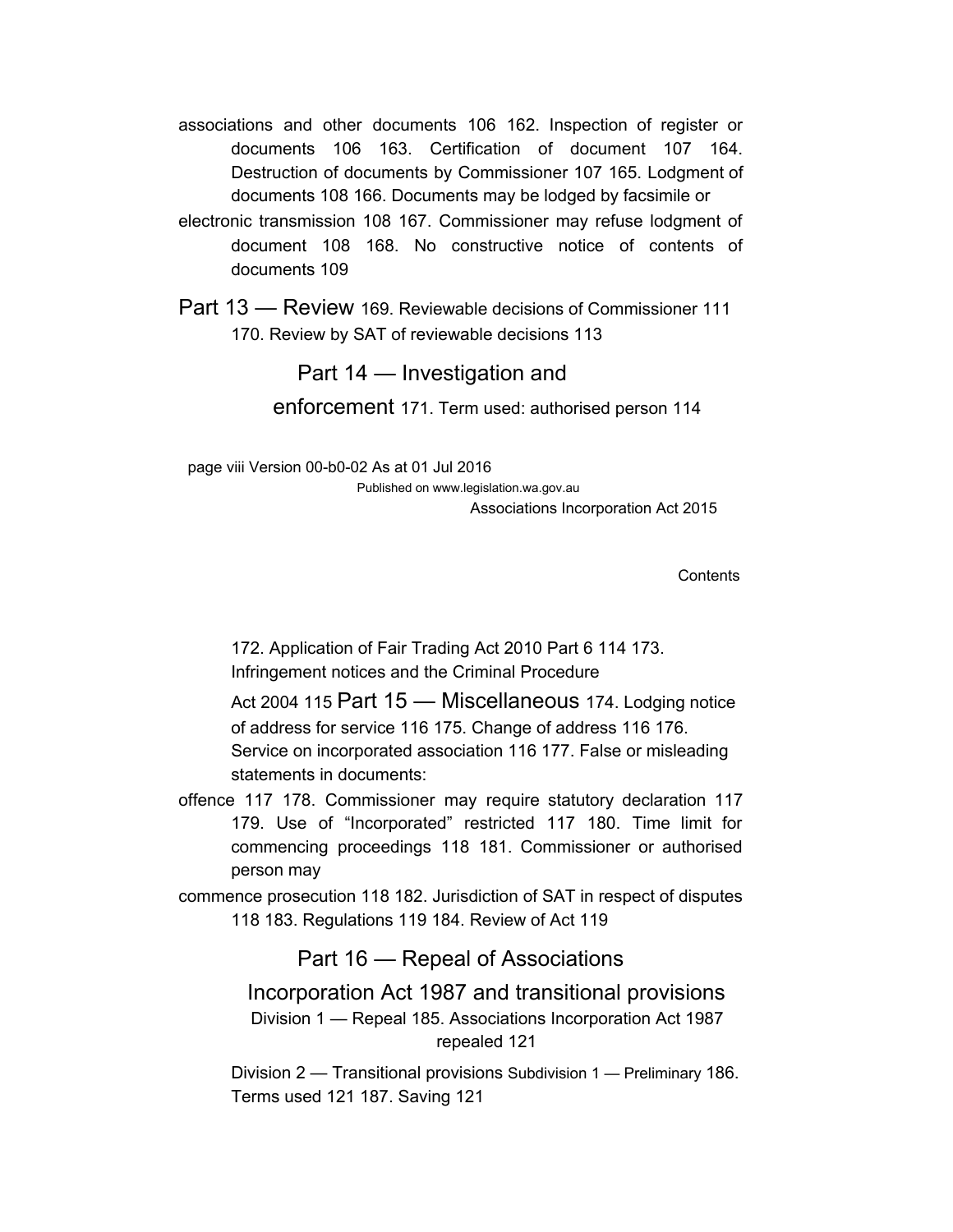associations and other documents 106 162. Inspection of register or documents 106 163. Certification of document 107 164. Destruction of documents by Commissioner 107 165. Lodgment of documents 108 166. Documents may be lodged by facsimile or electronic transmission 108 167. Commissioner may refuse lodgment of document 108 168. No constructive notice of contents of documents 109

## Part 13 — Review

169. Reviewable decisions of Commissioner 111
170. Review by SAT of reviewable decisions 113

## Part 14 — Investigation and enforcement

171. Term used: authorised person 114
172. Application of Fair Trading Act 2010 Part 6 114
173. Infringement notices and the Criminal Procedure Act 2004 115

## Part 15 — Miscellaneous

174. Lodging notice of address for service 116
175. Change of address 116
176. Service on incorporated association 116
177. False or misleading statements in documents: offence 117
178. Commissioner may require statutory declaration 117
179. Use of "Incorporated" restricted 117
180. Time limit for commencing proceedings 118
181. Commissioner or authorised person may commence prosecution 118
182. Jurisdiction of SAT in respect of disputes 118
183. Regulations 119
184. Review of Act 119

## Part 16 — Repeal of Associations Incorporation Act 1987 and transitional provisions

### Division 1 — Repeal

185. Associations Incorporation Act 1987 repealed 121

### Division 2 — Transitional provisions

#### Subdivision 1 — Preliminary

186. Terms used 121
187. Saving 121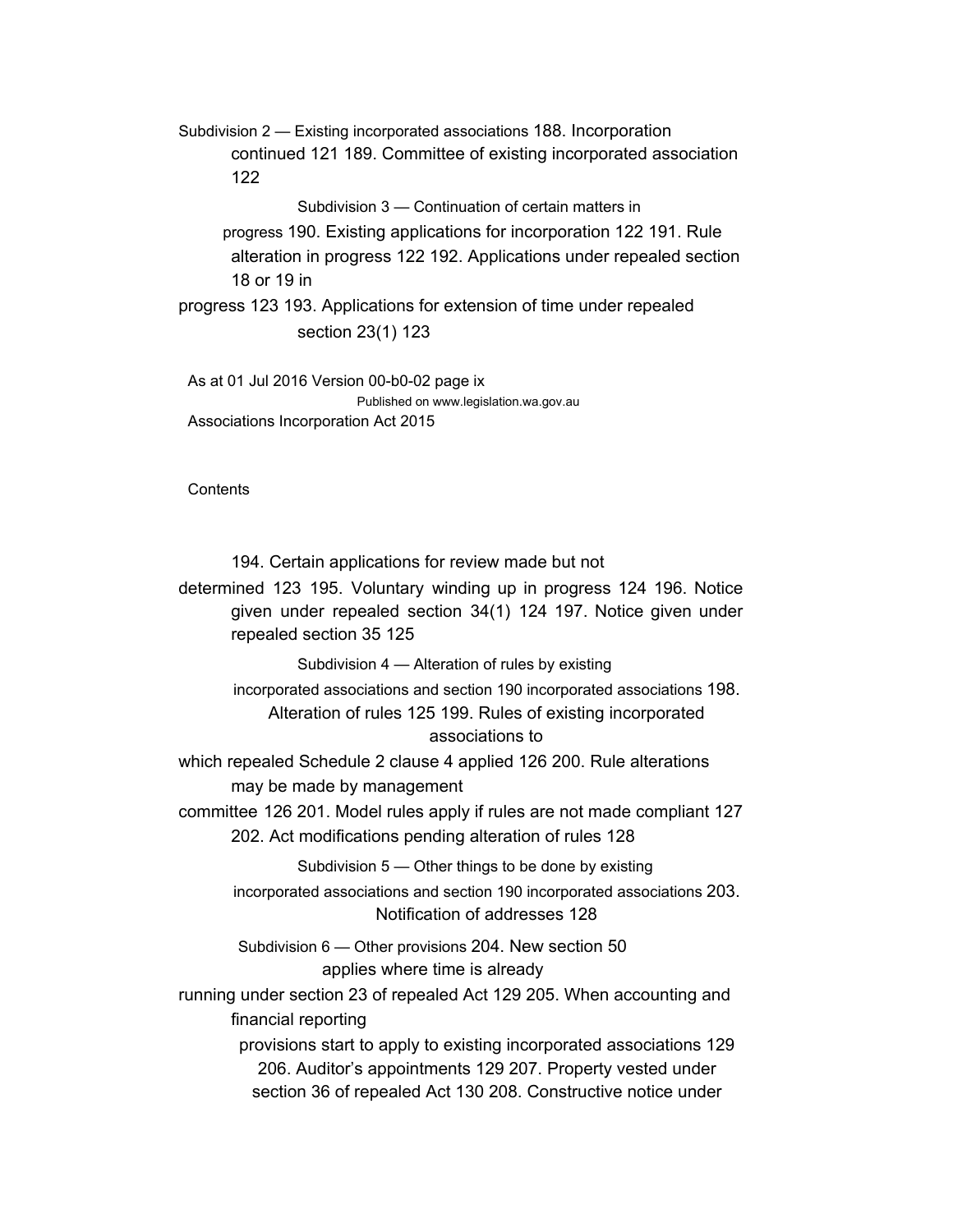Subdivision 2 — Existing incorporated associations

188. Incorporation continued 121

189. Committee of existing incorporated association 122

Subdivision 3 — Continuation of certain matters in progress

190. Existing applications for incorporation 122

191. Rule alteration in progress 122

192. Applications under repealed section 18 or 19 in progress 123

193. Applications for extension of time under repealed section 23(1) 123

194. Certain applications for review made but not determined 123

195. Voluntary winding up in progress 124

196. Notice given under repealed section 34(1) 124

197. Notice given under repealed section 35 125

Subdivision 4 — Alteration of rules by existing incorporated associations and section 190 incorporated associations

198. Alteration of rules 125

199. Rules of existing incorporated associations to which repealed Schedule 2 clause 4 applied 126

200. Rule alterations may be made by management committee 126

201. Model rules apply if rules are not made compliant 127

202. Act modifications pending alteration of rules 128

Subdivision 5 — Other things to be done by existing incorporated associations and section 190 incorporated associations

203. Notification of addresses 128

Subdivision 6 — Other provisions

204. New section 50 applies where time is already running under section 23 of repealed Act 129

205. When accounting and financial reporting provisions start to apply to existing incorporated associations 129

206. Auditor's appointments 129

207. Property vested under section 36 of repealed Act 130

208. Constructive notice under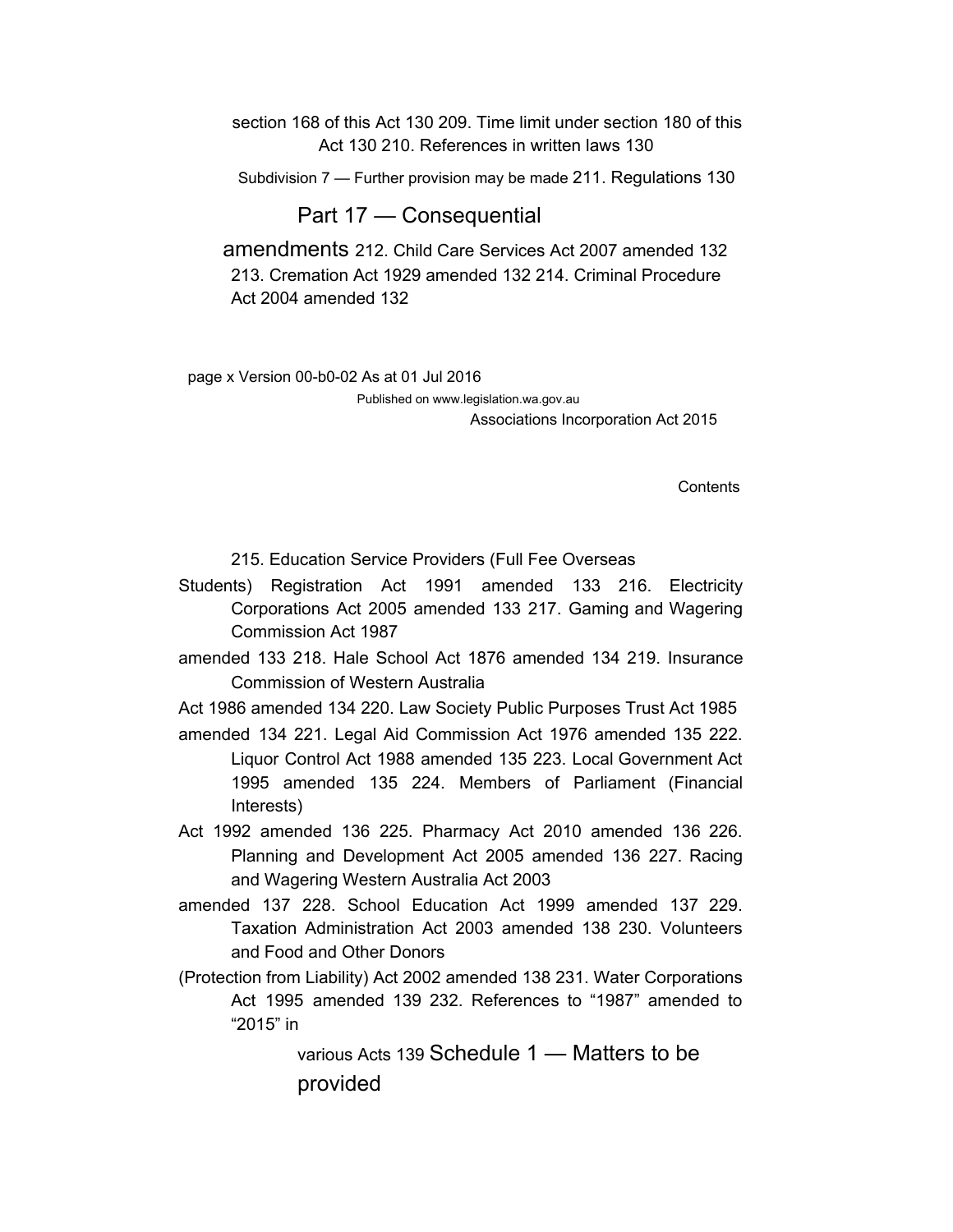section 168 of this Act 130 209. Time limit under section 180 of this Act 130 210. References in written laws 130

Subdivision 7 — Further provision may be made 211. Regulations 130

## Part 17 — Consequential amendments

212. Child Care Services Act 2007 amended 132 213. Cremation Act 1929 amended 132 214. Criminal Procedure Act 2004 amended 132

215. Education Service Providers (Full Fee Overseas Students) Registration Act 1991 amended 133 216. Electricity Corporations Act 2005 amended 133 217. Gaming and Wagering Commission Act 1987 amended 133 218. Hale School Act 1876 amended 134 219. Insurance Commission of Western Australia Act 1986 amended 134 220. Law Society Public Purposes Trust Act 1985 amended 134 221. Legal Aid Commission Act 1976 amended 135 222. Liquor Control Act 1988 amended 135 223. Local Government Act 1995 amended 135 224. Members of Parliament (Financial Interests) Act 1992 amended 136 225. Pharmacy Act 2010 amended 136 226. Planning and Development Act 2005 amended 136 227. Racing and Wagering Western Australia Act 2003 amended 137 228. School Education Act 1999 amended 137 229. Taxation Administration Act 2003 amended 138 230. Volunteers and Food and Other Donors (Protection from Liability) Act 2002 amended 138 231. Water Corporations Act 1995 amended 139 232. References to "1987" amended to "2015" in various Acts 139

## Schedule 1 — Matters to be provided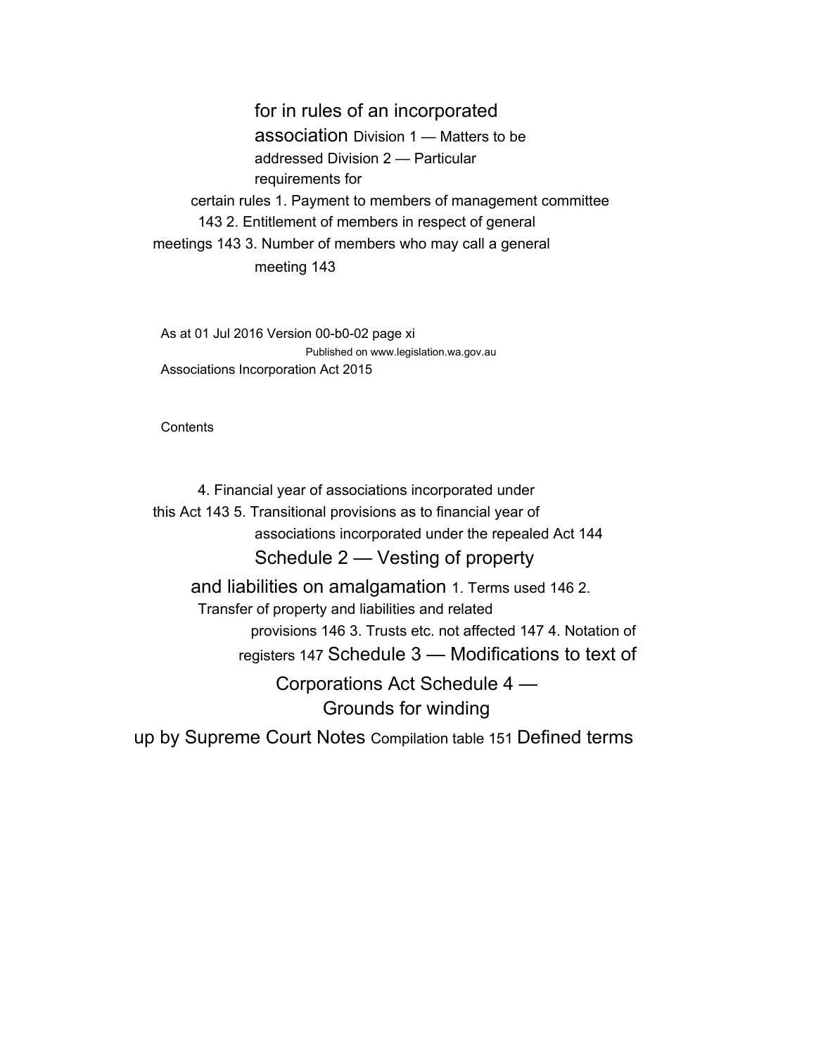for in rules of an incorporated association

Division 1 — Matters to be addressed

Division 2 — Particular requirements for certain rules

1. Payment to members of management committee 143
2. Entitlement of members in respect of general meetings 143
3. Number of members who may call a general meeting 143
4. Financial year of associations incorporated under this Act 143
5. Transitional provisions as to financial year of associations incorporated under the repealed Act 144

## Schedule 2 — Vesting of property and liabilities on amalgamation

1. Terms used 146
2. Transfer of property and liabilities and related provisions 146
3. Trusts etc. not affected 147
4. Notation of registers 147

## Schedule 3 — Modifications to text of Corporations Act

## Schedule 4 — Grounds for winding up by Supreme Court

## Notes

Compilation table 151

## Defined terms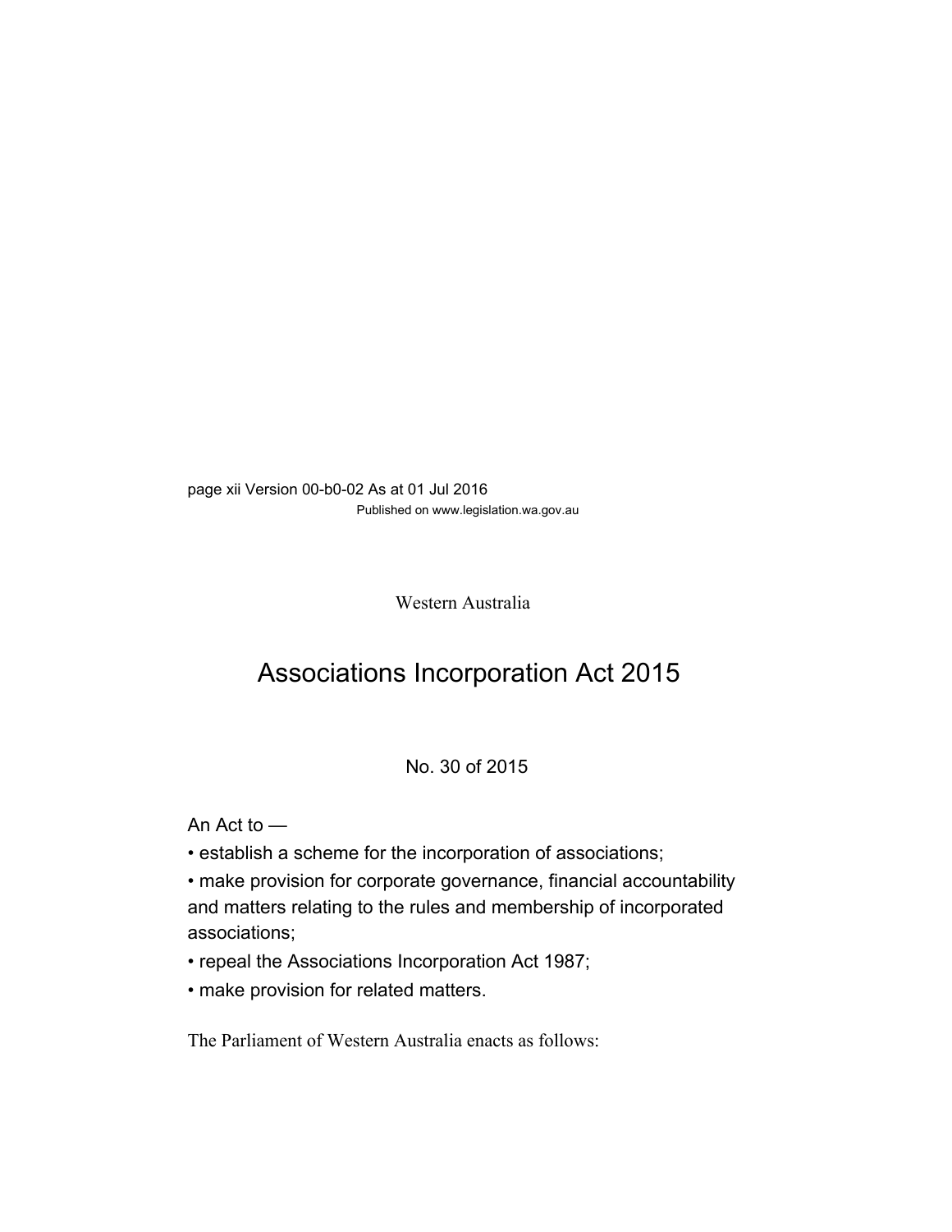Western Australia

# Associations Incorporation Act 2015

No. 30 of 2015

An Act to —

- establish a scheme for the incorporation of associations;
- make provision for corporate governance, financial accountability and matters relating to the rules and membership of incorporated associations;
- repeal the Associations Incorporation Act 1987;
- make provision for related matters.

The Parliament of Western Australia enacts as follows: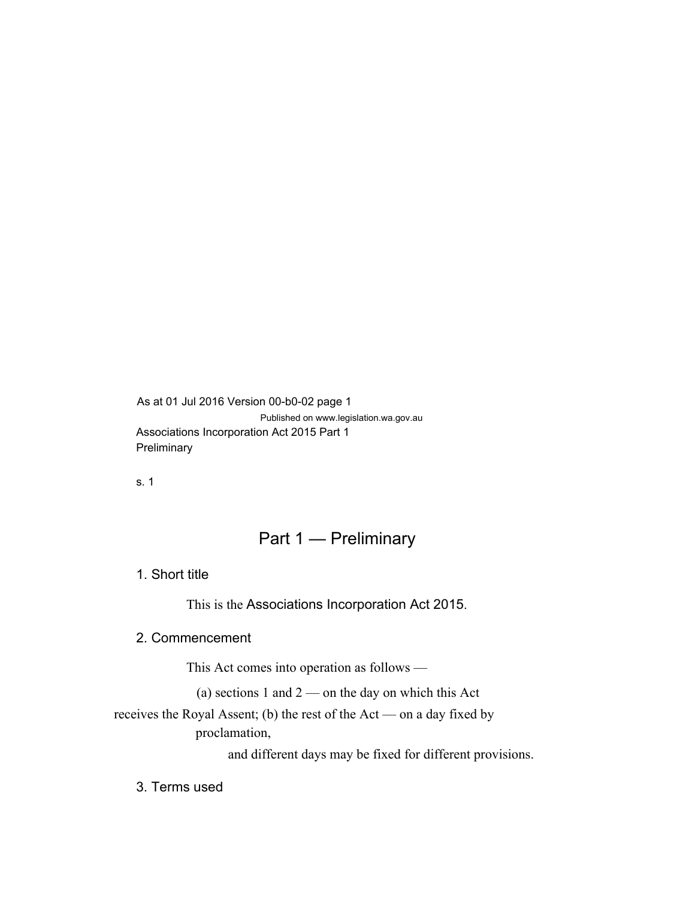# Part 1 — Preliminary

## 1. Short title

This is the Associations Incorporation Act 2015.

## 2. Commencement

This Act comes into operation as follows —

(a) sections 1 and 2 — on the day on which this Act receives the Royal Assent;

(b) the rest of the Act — on a day fixed by proclamation,

and different days may be fixed for different provisions.

## 3. Terms used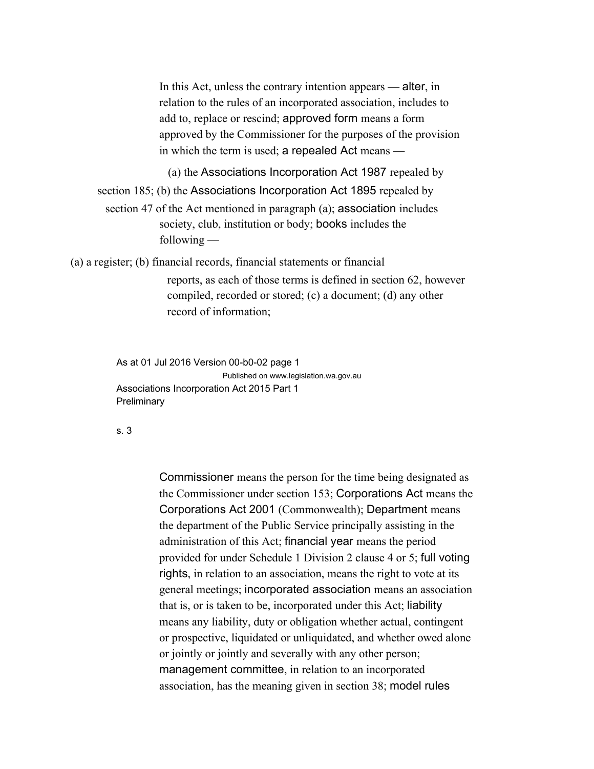In this Act, unless the contrary intention appears — **alter**, in relation to the rules of an incorporated association, includes to add to, replace or rescind; **approved form** means a form approved by the Commissioner for the purposes of the provision in which the term is used; **a repealed Act** means —

(a) the *Associations Incorporation Act 1987* repealed by section 185; (b) the *Associations Incorporation Act 1895* repealed by section 47 of the Act mentioned in paragraph (a); **association** includes society, club, institution or body; **books** includes the following —

(a) a register; (b) financial records, financial statements or financial reports, as each of those terms is defined in section 62, however compiled, recorded or stored; (c) a document; (d) any other record of information;

**Commissioner** means the person for the time being designated as the Commissioner under section 153; **Corporations Act** means the *Corporations Act 2001* (Commonwealth); **Department** means the department of the Public Service principally assisting in the administration of this Act; **financial year** means the period provided for under Schedule 1 Division 2 clause 4 or 5; **full voting rights**, in relation to an association, means the right to vote at its general meetings; **incorporated association** means an association that is, or is taken to be, incorporated under this Act; **liability** means any liability, duty or obligation whether actual, contingent or prospective, liquidated or unliquidated, and whether owed alone or jointly or jointly and severally with any other person; **management committee**, in relation to an incorporated association, has the meaning given in section 38; **model rules**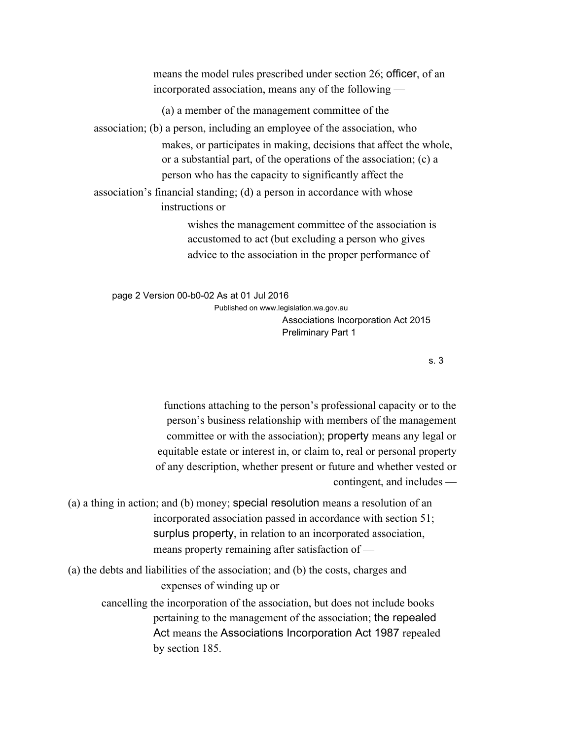means the model rules prescribed under section 26; **officer**, of an incorporated association, means any of the following —

(a) a member of the management committee of the association;

(b) a person, including an employee of the association, who makes, or participates in making, decisions that affect the whole, or a substantial part, of the operations of the association;

(c) a person who has the capacity to significantly affect the association's financial standing;

(d) a person in accordance with whose instructions or wishes the management committee of the association is accustomed to act (but excluding a person who gives advice to the association in the proper performance of functions attaching to the person's professional capacity or to the person's business relationship with members of the management committee or with the association);

**property** means any legal or equitable estate or interest in, or claim to, real or personal property of any description, whether present or future and whether vested or contingent, and includes —

(a) a thing in action; and

(b) money;

**special resolution** means a resolution of an incorporated association passed in accordance with section 51;

**surplus property**, in relation to an incorporated association, means property remaining after satisfaction of —

(a) the debts and liabilities of the association; and

(b) the costs, charges and expenses of winding up or cancelling the incorporation of the association,

but does not include books pertaining to the management of the association;

**the repealed Act** means the *Associations Incorporation Act 1987* repealed by section 185.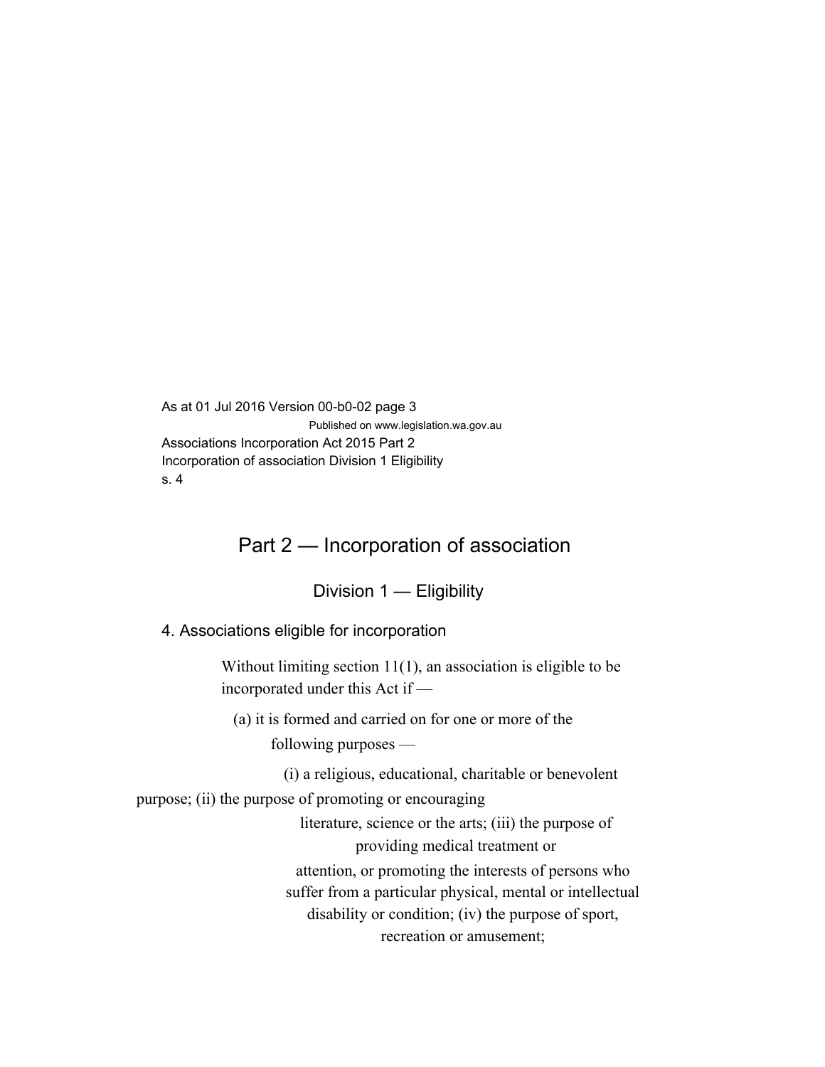## Part 2 — Incorporation of association

### Division 1 — Eligibility

#### 4. Associations eligible for incorporation

Without limiting section 11(1), an association is eligible to be incorporated under this Act if —

(a) it is formed and carried on for one or more of the following purposes —

(i) a religious, educational, charitable or benevolent purpose;

(ii) the purpose of promoting or encouraging literature, science or the arts;

(iii) the purpose of providing medical treatment or attention, or promoting the interests of persons who suffer from a particular physical, mental or intellectual disability or condition;

(iv) the purpose of sport, recreation or amusement;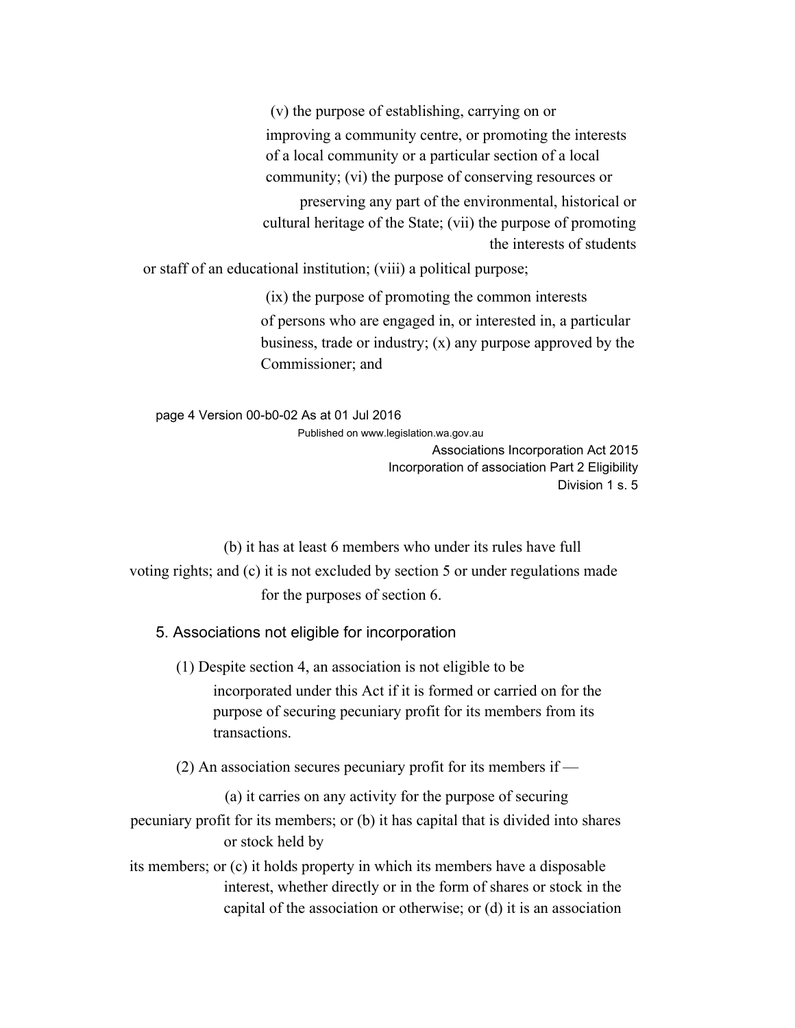(v) the purpose of establishing, carrying on or improving a community centre, or promoting the interests of a local community or a particular section of a local community;

(vi) the purpose of conserving resources or preserving any part of the environmental, historical or cultural heritage of the State;

(vii) the purpose of promoting the interests of students or staff of an educational institution;

(viii) a political purpose;

(ix) the purpose of promoting the common interests of persons who are engaged in, or interested in, a particular business, trade or industry;

(x) any purpose approved by the Commissioner; and

(b) it has at least 6 members who under its rules have full voting rights; and

(c) it is not excluded by section 5 or under regulations made for the purposes of section 6.

## 5. Associations not eligible for incorporation

(1) Despite section 4, an association is not eligible to be incorporated under this Act if it is formed or carried on for the purpose of securing pecuniary profit for its members from its transactions.

(2) An association secures pecuniary profit for its members if —

(a) it carries on any activity for the purpose of securing pecuniary profit for its members; or

(b) it has capital that is divided into shares or stock held by its members; or

(c) it holds property in which its members have a disposable interest, whether directly or in the form of shares or stock in the capital of the association or otherwise; or

(d) it is an association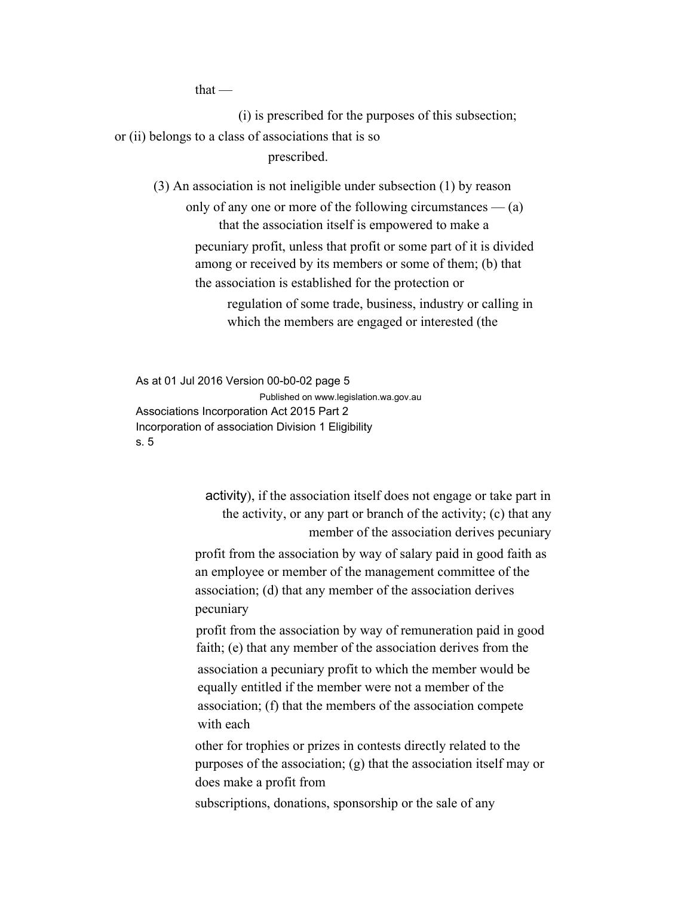that —

(i) is prescribed for the purposes of this subsection;

or (ii) belongs to a class of associations that is so prescribed.

(3) An association is not ineligible under subsection (1) by reason only of any one or more of the following circumstances — (a) that the association itself is empowered to make a pecuniary profit, unless that profit or some part of it is divided among or received by its members or some of them; (b) that the association is established for the protection or regulation of some trade, business, industry or calling in which the members are engaged or interested (the activity), if the association itself does not engage or take part in the activity, or any part or branch of the activity; (c) that any member of the association derives pecuniary profit from the association by way of salary paid in good faith as an employee or member of the management committee of the association; (d) that any member of the association derives pecuniary profit from the association by way of remuneration paid in good faith; (e) that any member of the association derives from the association a pecuniary profit to which the member would be equally entitled if the member were not a member of the association; (f) that the members of the association compete with each other for trophies or prizes in contests directly related to the purposes of the association; (g) that the association itself may or does make a profit from subscriptions, donations, sponsorship or the sale of any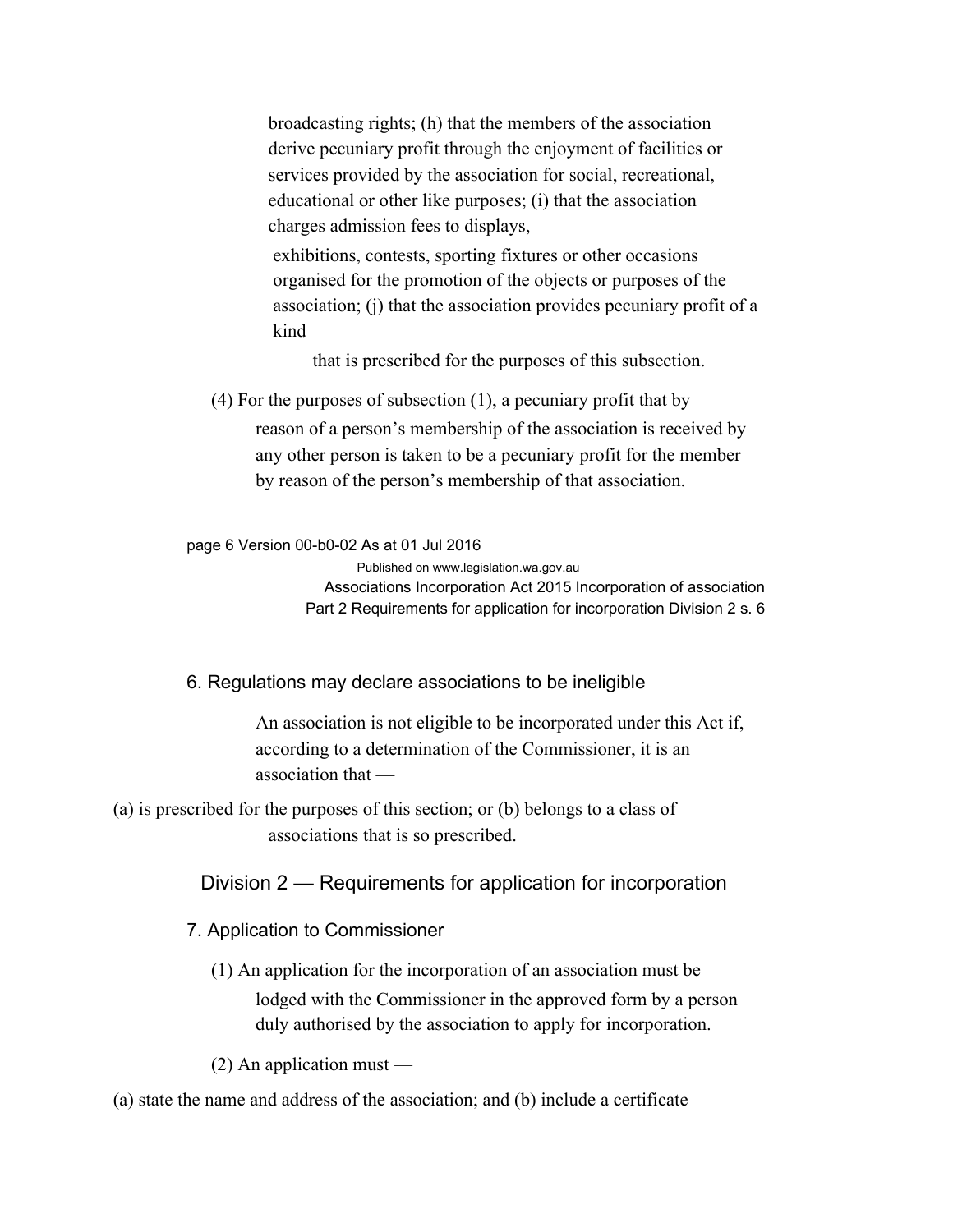broadcasting rights; (h) that the members of the association derive pecuniary profit through the enjoyment of facilities or services provided by the association for social, recreational, educational or other like purposes; (i) that the association charges admission fees to displays,

exhibitions, contests, sporting fixtures or other occasions organised for the promotion of the objects or purposes of the association; (j) that the association provides pecuniary profit of a kind

that is prescribed for the purposes of this subsection.

(4) For the purposes of subsection (1), a pecuniary profit that by reason of a person's membership of the association is received by any other person is taken to be a pecuniary profit for the member by reason of the person's membership of that association.

## 6. Regulations may declare associations to be ineligible

An association is not eligible to be incorporated under this Act if, according to a determination of the Commissioner, it is an association that —

(a) is prescribed for the purposes of this section; or (b) belongs to a class of associations that is so prescribed.

## Division 2 — Requirements for application for incorporation

## 7. Application to Commissioner

(1) An application for the incorporation of an association must be lodged with the Commissioner in the approved form by a person duly authorised by the association to apply for incorporation.

(2) An application must —

(a) state the name and address of the association; and (b) include a certificate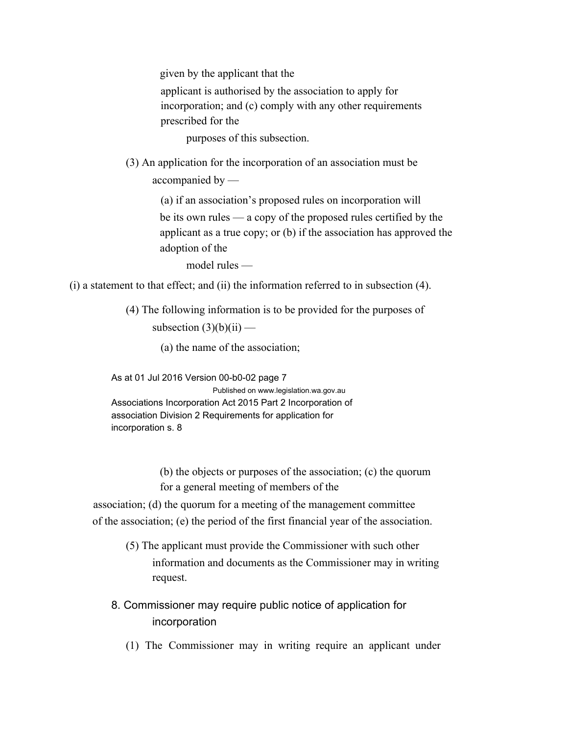given by the applicant that the applicant is authorised by the association to apply for incorporation; and (c) comply with any other requirements prescribed for the purposes of this subsection.

(3) An application for the incorporation of an association must be accompanied by —

(a) if an association's proposed rules on incorporation will be its own rules — a copy of the proposed rules certified by the applicant as a true copy; or (b) if the association has approved the adoption of the model rules —

(i) a statement to that effect; and (ii) the information referred to in subsection (4).

(4) The following information is to be provided for the purposes of subsection (3)(b)(ii) —

(a) the name of the association;

(b) the objects or purposes of the association; (c) the quorum for a general meeting of members of the association; (d) the quorum for a meeting of the management committee of the association; (e) the period of the first financial year of the association.

(5) The applicant must provide the Commissioner with such other information and documents as the Commissioner may in writing request.

## 8. Commissioner may require public notice of application for incorporation

(1) The Commissioner may in writing require an applicant under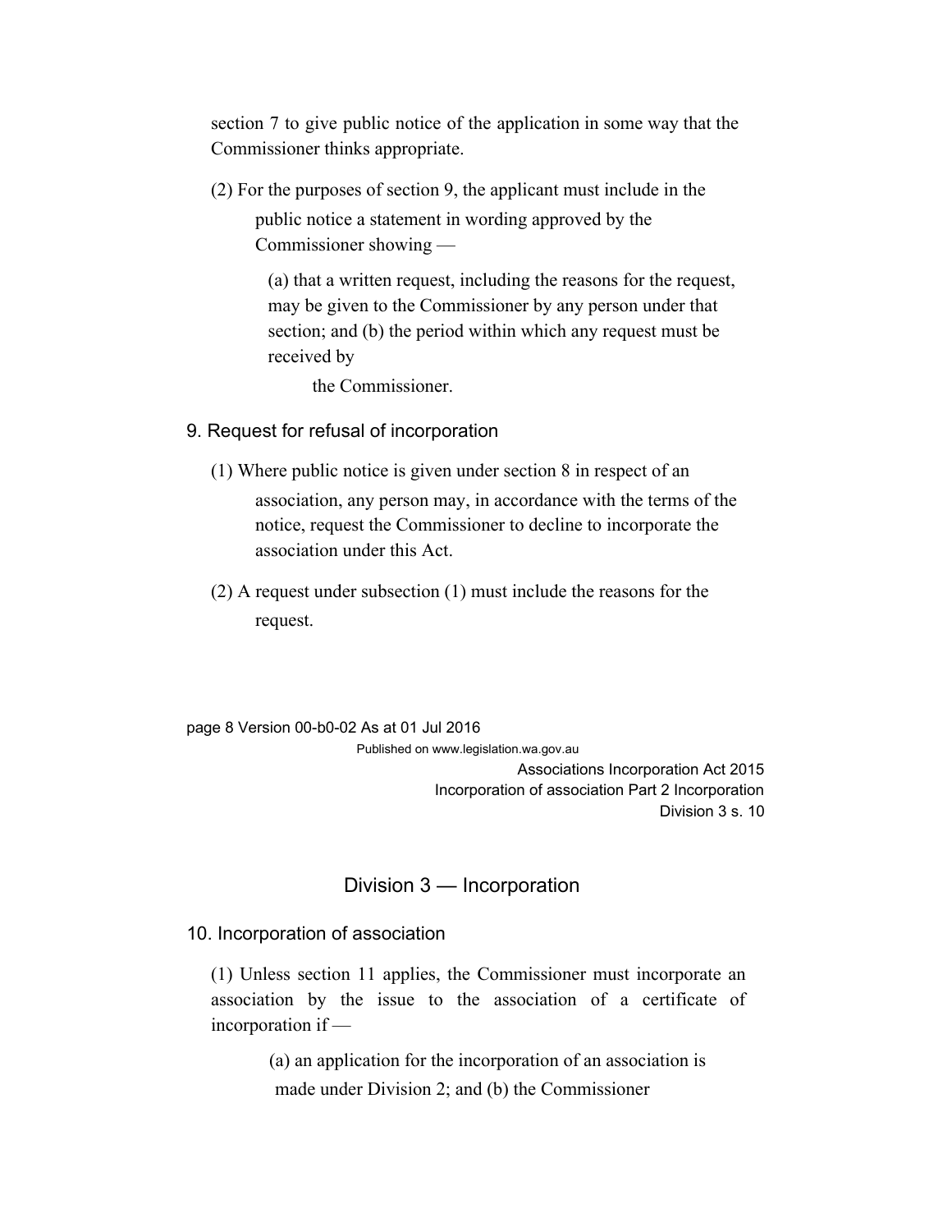section 7 to give public notice of the application in some way that the Commissioner thinks appropriate.

(2) For the purposes of section 9, the applicant must include in the public notice a statement in wording approved by the Commissioner showing —

(a) that a written request, including the reasons for the request, may be given to the Commissioner by any person under that section; and (b) the period within which any request must be received by the Commissioner.

## 9. Request for refusal of incorporation

(1) Where public notice is given under section 8 in respect of an association, any person may, in accordance with the terms of the notice, request the Commissioner to decline to incorporate the association under this Act.

(2) A request under subsection (1) must include the reasons for the request.

## Division 3 — Incorporation

## 10. Incorporation of association

(1) Unless section 11 applies, the Commissioner must incorporate an association by the issue to the association of a certificate of incorporation if —

(a) an application for the incorporation of an association is made under Division 2; and (b) the Commissioner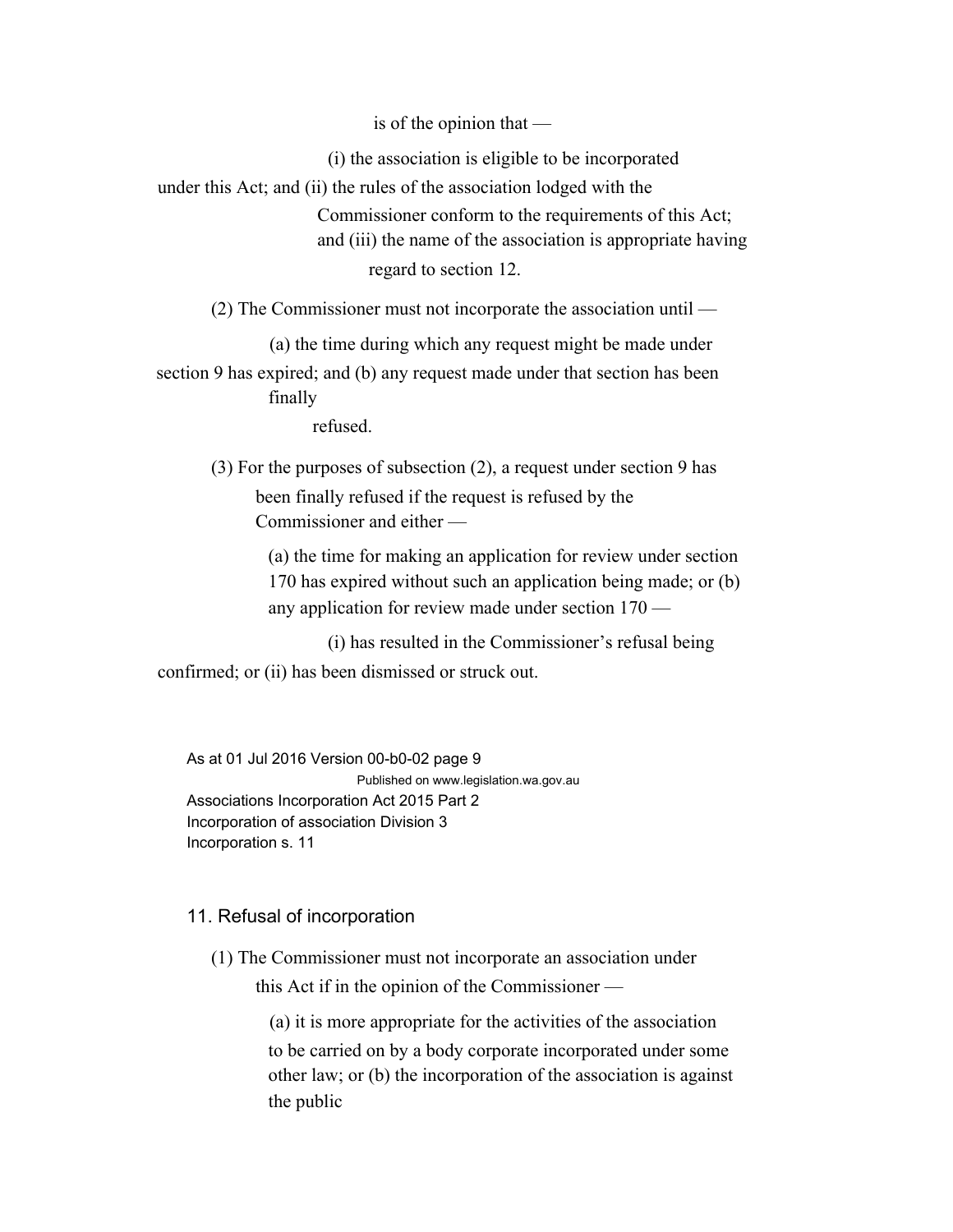is of the opinion that —

(i) the association is eligible to be incorporated under this Act; and
(ii) the rules of the association lodged with the Commissioner conform to the requirements of this Act; and
(iii) the name of the association is appropriate having regard to section 12.

(2) The Commissioner must not incorporate the association until —

(a) the time during which any request might be made under section 9 has expired; and
(b) any request made under that section has been finally refused.

(3) For the purposes of subsection (2), a request under section 9 has been finally refused if the request is refused by the Commissioner and either —

(a) the time for making an application for review under section 170 has expired without such an application being made; or
(b) any application for review made under section 170 —

(i) has resulted in the Commissioner's refusal being confirmed; or
(ii) has been dismissed or struck out.

## 11. Refusal of incorporation

(1) The Commissioner must not incorporate an association under this Act if in the opinion of the Commissioner —

(a) it is more appropriate for the activities of the association to be carried on by a body corporate incorporated under some other law; or
(b) the incorporation of the association is against the public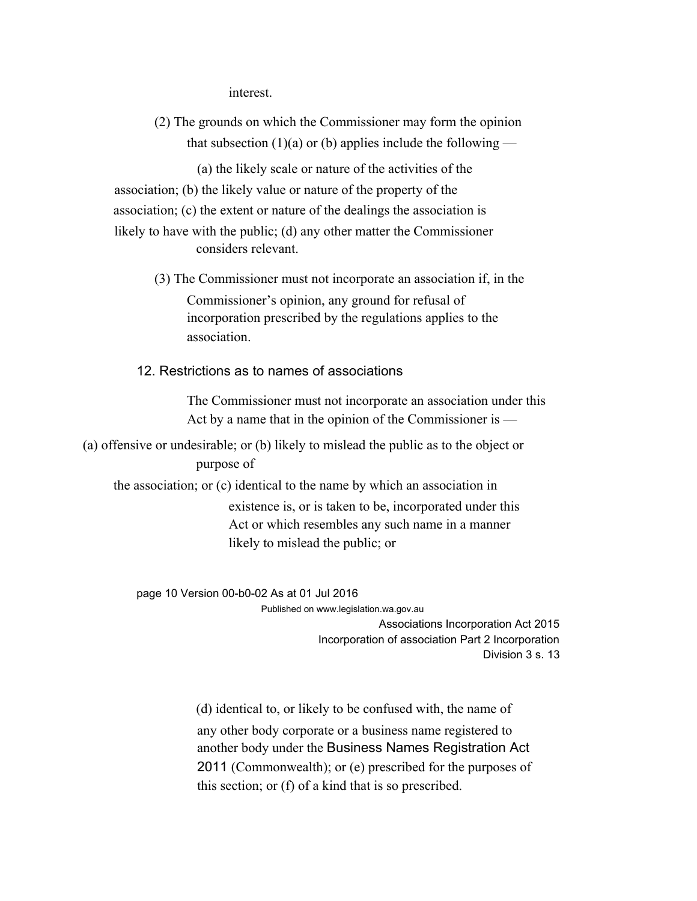interest.

(2) The grounds on which the Commissioner may form the opinion that subsection (1)(a) or (b) applies include the following —

(a) the likely scale or nature of the activities of the association;
(b) the likely value or nature of the property of the association;
(c) the extent or nature of the dealings the association is likely to have with the public;
(d) any other matter the Commissioner considers relevant.

(3) The Commissioner must not incorporate an association if, in the Commissioner's opinion, any ground for refusal of incorporation prescribed by the regulations applies to the association.

## 12. Restrictions as to names of associations

The Commissioner must not incorporate an association under this Act by a name that in the opinion of the Commissioner is —

(a) offensive or undesirable; or
(b) likely to mislead the public as to the object or purpose of the association; or
(c) identical to the name by which an association in existence is, or is taken to be, incorporated under this Act or which resembles any such name in a manner likely to mislead the public; or
(d) identical to, or likely to be confused with, the name of any other body corporate or a business name registered to another body under the Business Names Registration Act 2011 (Commonwealth); or
(e) prescribed for the purposes of this section; or
(f) of a kind that is so prescribed.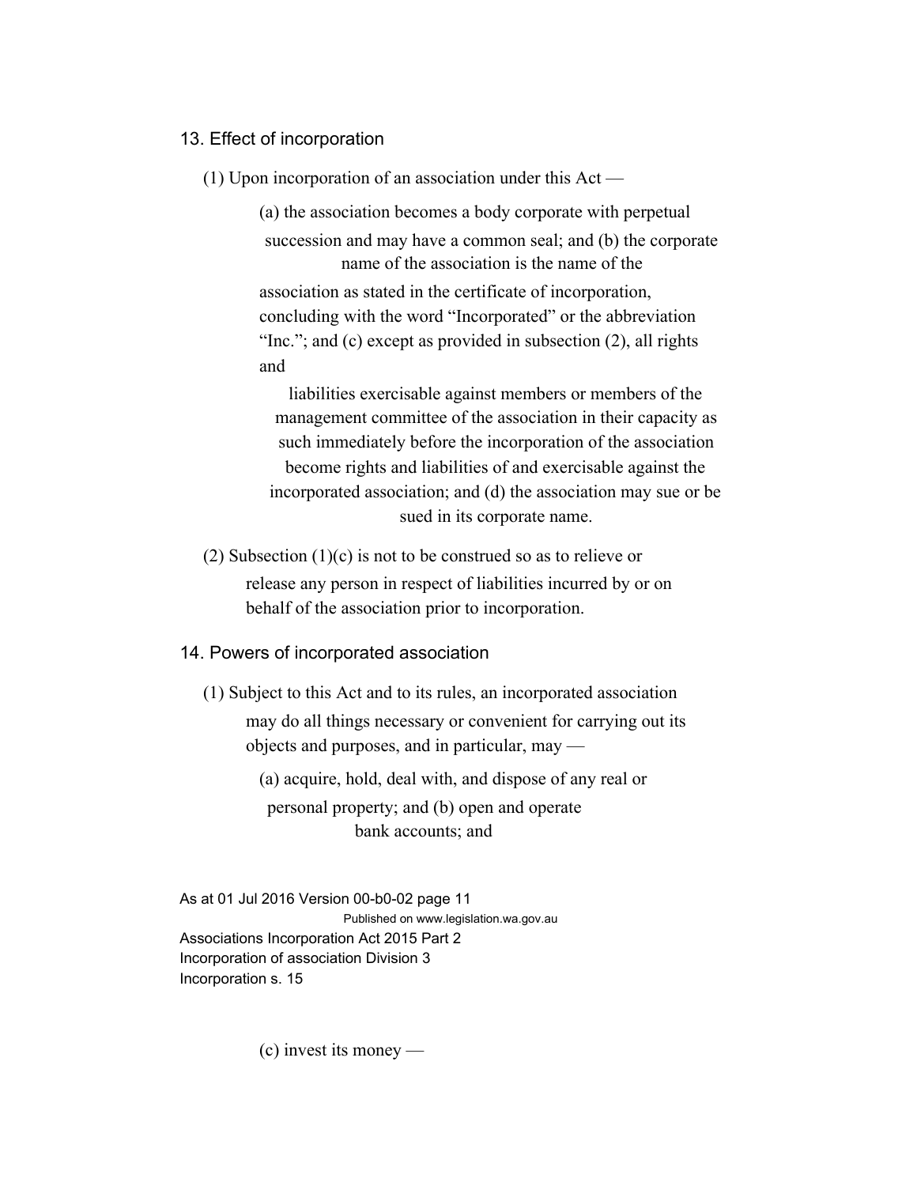### 13. Effect of incorporation

(1) Upon incorporation of an association under this Act —

(a) the association becomes a body corporate with perpetual succession and may have a common seal; and

(b) the corporate name of the association is the name of the association as stated in the certificate of incorporation, concluding with the word "Incorporated" or the abbreviation "Inc."; and

(c) except as provided in subsection (2), all rights and liabilities exercisable against members or members of the management committee of the association in their capacity as such immediately before the incorporation of the association become rights and liabilities of and exercisable against the incorporated association; and

(d) the association may sue or be sued in its corporate name.

(2) Subsection (1)(c) is not to be construed so as to relieve or release any person in respect of liabilities incurred by or on behalf of the association prior to incorporation.

### 14. Powers of incorporated association

(1) Subject to this Act and to its rules, an incorporated association may do all things necessary or convenient for carrying out its objects and purposes, and in particular, may —

(a) acquire, hold, deal with, and dispose of any real or personal property; and

(b) open and operate bank accounts; and

(c) invest its money —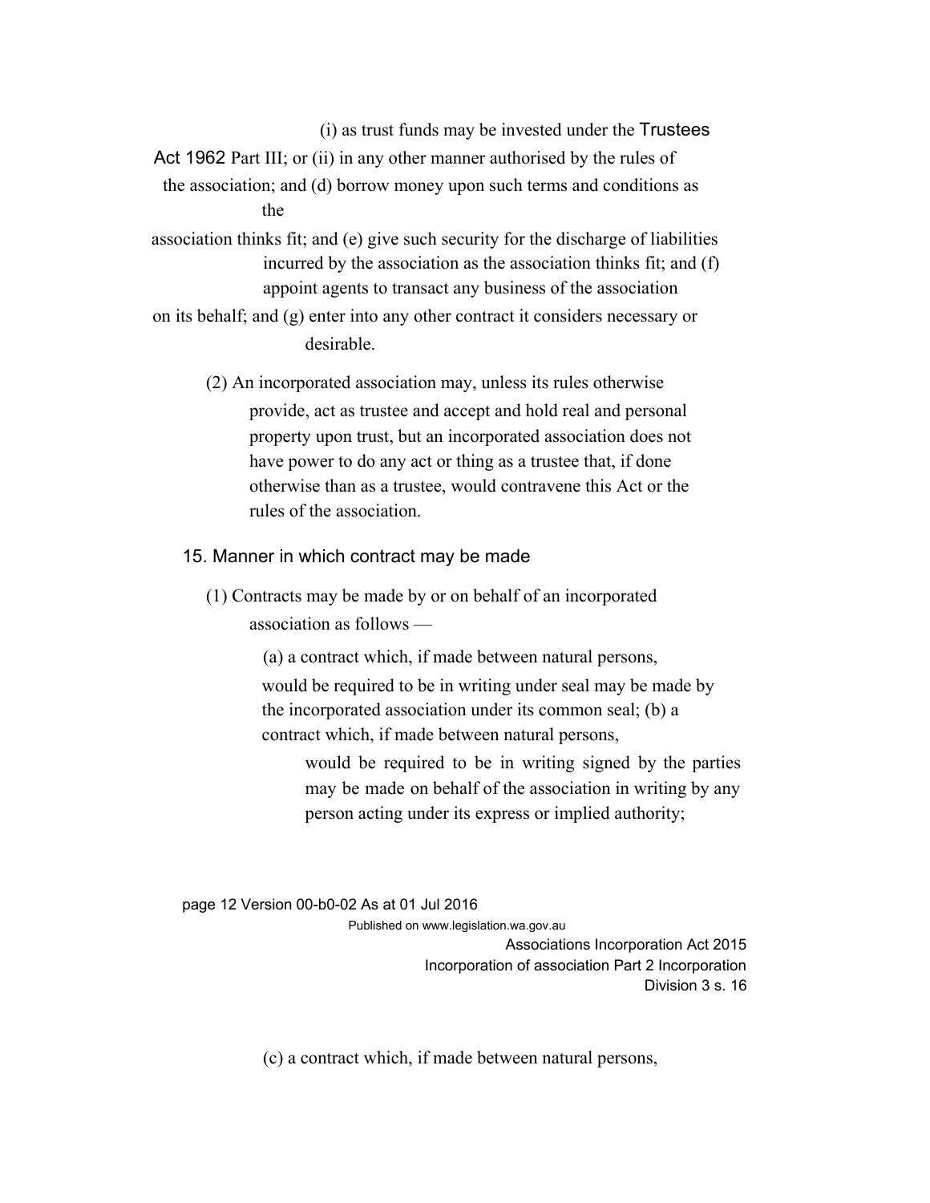(i) as trust funds may be invested under the Trustees Act 1962 Part III; or
(ii) in any other manner authorised by the rules of the association;

and

(d) borrow money upon such terms and conditions as the association thinks fit; and

(e) give such security for the discharge of liabilities incurred by the association as the association thinks fit; and

(f) appoint agents to transact any business of the association on its behalf; and

(g) enter into any other contract it considers necessary or desirable.

(2) An incorporated association may, unless its rules otherwise provide, act as trustee and accept and hold real and personal property upon trust, but an incorporated association does not have power to do any act or thing as a trustee that, if done otherwise than as a trustee, would contravene this Act or the rules of the association.

## 15. Manner in which contract may be made

(1) Contracts may be made by or on behalf of an incorporated association as follows —

(a) a contract which, if made between natural persons, would be required to be in writing under seal may be made by the incorporated association under its common seal;

(b) a contract which, if made between natural persons, would be required to be in writing signed by the parties may be made on behalf of the association in writing by any person acting under its express or implied authority;

(c) a contract which, if made between natural persons,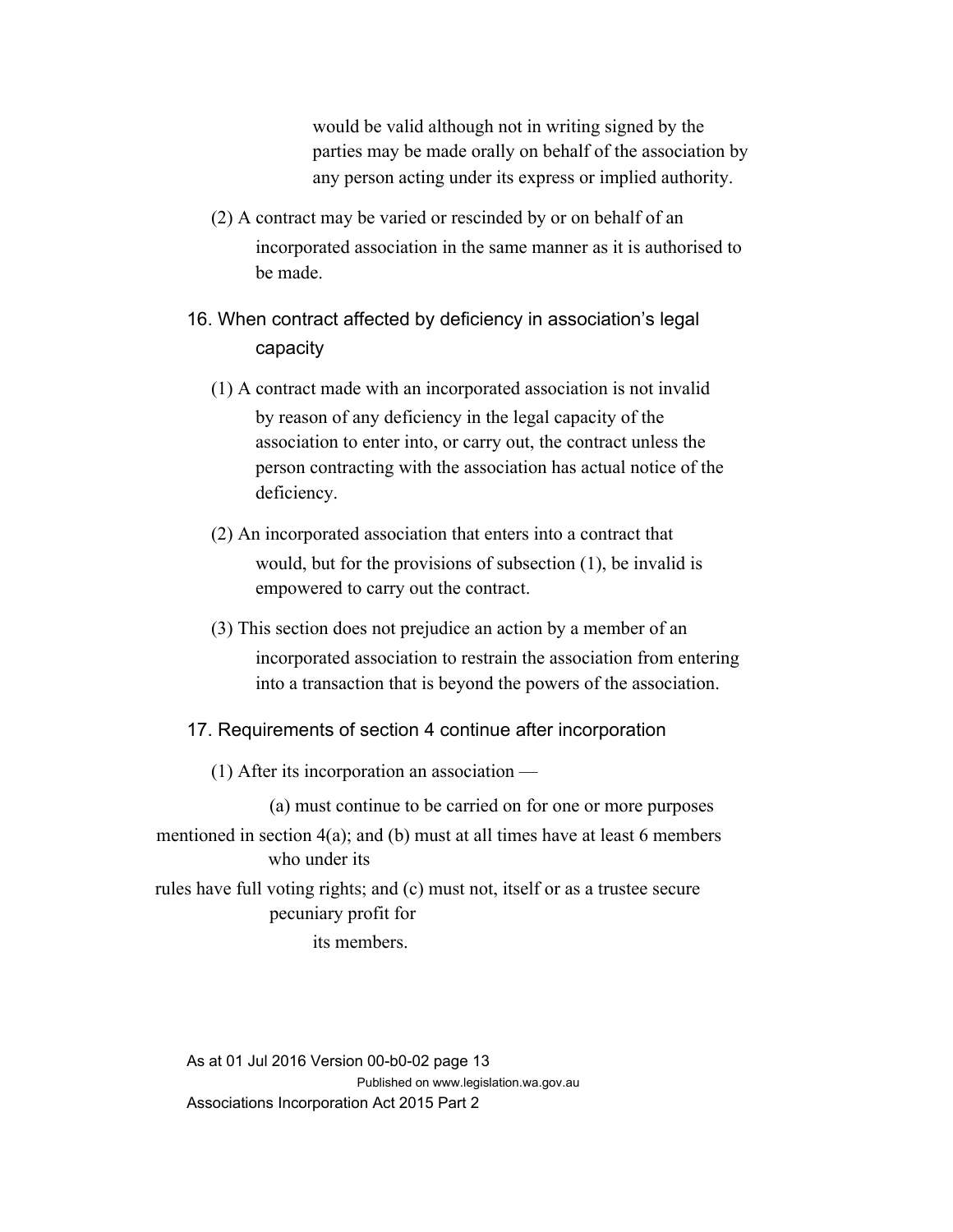would be valid although not in writing signed by the parties may be made orally on behalf of the association by any person acting under its express or implied authority.

(2) A contract may be varied or rescinded by or on behalf of an incorporated association in the same manner as it is authorised to be made.

## 16. When contract affected by deficiency in association's legal capacity

(1) A contract made with an incorporated association is not invalid by reason of any deficiency in the legal capacity of the association to enter into, or carry out, the contract unless the person contracting with the association has actual notice of the deficiency.

(2) An incorporated association that enters into a contract that would, but for the provisions of subsection (1), be invalid is empowered to carry out the contract.

(3) This section does not prejudice an action by a member of an incorporated association to restrain the association from entering into a transaction that is beyond the powers of the association.

## 17. Requirements of section 4 continue after incorporation

(1) After its incorporation an association —

(a) must continue to be carried on for one or more purposes mentioned in section 4(a); and (b) must at all times have at least 6 members who under its rules have full voting rights; and (c) must not, itself or as a trustee secure pecuniary profit for its members.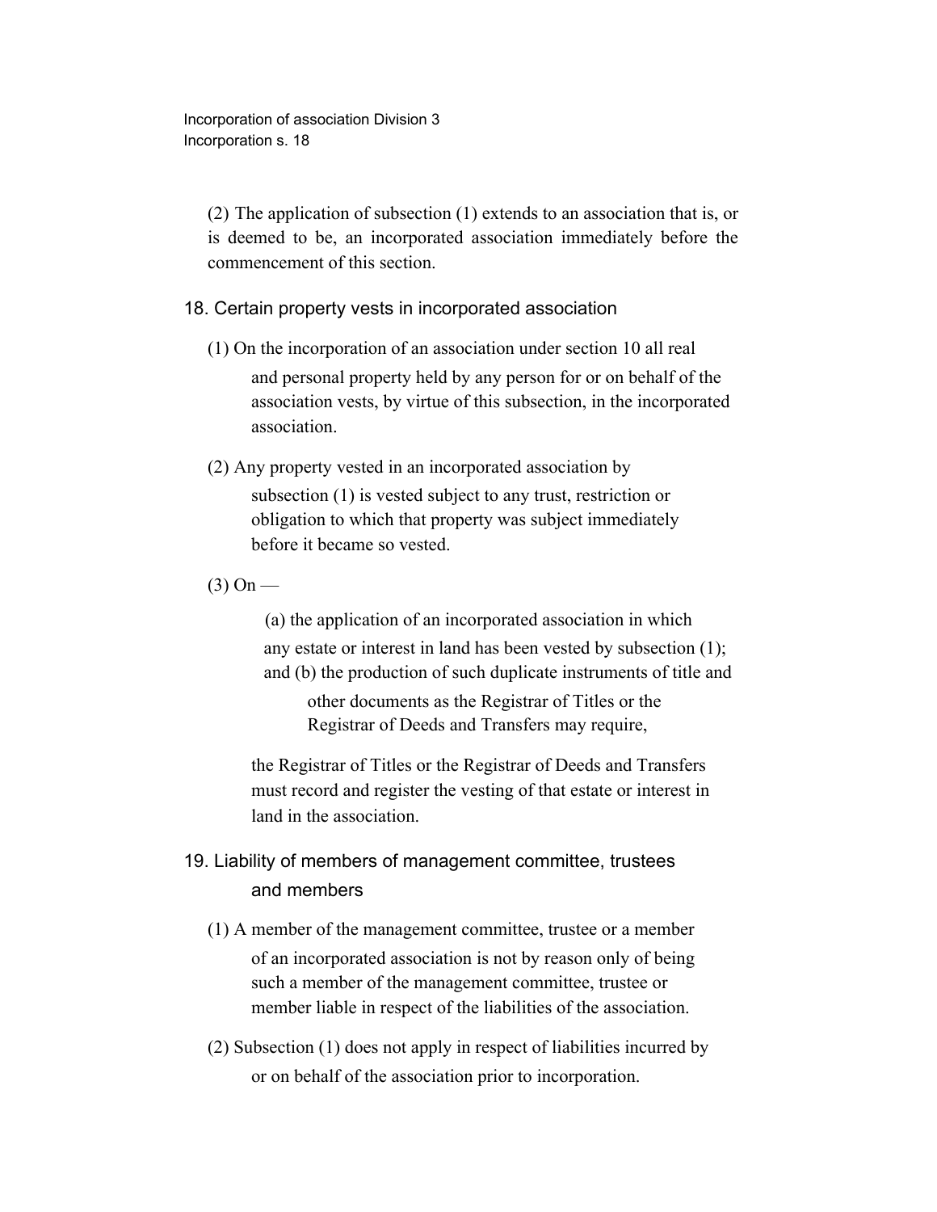(2) The application of subsection (1) extends to an association that is, or is deemed to be, an incorporated association immediately before the commencement of this section.

## 18. Certain property vests in incorporated association

(1) On the incorporation of an association under section 10 all real and personal property held by any person for or on behalf of the association vests, by virtue of this subsection, in the incorporated association.

(2) Any property vested in an incorporated association by subsection (1) is vested subject to any trust, restriction or obligation to which that property was subject immediately before it became so vested.

(3) On —

(a) the application of an incorporated association in which any estate or interest in land has been vested by subsection (1); and (b) the production of such duplicate instruments of title and other documents as the Registrar of Titles or the Registrar of Deeds and Transfers may require,

the Registrar of Titles or the Registrar of Deeds and Transfers must record and register the vesting of that estate or interest in land in the association.

## 19. Liability of members of management committee, trustees and members

(1) A member of the management committee, trustee or a member of an incorporated association is not by reason only of being such a member of the management committee, trustee or member liable in respect of the liabilities of the association.

(2) Subsection (1) does not apply in respect of liabilities incurred by or on behalf of the association prior to incorporation.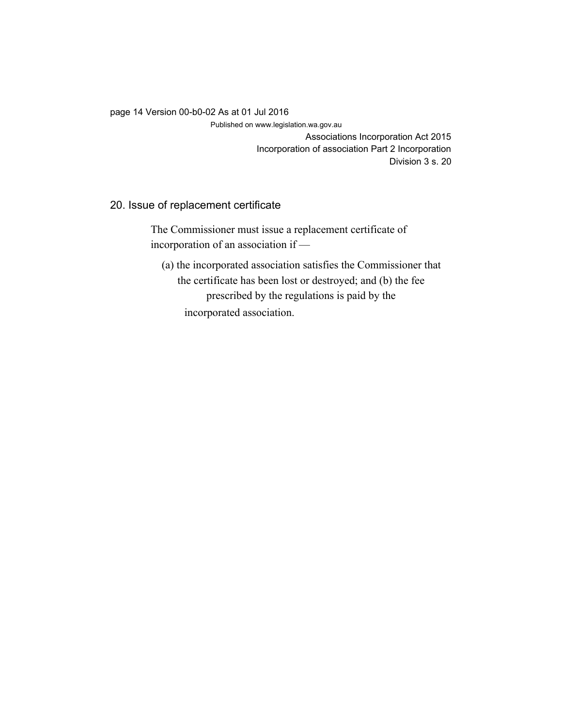## 20. Issue of replacement certificate

The Commissioner must issue a replacement certificate of incorporation of an association if —

(a) the incorporated association satisfies the Commissioner that the certificate has been lost or destroyed; and

(b) the fee prescribed by the regulations is paid by the incorporated association.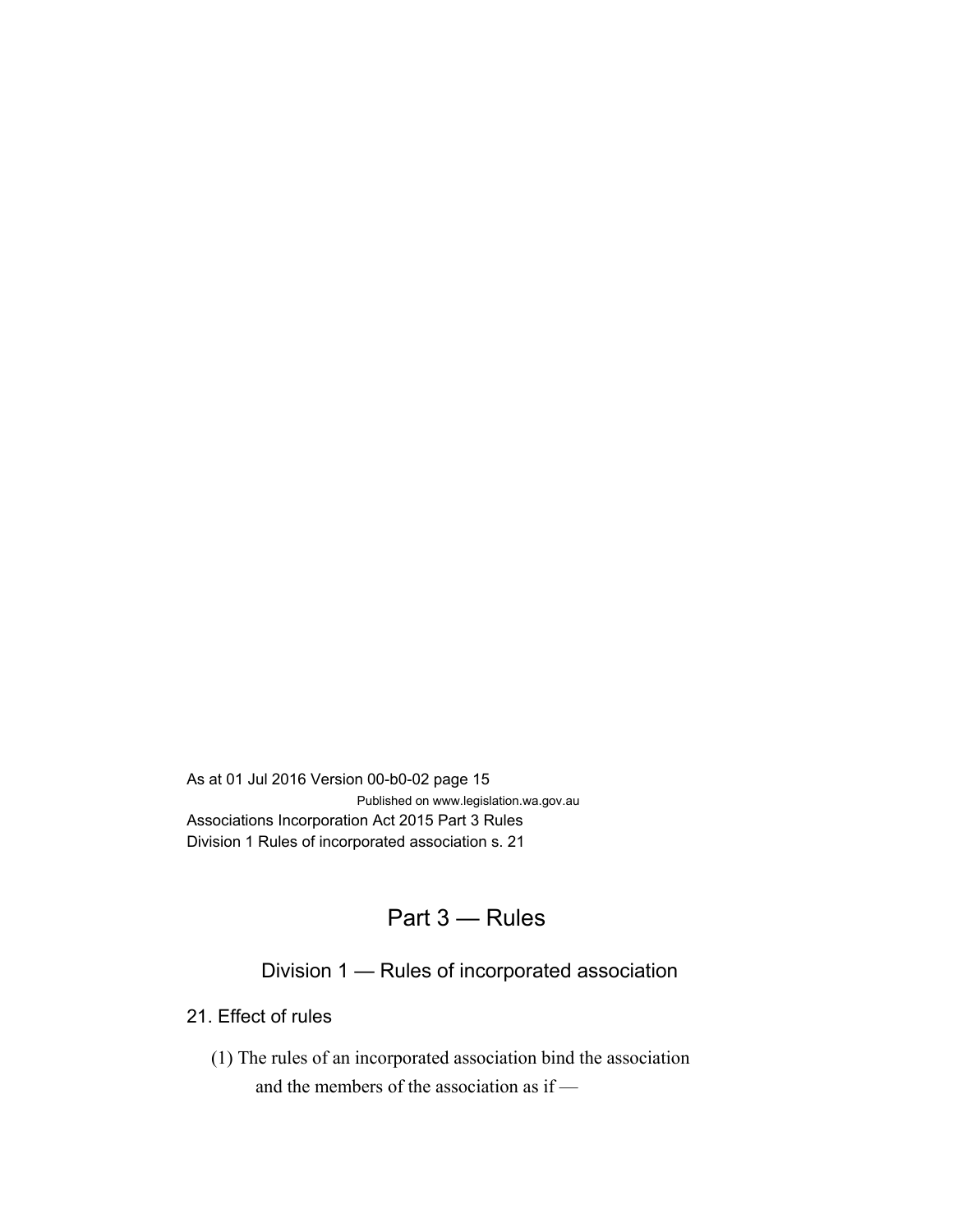# Part 3 — Rules

## Division 1 — Rules of incorporated association

### 21. Effect of rules

(1) The rules of an incorporated association bind the association and the members of the association as if —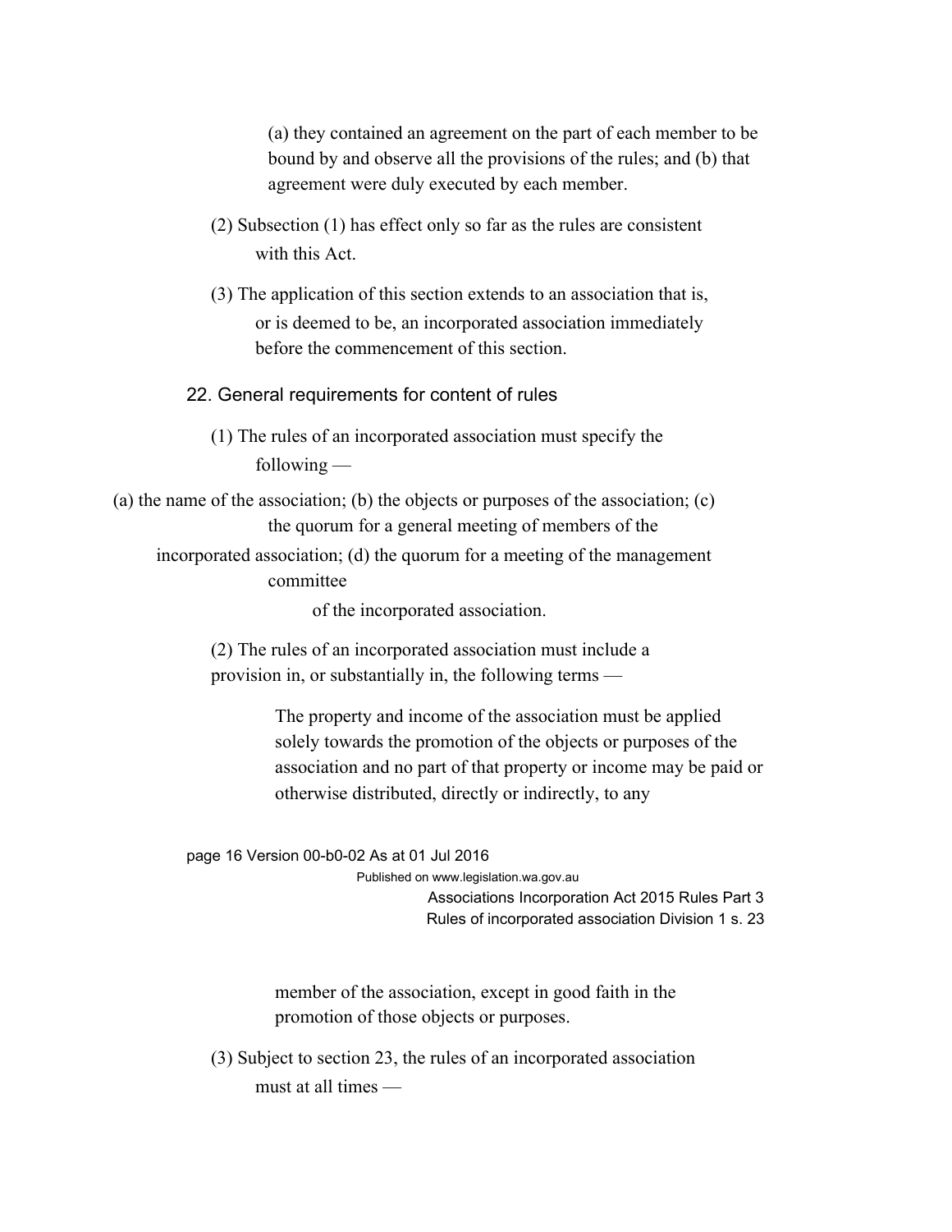(a) they contained an agreement on the part of each member to be bound by and observe all the provisions of the rules; and (b) that agreement were duly executed by each member.

(2) Subsection (1) has effect only so far as the rules are consistent with this Act.

(3) The application of this section extends to an association that is, or is deemed to be, an incorporated association immediately before the commencement of this section.

## 22. General requirements for content of rules

(1) The rules of an incorporated association must specify the following —

(a) the name of the association; (b) the objects or purposes of the association; (c) the quorum for a general meeting of members of the incorporated association; (d) the quorum for a meeting of the management committee of the incorporated association.

(2) The rules of an incorporated association must include a provision in, or substantially in, the following terms —

> The property and income of the association must be applied solely towards the promotion of the objects or purposes of the association and no part of that property or income may be paid or otherwise distributed, directly or indirectly, to any member of the association, except in good faith in the promotion of those objects or purposes.

(3) Subject to section 23, the rules of an incorporated association must at all times —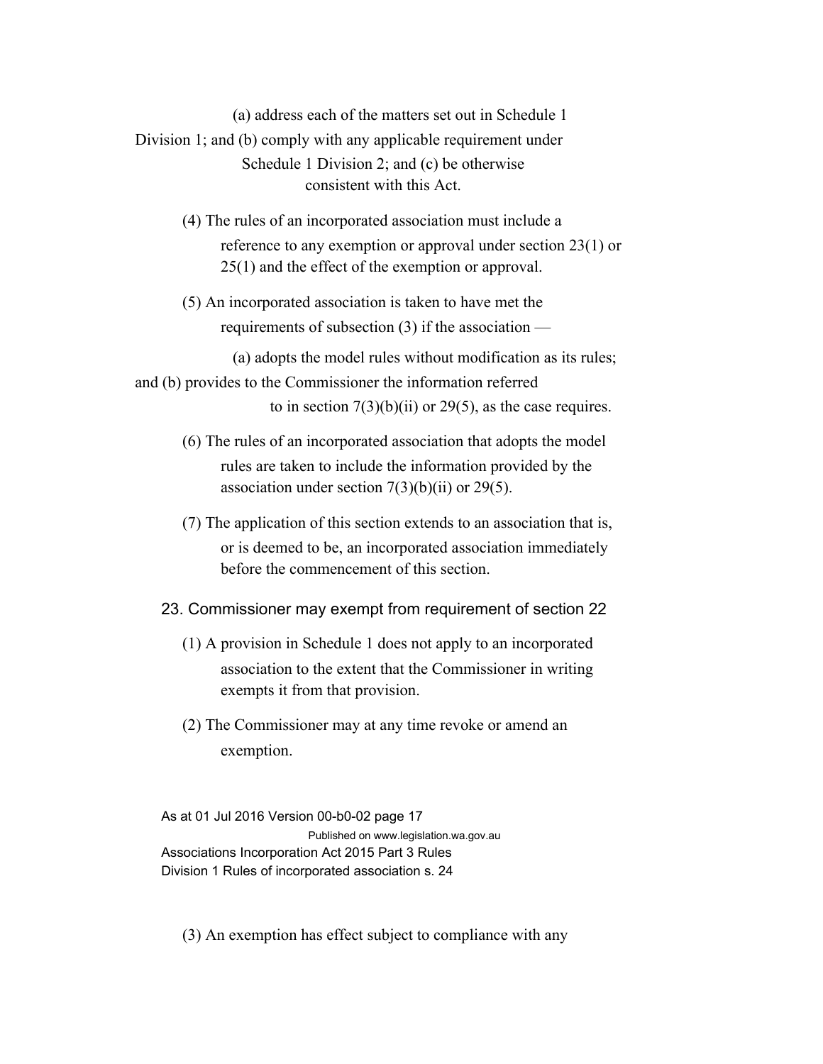(a) address each of the matters set out in Schedule 1 Division 1; and

(b) comply with any applicable requirement under Schedule 1 Division 2; and

(c) be otherwise consistent with this Act.

(4) The rules of an incorporated association must include a reference to any exemption or approval under section 23(1) or 25(1) and the effect of the exemption or approval.

(5) An incorporated association is taken to have met the requirements of subsection (3) if the association —

(a) adopts the model rules without modification as its rules; and

(b) provides to the Commissioner the information referred to in section 7(3)(b)(ii) or 29(5), as the case requires.

(6) The rules of an incorporated association that adopts the model rules are taken to include the information provided by the association under section 7(3)(b)(ii) or 29(5).

(7) The application of this section extends to an association that is, or is deemed to be, an incorporated association immediately before the commencement of this section.

## 23. Commissioner may exempt from requirement of section 22

(1) A provision in Schedule 1 does not apply to an incorporated association to the extent that the Commissioner in writing exempts it from that provision.

(2) The Commissioner may at any time revoke or amend an exemption.

(3) An exemption has effect subject to compliance with any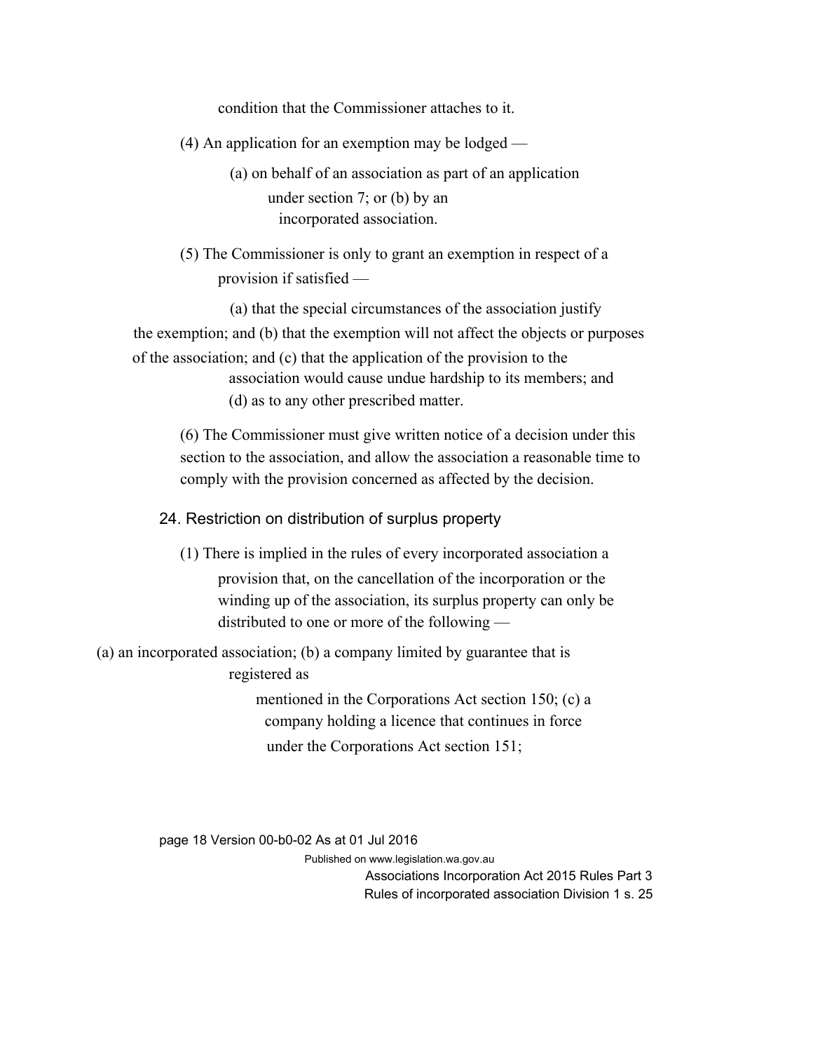condition that the Commissioner attaches to it.

(4) An application for an exemption may be lodged —

(a) on behalf of an association as part of an application under section 7; or
(b) by an incorporated association.

(5) The Commissioner is only to grant an exemption in respect of a provision if satisfied —

(a) that the special circumstances of the association justify the exemption; and
(b) that the exemption will not affect the objects or purposes of the association; and
(c) that the application of the provision to the association would cause undue hardship to its members; and
(d) as to any other prescribed matter.

(6) The Commissioner must give written notice of a decision under this section to the association, and allow the association a reasonable time to comply with the provision concerned as affected by the decision.

## 24. Restriction on distribution of surplus property

(1) There is implied in the rules of every incorporated association a provision that, on the cancellation of the incorporation or the winding up of the association, its surplus property can only be distributed to one or more of the following —

(a) an incorporated association;
(b) a company limited by guarantee that is registered as mentioned in the Corporations Act section 150;
(c) a company holding a licence that continues in force under the Corporations Act section 151;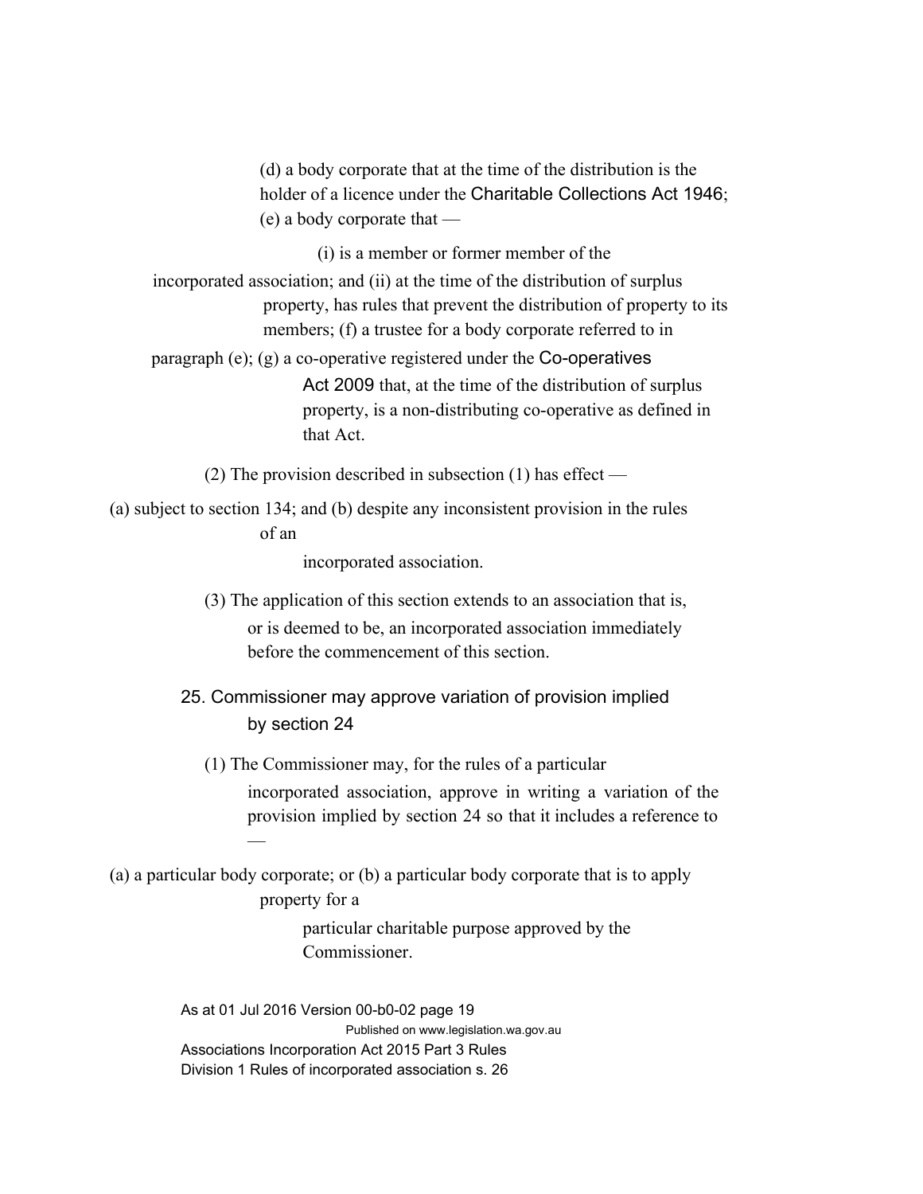(d) a body corporate that at the time of the distribution is the holder of a licence under the *Charitable Collections Act 1946*;

(e) a body corporate that —

(i) is a member or former member of the incorporated association; and

(ii) at the time of the distribution of surplus property, has rules that prevent the distribution of property to its members;

(f) a trustee for a body corporate referred to in paragraph (e);

(g) a co-operative registered under the *Co-operatives Act 2009* that, at the time of the distribution of surplus property, is a non-distributing co-operative as defined in that Act.

(2) The provision described in subsection (1) has effect —

(a) subject to section 134; and

(b) despite any inconsistent provision in the rules of an incorporated association.

(3) The application of this section extends to an association that is, or is deemed to be, an incorporated association immediately before the commencement of this section.

## 25. Commissioner may approve variation of provision implied by section 24

(1) The Commissioner may, for the rules of a particular incorporated association, approve in writing a variation of the provision implied by section 24 so that it includes a reference to —

(a) a particular body corporate; or

(b) a particular body corporate that is to apply property for a particular charitable purpose approved by the Commissioner.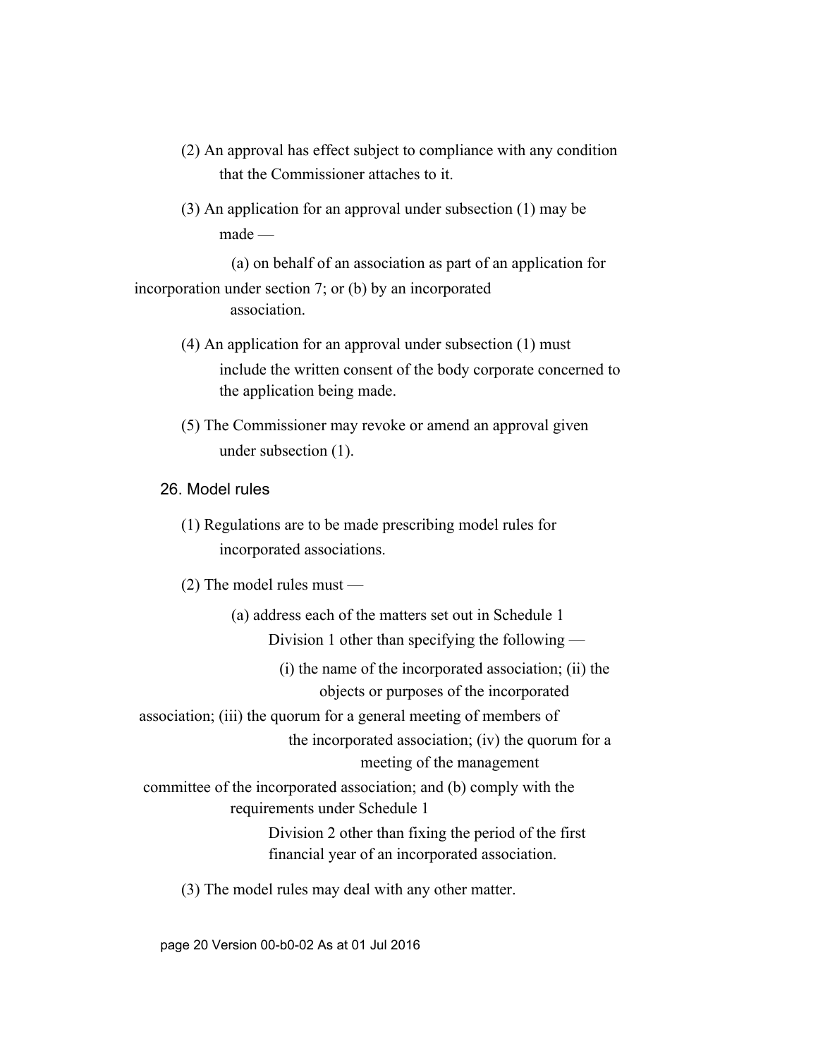(2) An approval has effect subject to compliance with any condition that the Commissioner attaches to it.

(3) An application for an approval under subsection (1) may be made —

(a) on behalf of an association as part of an application for incorporation under section 7; or

(b) by an incorporated association.

(4) An application for an approval under subsection (1) must include the written consent of the body corporate concerned to the application being made.

(5) The Commissioner may revoke or amend an approval given under subsection (1).

## 26. Model rules

(1) Regulations are to be made prescribing model rules for incorporated associations.

(2) The model rules must —

(a) address each of the matters set out in Schedule 1 Division 1 other than specifying the following —

(i) the name of the incorporated association;

(ii) the objects or purposes of the incorporated association;

(iii) the quorum for a general meeting of members of the incorporated association;

(iv) the quorum for a meeting of the management committee of the incorporated association;

and

(b) comply with the requirements under Schedule 1 Division 2 other than fixing the period of the first financial year of an incorporated association.

(3) The model rules may deal with any other matter.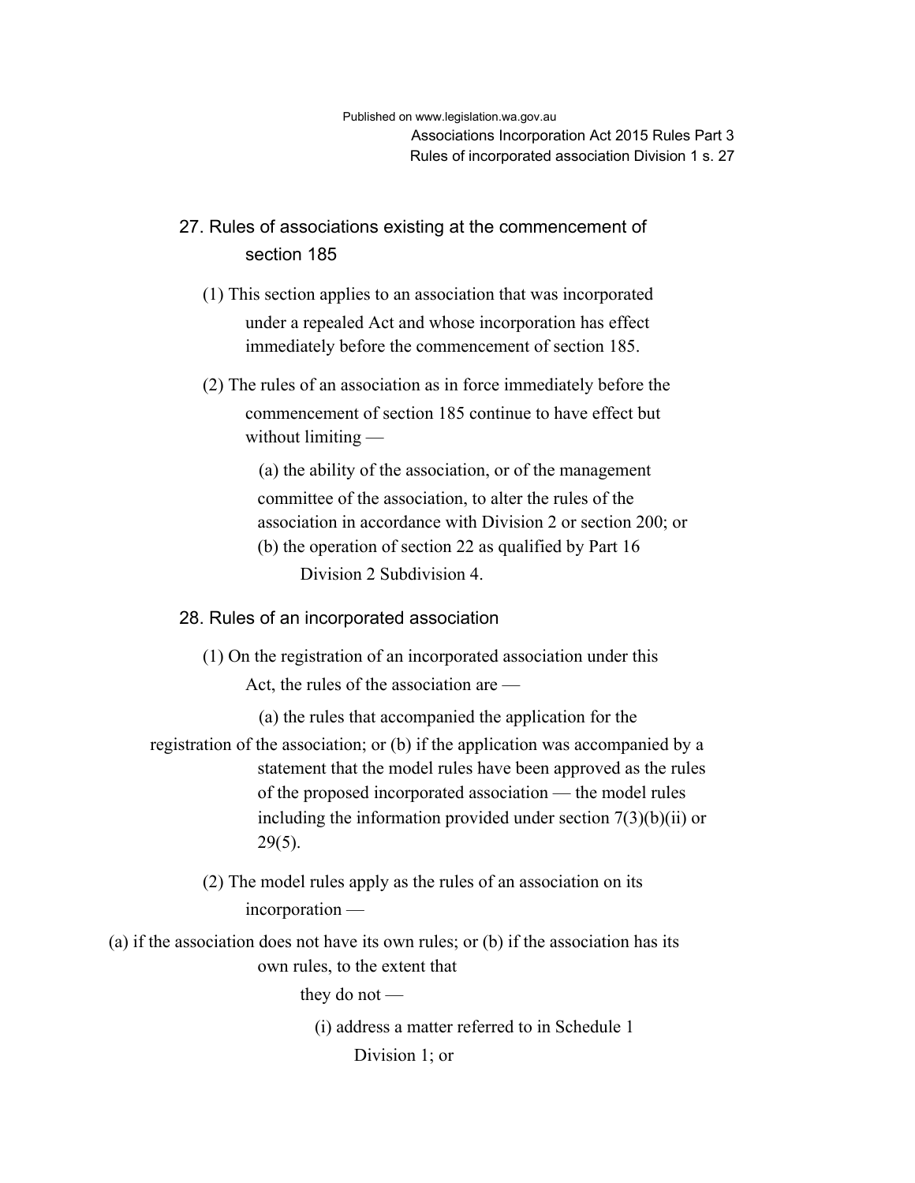## 27. Rules of associations existing at the commencement of section 185

(1) This section applies to an association that was incorporated under a repealed Act and whose incorporation has effect immediately before the commencement of section 185.

(2) The rules of an association as in force immediately before the commencement of section 185 continue to have effect but without limiting —

(a) the ability of the association, or of the management committee of the association, to alter the rules of the association in accordance with Division 2 or section 200; or

(b) the operation of section 22 as qualified by Part 16 Division 2 Subdivision 4.

## 28. Rules of an incorporated association

(1) On the registration of an incorporated association under this Act, the rules of the association are —

(a) the rules that accompanied the application for the registration of the association; or

(b) if the application was accompanied by a statement that the model rules have been approved as the rules of the proposed incorporated association — the model rules including the information provided under section 7(3)(b)(ii) or 29(5).

(2) The model rules apply as the rules of an association on its incorporation —

(a) if the association does not have its own rules; or

(b) if the association has its own rules, to the extent that they do not —

(i) address a matter referred to in Schedule 1 Division 1; or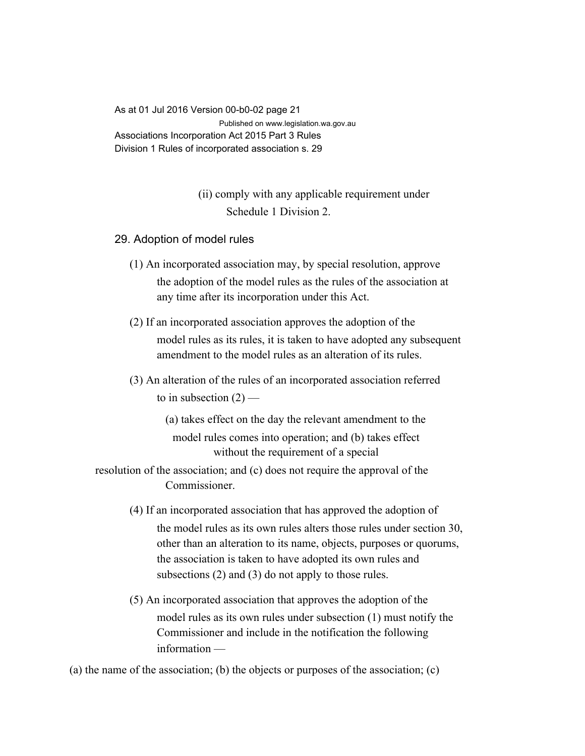(ii) comply with any applicable requirement under Schedule 1 Division 2.

## 29. Adoption of model rules

(1) An incorporated association may, by special resolution, approve the adoption of the model rules as the rules of the association at any time after its incorporation under this Act.

(2) If an incorporated association approves the adoption of the model rules as its rules, it is taken to have adopted any subsequent amendment to the model rules as an alteration of its rules.

(3) An alteration of the rules of an incorporated association referred to in subsection (2) —

(a) takes effect on the day the relevant amendment to the model rules comes into operation; and (b) takes effect without the requirement of a special resolution of the association; and (c) does not require the approval of the Commissioner.

(4) If an incorporated association that has approved the adoption of the model rules as its own rules alters those rules under section 30, other than an alteration to its name, objects, purposes or quorums, the association is taken to have adopted its own rules and subsections (2) and (3) do not apply to those rules.

(5) An incorporated association that approves the adoption of the model rules as its own rules under subsection (1) must notify the Commissioner and include in the notification the following information —

(a) the name of the association; (b) the objects or purposes of the association; (c)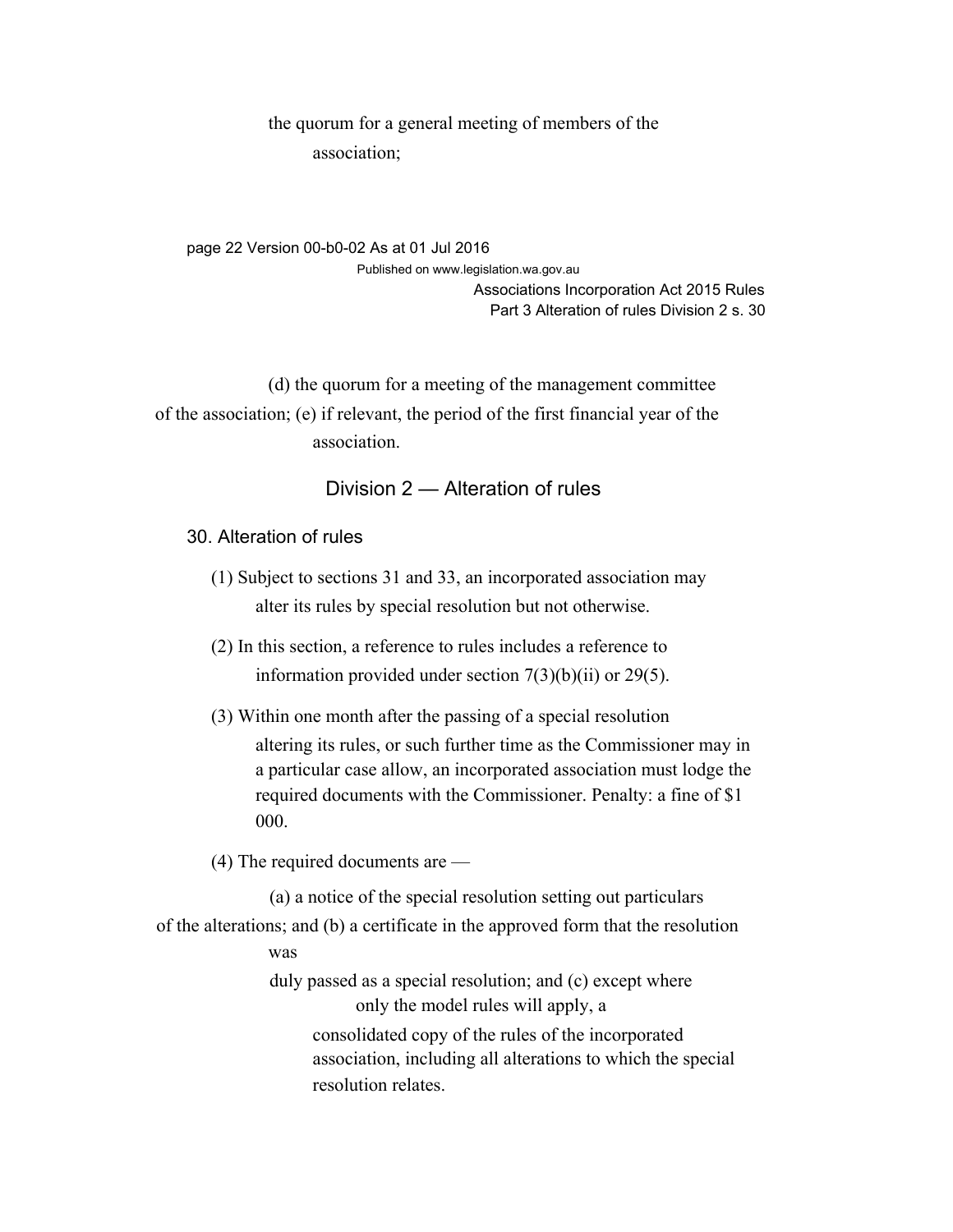the quorum for a general meeting of members of the association;

(d) the quorum for a meeting of the management committee of the association;

(e) if relevant, the period of the first financial year of the association.

## Division 2 — Alteration of rules

### 30. Alteration of rules

(1) Subject to sections 31 and 33, an incorporated association may alter its rules by special resolution but not otherwise.

(2) In this section, a reference to rules includes a reference to information provided under section 7(3)(b)(ii) or 29(5).

(3) Within one month after the passing of a special resolution altering its rules, or such further time as the Commissioner may in a particular case allow, an incorporated association must lodge the required documents with the Commissioner. Penalty: a fine of $1 000.

(4) The required documents are —

(a) a notice of the special resolution setting out particulars of the alterations; and

(b) a certificate in the approved form that the resolution was duly passed as a special resolution; and

(c) except where only the model rules will apply, a consolidated copy of the rules of the incorporated association, including all alterations to which the special resolution relates.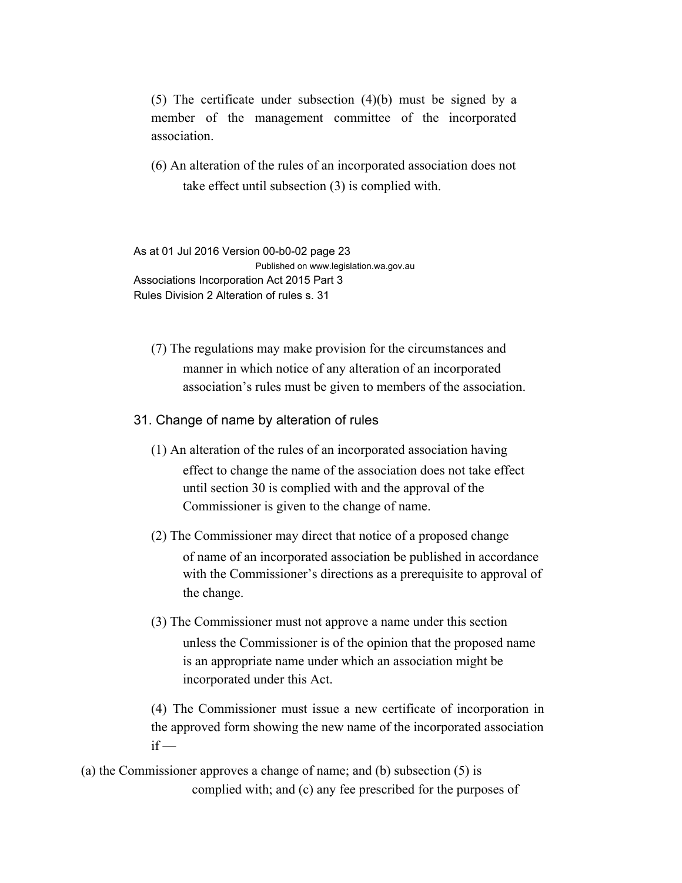(5) The certificate under subsection (4)(b) must be signed by a member of the management committee of the incorporated association.

(6) An alteration of the rules of an incorporated association does not take effect until subsection (3) is complied with.

(7) The regulations may make provision for the circumstances and manner in which notice of any alteration of an incorporated association's rules must be given to members of the association.

### 31. Change of name by alteration of rules

(1) An alteration of the rules of an incorporated association having effect to change the name of the association does not take effect until section 30 is complied with and the approval of the Commissioner is given to the change of name.

(2) The Commissioner may direct that notice of a proposed change of name of an incorporated association be published in accordance with the Commissioner's directions as a prerequisite to approval of the change.

(3) The Commissioner must not approve a name under this section unless the Commissioner is of the opinion that the proposed name is an appropriate name under which an association might be incorporated under this Act.

(4) The Commissioner must issue a new certificate of incorporation in the approved form showing the new name of the incorporated association if —

(a) the Commissioner approves a change of name; and (b) subsection (5) is complied with; and (c) any fee prescribed for the purposes of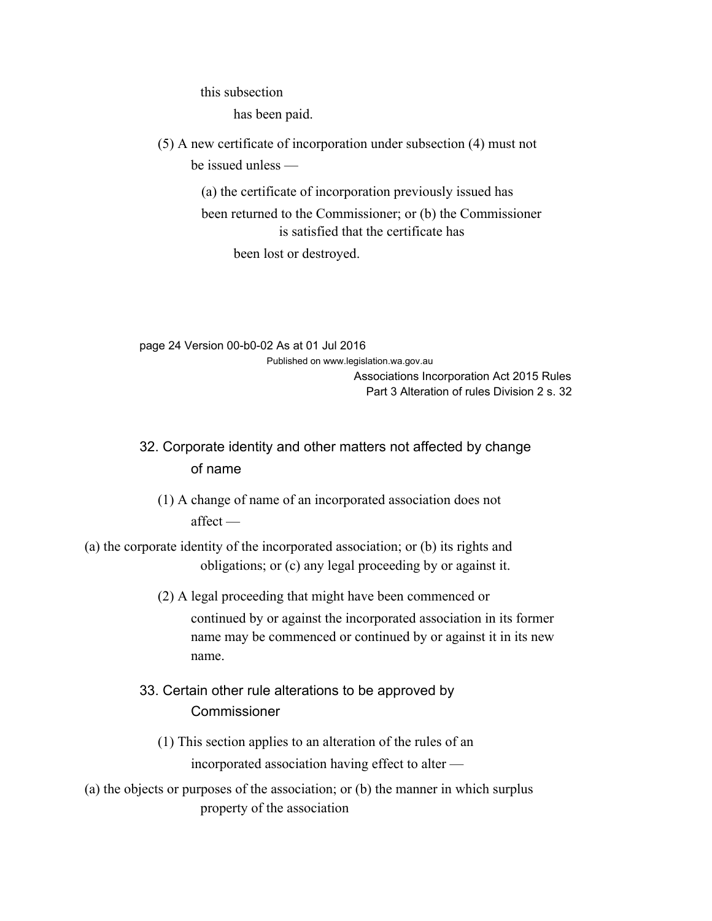this subsection

has been paid.

(5) A new certificate of incorporation under subsection (4) must not be issued unless —

(a) the certificate of incorporation previously issued has been returned to the Commissioner; or

(b) the Commissioner is satisfied that the certificate has been lost or destroyed.

## 32. Corporate identity and other matters not affected by change of name

(1) A change of name of an incorporated association does not affect —

(a) the corporate identity of the incorporated association; or

(b) its rights and obligations; or

(c) any legal proceeding by or against it.

(2) A legal proceeding that might have been commenced or continued by or against the incorporated association in its former name may be commenced or continued by or against it in its new name.

## 33. Certain other rule alterations to be approved by Commissioner

(1) This section applies to an alteration of the rules of an incorporated association having effect to alter —

(a) the objects or purposes of the association; or

(b) the manner in which surplus property of the association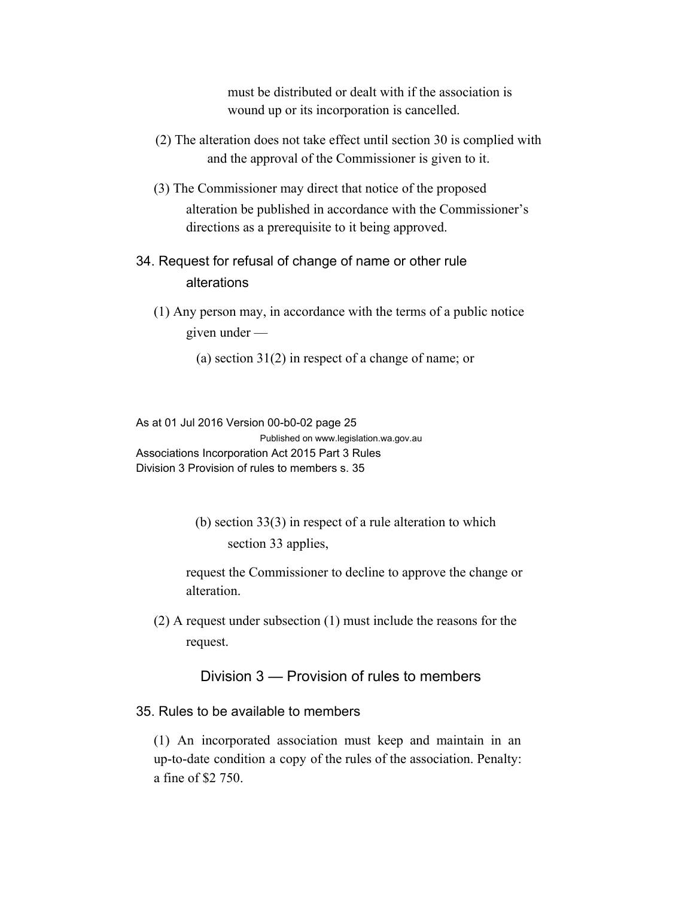must be distributed or dealt with if the association is wound up or its incorporation is cancelled.

(2) The alteration does not take effect until section 30 is complied with and the approval of the Commissioner is given to it.

(3) The Commissioner may direct that notice of the proposed alteration be published in accordance with the Commissioner's directions as a prerequisite to it being approved.

### 34. Request for refusal of change of name or other rule alterations

(1) Any person may, in accordance with the terms of a public notice given under —

(a) section 31(2) in respect of a change of name; or

(b) section 33(3) in respect of a rule alteration to which section 33 applies,

request the Commissioner to decline to approve the change or alteration.

(2) A request under subsection (1) must include the reasons for the request.

## Division 3 — Provision of rules to members

### 35. Rules to be available to members

(1) An incorporated association must keep and maintain in an up-to-date condition a copy of the rules of the association. Penalty: a fine of $2 750.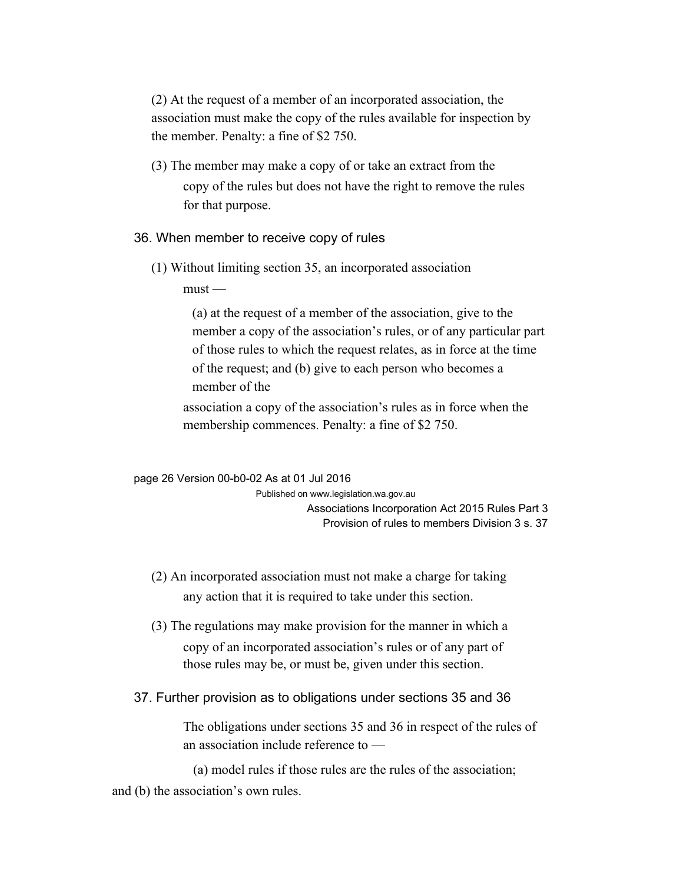(2) At the request of a member of an incorporated association, the association must make the copy of the rules available for inspection by the member. Penalty: a fine of $2 750.

(3) The member may make a copy of or take an extract from the copy of the rules but does not have the right to remove the rules for that purpose.

### 36. When member to receive copy of rules

(1) Without limiting section 35, an incorporated association must —

(a) at the request of a member of the association, give to the member a copy of the association's rules, or of any particular part of those rules to which the request relates, as in force at the time of the request; and (b) give to each person who becomes a member of the association a copy of the association's rules as in force when the membership commences. Penalty: a fine of $2 750.

(2) An incorporated association must not make a charge for taking any action that it is required to take under this section.

(3) The regulations may make provision for the manner in which a copy of an incorporated association's rules or of any part of those rules may be, or must be, given under this section.

### 37. Further provision as to obligations under sections 35 and 36

The obligations under sections 35 and 36 in respect of the rules of an association include reference to —

(a) model rules if those rules are the rules of the association; and (b) the association's own rules.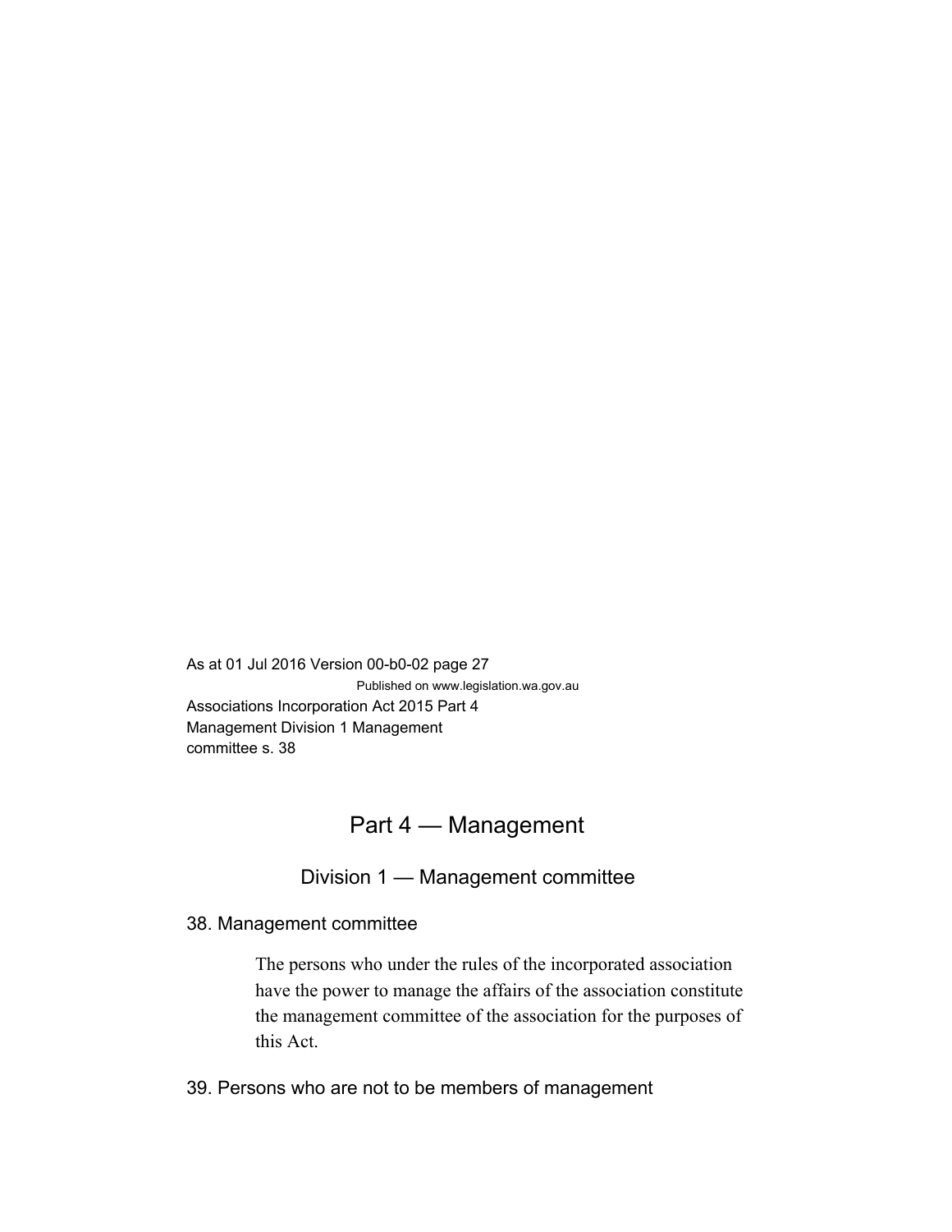# Part 4 — Management

## Division 1 — Management committee

### 38. Management committee

The persons who under the rules of the incorporated association have the power to manage the affairs of the association constitute the management committee of the association for the purposes of this Act.

### 39. Persons who are not to be members of management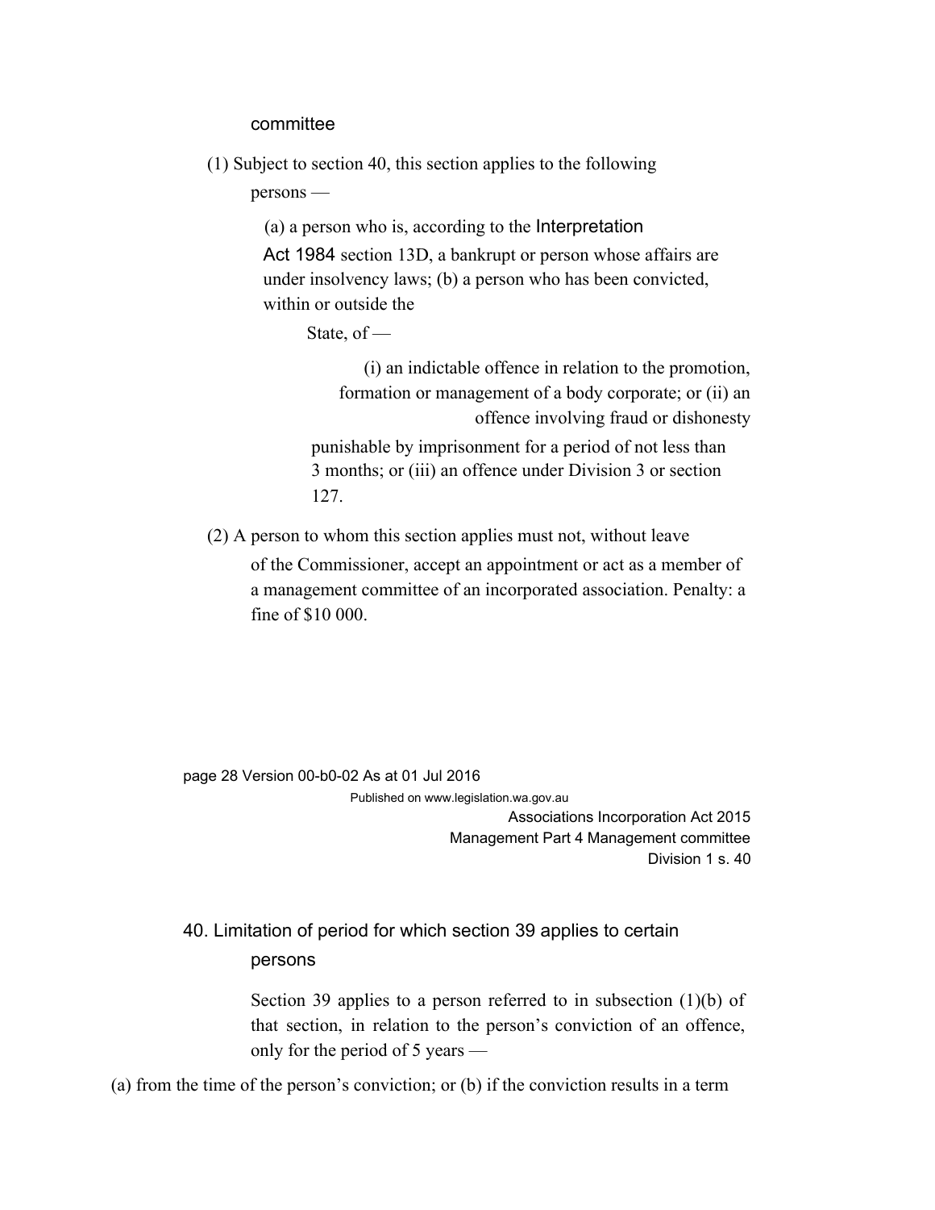committee

(1) Subject to section 40, this section applies to the following persons —

(a) a person who is, according to the Interpretation Act 1984 section 13D, a bankrupt or person whose affairs are under insolvency laws;

(b) a person who has been convicted, within or outside the State, of —

(i) an indictable offence in relation to the promotion, formation or management of a body corporate; or

(ii) an offence involving fraud or dishonesty punishable by imprisonment for a period of not less than 3 months; or

(iii) an offence under Division 3 or section 127.

(2) A person to whom this section applies must not, without leave of the Commissioner, accept an appointment or act as a member of a management committee of an incorporated association. Penalty: a fine of $10 000.

## 40. Limitation of period for which section 39 applies to certain persons

Section 39 applies to a person referred to in subsection (1)(b) of that section, in relation to the person's conviction of an offence, only for the period of 5 years —

(a) from the time of the person's conviction; or

(b) if the conviction results in a term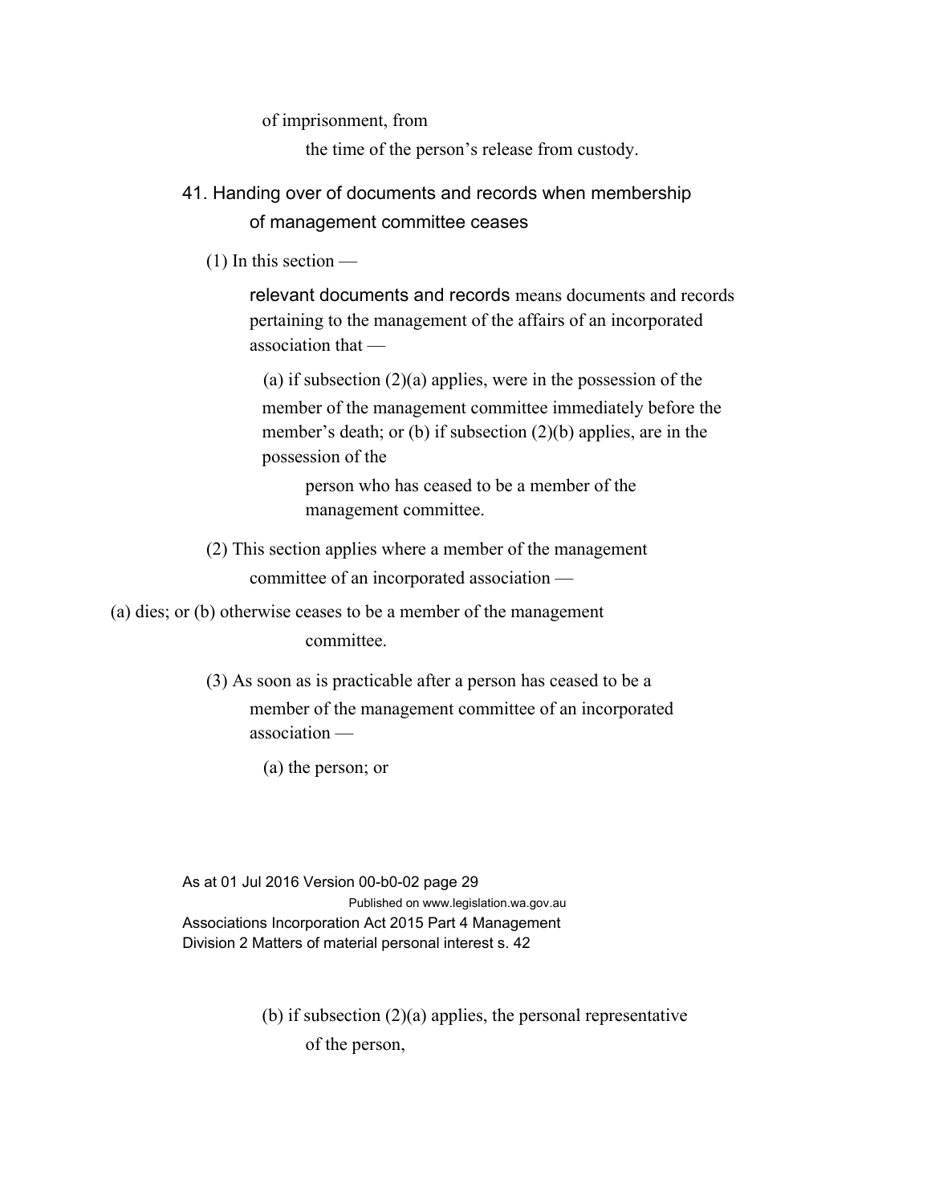of imprisonment, from

the time of the person's release from custody.

## 41. Handing over of documents and records when membership of management committee ceases

(1) In this section —

**relevant documents and records** means documents and records pertaining to the management of the affairs of an incorporated association that —

(a) if subsection (2)(a) applies, were in the possession of the member of the management committee immediately before the member's death; or (b) if subsection (2)(b) applies, are in the possession of the

person who has ceased to be a member of the management committee.

(2) This section applies where a member of the management committee of an incorporated association —

(a) dies; or (b) otherwise ceases to be a member of the management committee.

(3) As soon as is practicable after a person has ceased to be a member of the management committee of an incorporated association —

(a) the person; or

(b) if subsection (2)(a) applies, the personal representative of the person,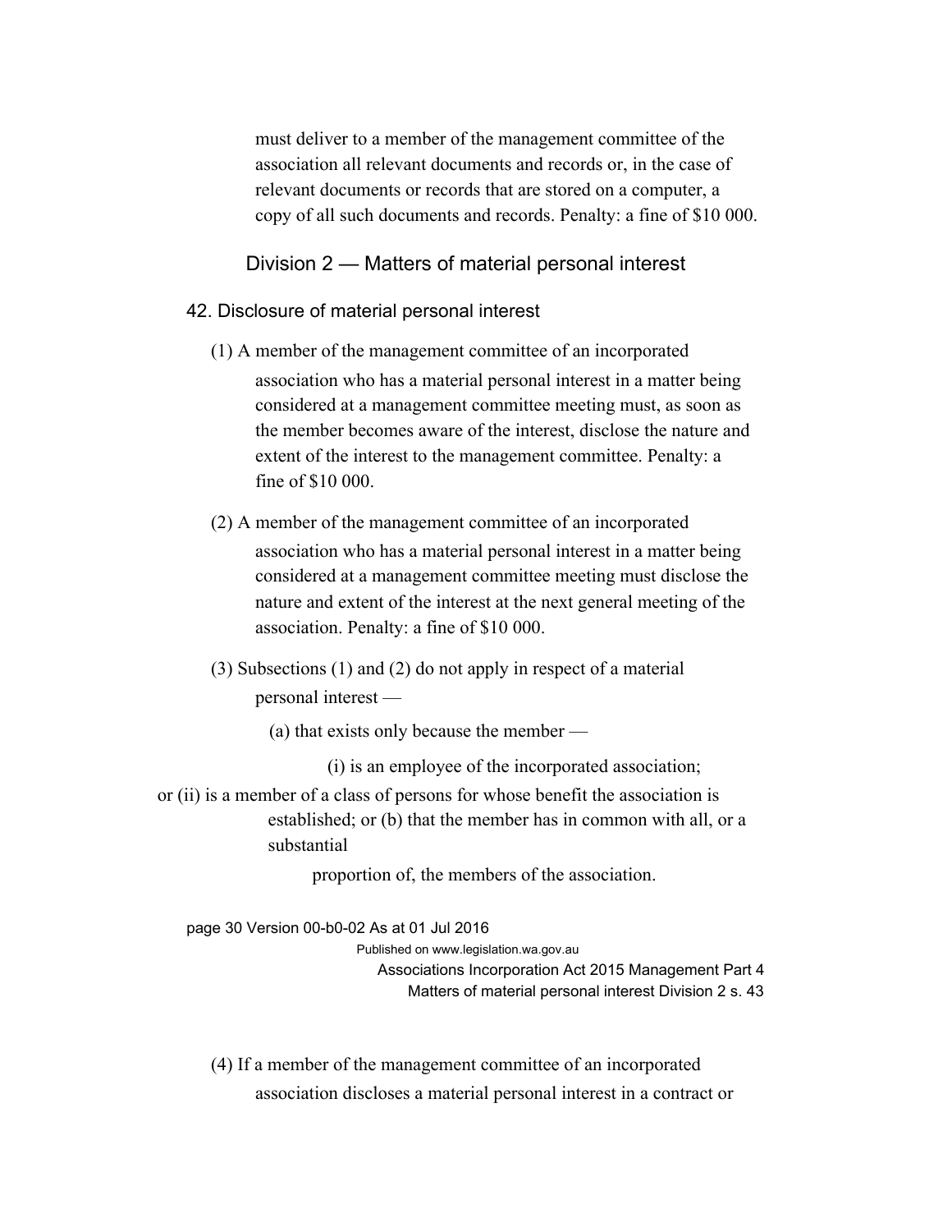must deliver to a member of the management committee of the association all relevant documents and records or, in the case of relevant documents or records that are stored on a computer, a copy of all such documents and records. Penalty: a fine of $10 000.

## Division 2 — Matters of material personal interest

### 42. Disclosure of material personal interest

(1) A member of the management committee of an incorporated association who has a material personal interest in a matter being considered at a management committee meeting must, as soon as the member becomes aware of the interest, disclose the nature and extent of the interest to the management committee. Penalty: a fine of $10 000.

(2) A member of the management committee of an incorporated association who has a material personal interest in a matter being considered at a management committee meeting must disclose the nature and extent of the interest at the next general meeting of the association. Penalty: a fine of $10 000.

(3) Subsections (1) and (2) do not apply in respect of a material personal interest —

(a) that exists only because the member —

(i) is an employee of the incorporated association;

or (ii) is a member of a class of persons for whose benefit the association is established; or (b) that the member has in common with all, or a substantial proportion of, the members of the association.

(4) If a member of the management committee of an incorporated association discloses a material personal interest in a contract or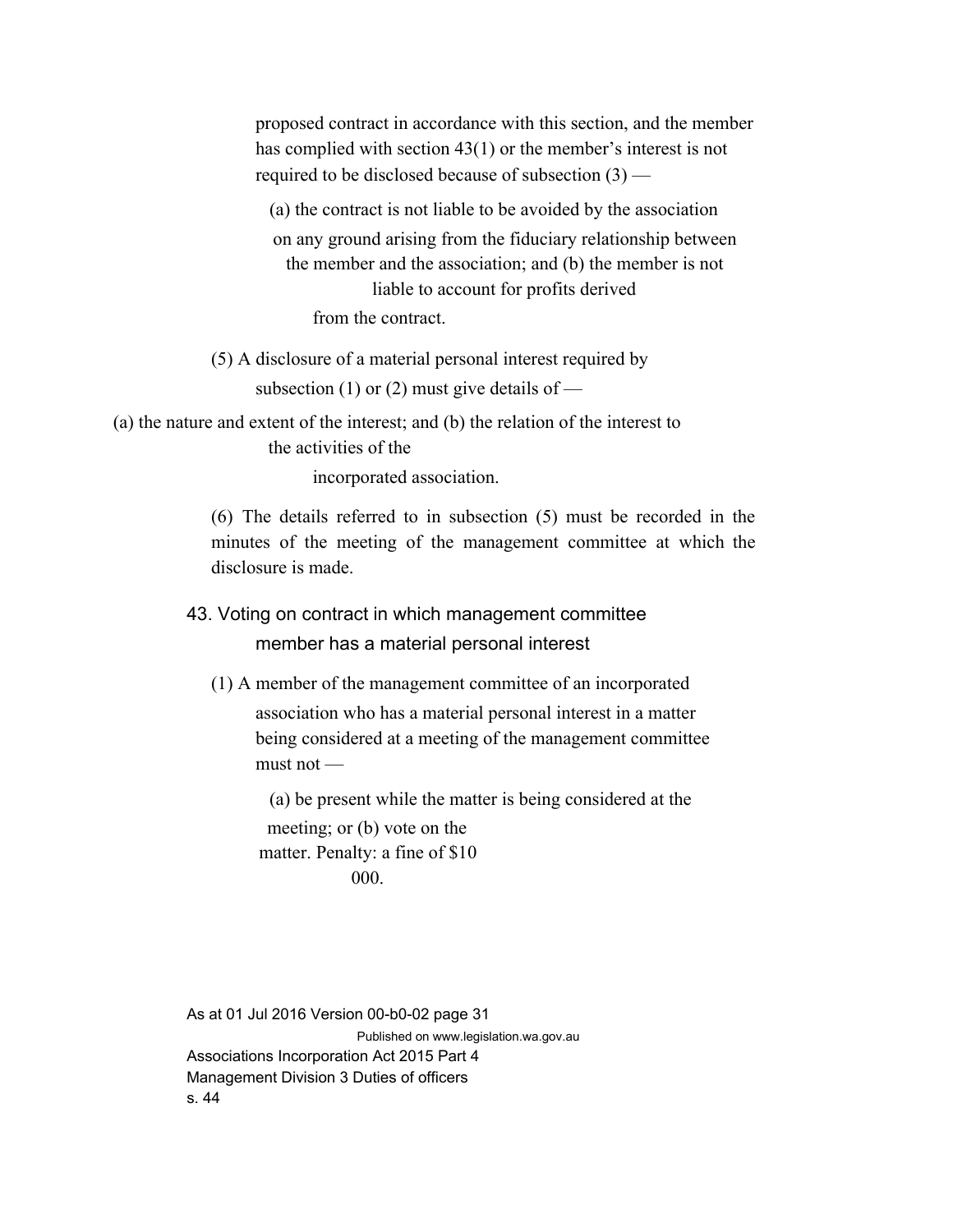proposed contract in accordance with this section, and the member has complied with section 43(1) or the member's interest is not required to be disclosed because of subsection (3) —

(a) the contract is not liable to be avoided by the association on any ground arising from the fiduciary relationship between the member and the association; and

(b) the member is not liable to account for profits derived from the contract.

(5) A disclosure of a material personal interest required by subsection (1) or (2) must give details of —

(a) the nature and extent of the interest; and

(b) the relation of the interest to the activities of the incorporated association.

(6) The details referred to in subsection (5) must be recorded in the minutes of the meeting of the management committee at which the disclosure is made.

## 43. Voting on contract in which management committee member has a material personal interest

(1) A member of the management committee of an incorporated association who has a material personal interest in a matter being considered at a meeting of the management committee must not —

(a) be present while the matter is being considered at the meeting; or

(b) vote on the matter.

Penalty: a fine of $10 000.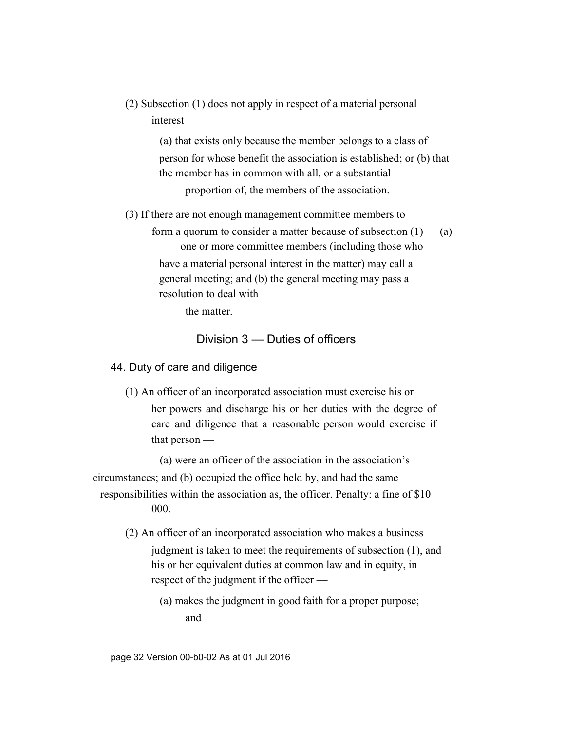(2) Subsection (1) does not apply in respect of a material personal interest —

(a) that exists only because the member belongs to a class of person for whose benefit the association is established; or
(b) that the member has in common with all, or a substantial proportion of, the members of the association.

(3) If there are not enough management committee members to form a quorum to consider a matter because of subsection (1) —
(a) one or more committee members (including those who have a material personal interest in the matter) may call a general meeting; and
(b) the general meeting may pass a resolution to deal with the matter.

## Division 3 — Duties of officers

### 44. Duty of care and diligence

(1) An officer of an incorporated association must exercise his or her powers and discharge his or her duties with the degree of care and diligence that a reasonable person would exercise if that person —

(a) were an officer of the association in the association's circumstances; and
(b) occupied the office held by, and had the same responsibilities within the association as, the officer.

Penalty: a fine of $10 000.

(2) An officer of an incorporated association who makes a business judgment is taken to meet the requirements of subsection (1), and his or her equivalent duties at common law and in equity, in respect of the judgment if the officer —

(a) makes the judgment in good faith for a proper purpose; and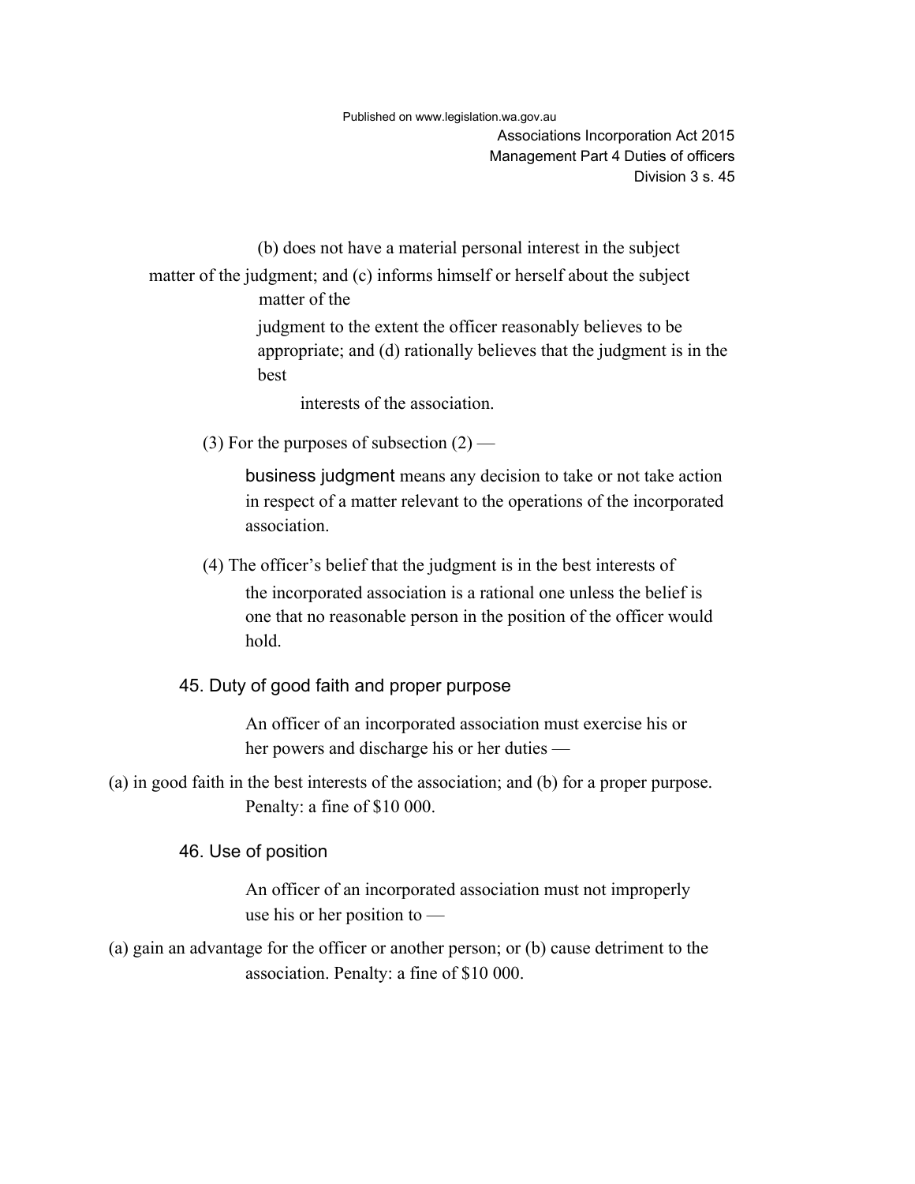(b) does not have a material personal interest in the subject matter of the judgment; and

(c) informs himself or herself about the subject matter of the judgment to the extent the officer reasonably believes to be appropriate; and

(d) rationally believes that the judgment is in the best interests of the association.

(3) For the purposes of subsection (2) —

business judgment means any decision to take or not take action in respect of a matter relevant to the operations of the incorporated association.

(4) The officer's belief that the judgment is in the best interests of the incorporated association is a rational one unless the belief is one that no reasonable person in the position of the officer would hold.

## 45. Duty of good faith and proper purpose

An officer of an incorporated association must exercise his or her powers and discharge his or her duties —

(a) in good faith in the best interests of the association; and

(b) for a proper purpose.

Penalty: a fine of $10 000.

## 46. Use of position

An officer of an incorporated association must not improperly use his or her position to —

(a) gain an advantage for the officer or another person; or

(b) cause detriment to the association.

Penalty: a fine of $10 000.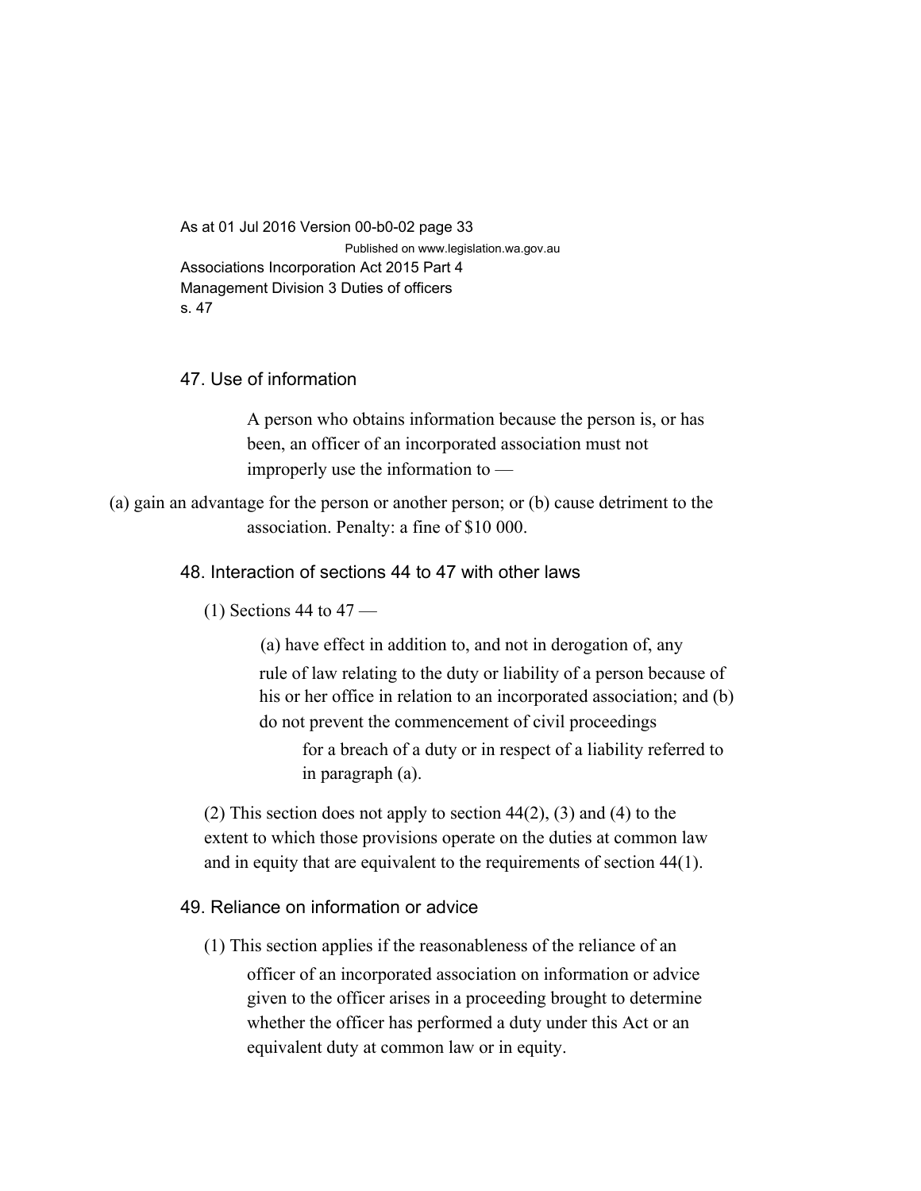### 47. Use of information

A person who obtains information because the person is, or has been, an officer of an incorporated association must not improperly use the information to —

(a) gain an advantage for the person or another person; or
(b) cause detriment to the association.

Penalty: a fine of $10 000.

### 48. Interaction of sections 44 to 47 with other laws

(1) Sections 44 to 47 —

(a) have effect in addition to, and not in derogation of, any rule of law relating to the duty or liability of a person because of his or her office in relation to an incorporated association; and
(b) do not prevent the commencement of civil proceedings for a breach of a duty or in respect of a liability referred to in paragraph (a).

(2) This section does not apply to section 44(2), (3) and (4) to the extent to which those provisions operate on the duties at common law and in equity that are equivalent to the requirements of section 44(1).

### 49. Reliance on information or advice

(1) This section applies if the reasonableness of the reliance of an officer of an incorporated association on information or advice given to the officer arises in a proceeding brought to determine whether the officer has performed a duty under this Act or an equivalent duty at common law or in equity.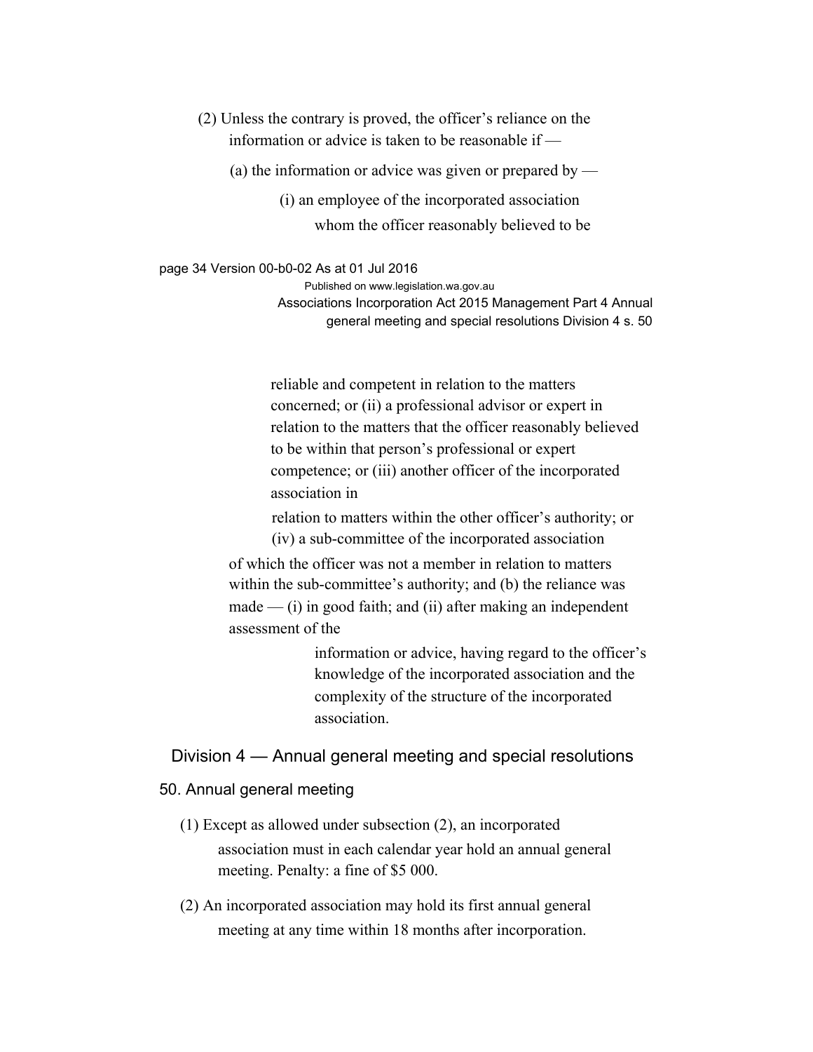(2) Unless the contrary is proved, the officer's reliance on the information or advice is taken to be reasonable if —

(a) the information or advice was given or prepared by —

(i) an employee of the incorporated association whom the officer reasonably believed to be reliable and competent in relation to the matters concerned; or (ii) a professional advisor or expert in relation to the matters that the officer reasonably believed to be within that person's professional or expert competence; or (iii) another officer of the incorporated association in relation to matters within the other officer's authority; or (iv) a sub-committee of the incorporated association of which the officer was not a member in relation to matters within the sub-committee's authority; and (b) the reliance was made — (i) in good faith; and (ii) after making an independent assessment of the information or advice, having regard to the officer's knowledge of the incorporated association and the complexity of the structure of the incorporated association.

## Division 4 — Annual general meeting and special resolutions

### 50. Annual general meeting

(1) Except as allowed under subsection (2), an incorporated association must in each calendar year hold an annual general meeting. Penalty: a fine of $5 000.

(2) An incorporated association may hold its first annual general meeting at any time within 18 months after incorporation.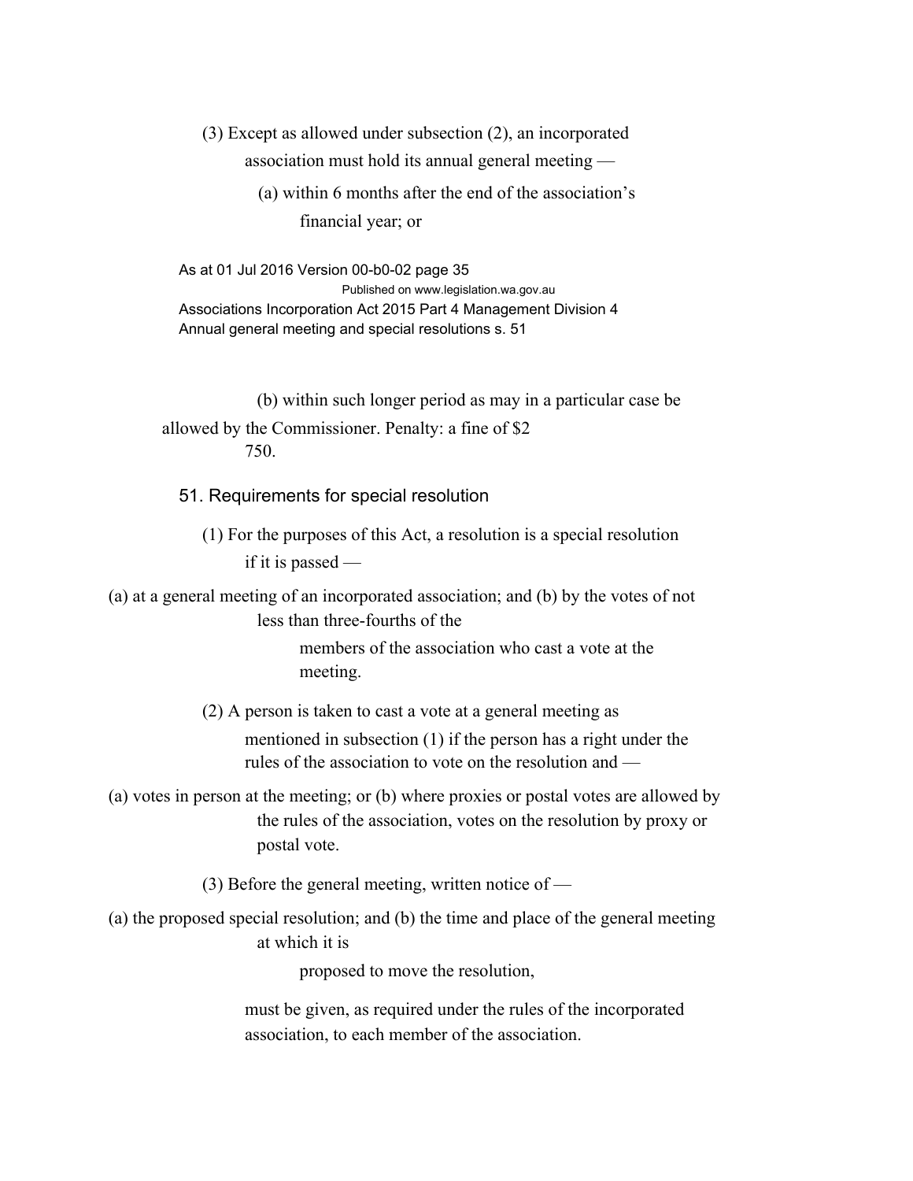(3) Except as allowed under subsection (2), an incorporated association must hold its annual general meeting —

(a) within 6 months after the end of the association's financial year; or

(b) within such longer period as may in a particular case be allowed by the Commissioner.

Penalty: a fine of $2 750.

## 51. Requirements for special resolution

(1) For the purposes of this Act, a resolution is a special resolution if it is passed —

(a) at a general meeting of an incorporated association; and

(b) by the votes of not less than three-fourths of the members of the association who cast a vote at the meeting.

(2) A person is taken to cast a vote at a general meeting as mentioned in subsection (1) if the person has a right under the rules of the association to vote on the resolution and —

(a) votes in person at the meeting; or

(b) where proxies or postal votes are allowed by the rules of the association, votes on the resolution by proxy or postal vote.

(3) Before the general meeting, written notice of —

(a) the proposed special resolution; and

(b) the time and place of the general meeting at which it is proposed to move the resolution,

must be given, as required under the rules of the incorporated association, to each member of the association.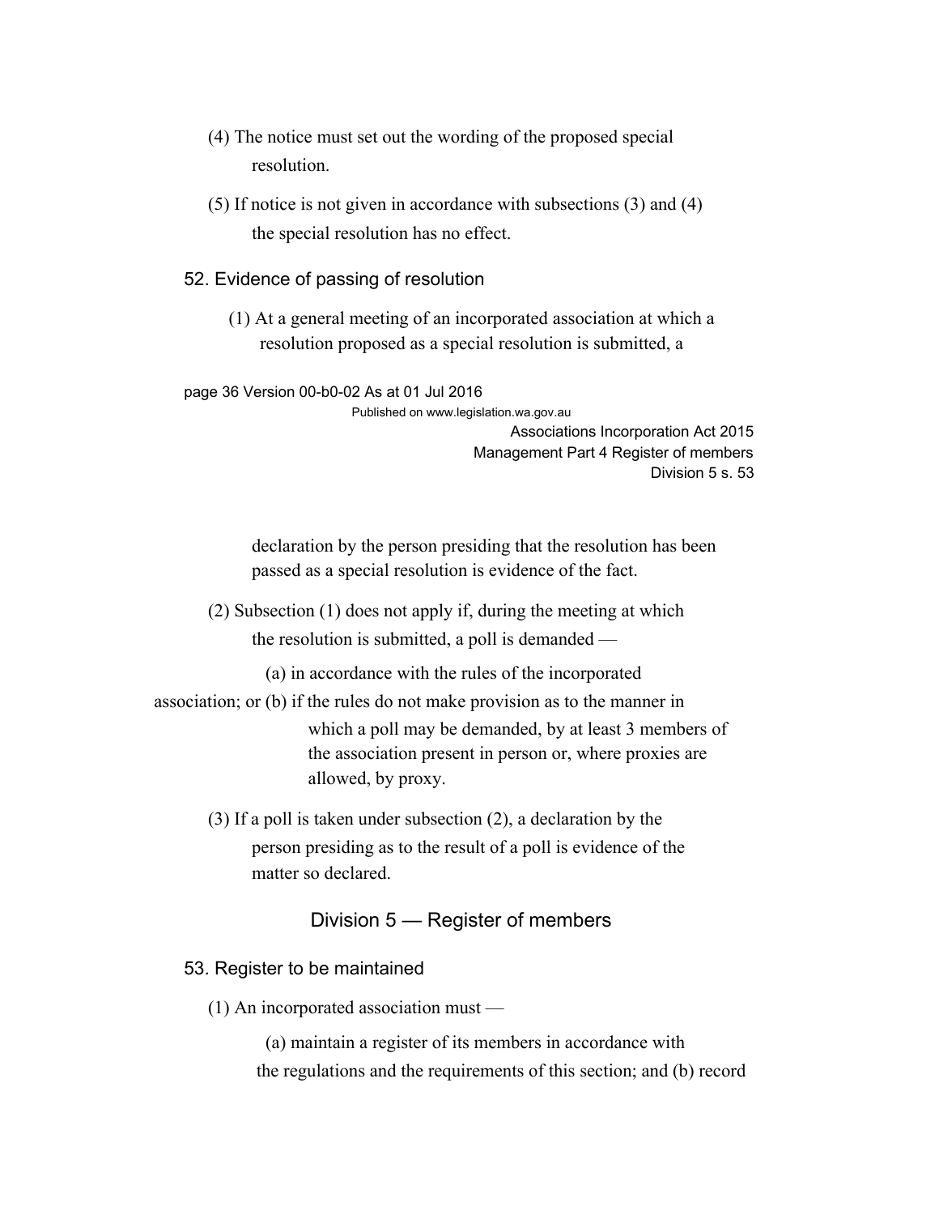(4) The notice must set out the wording of the proposed special resolution.

(5) If notice is not given in accordance with subsections (3) and (4) the special resolution has no effect.

## 52. Evidence of passing of resolution

(1) At a general meeting of an incorporated association at which a resolution proposed as a special resolution is submitted, a declaration by the person presiding that the resolution has been passed as a special resolution is evidence of the fact.

(2) Subsection (1) does not apply if, during the meeting at which the resolution is submitted, a poll is demanded —

(a) in accordance with the rules of the incorporated association; or

(b) if the rules do not make provision as to the manner in which a poll may be demanded, by at least 3 members of the association present in person or, where proxies are allowed, by proxy.

(3) If a poll is taken under subsection (2), a declaration by the person presiding as to the result of a poll is evidence of the matter so declared.

# Division 5 — Register of members

## 53. Register to be maintained

(1) An incorporated association must —

(a) maintain a register of its members in accordance with the regulations and the requirements of this section; and

(b) record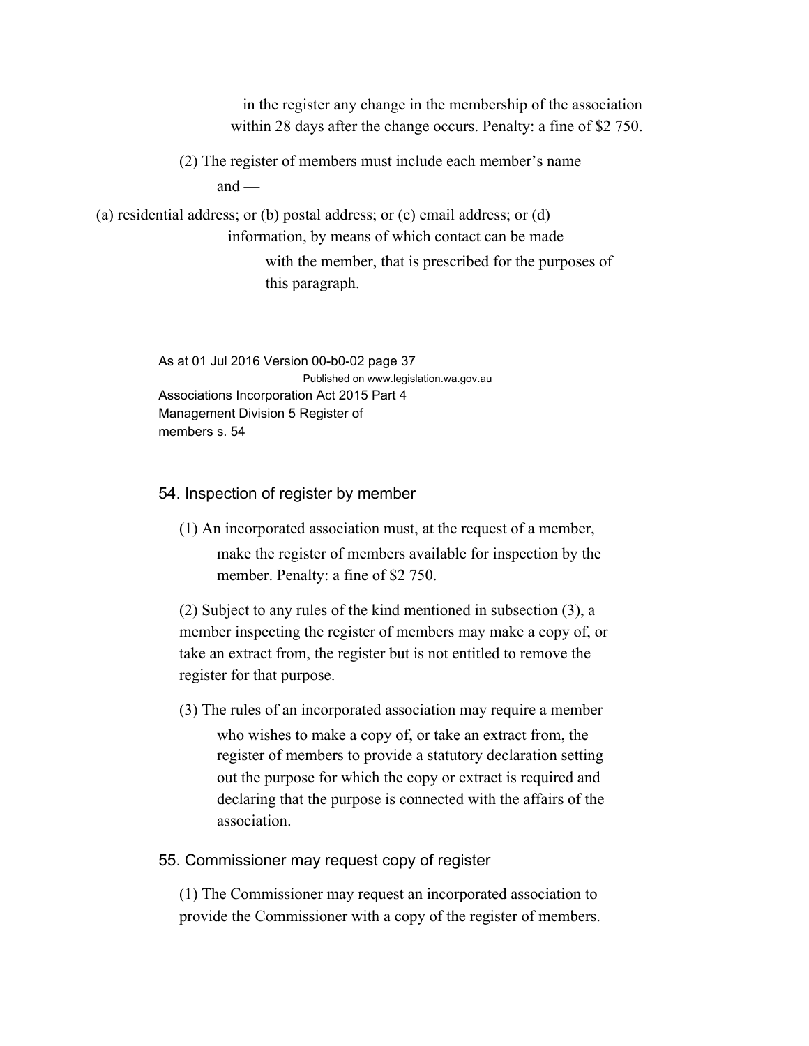in the register any change in the membership of the association within 28 days after the change occurs. Penalty: a fine of $2 750.

(2) The register of members must include each member's name and —

(a) residential address; or (b) postal address; or (c) email address; or (d) information, by means of which contact can be made with the member, that is prescribed for the purposes of this paragraph.

## 54. Inspection of register by member

(1) An incorporated association must, at the request of a member, make the register of members available for inspection by the member. Penalty: a fine of $2 750.

(2) Subject to any rules of the kind mentioned in subsection (3), a member inspecting the register of members may make a copy of, or take an extract from, the register but is not entitled to remove the register for that purpose.

(3) The rules of an incorporated association may require a member who wishes to make a copy of, or take an extract from, the register of members to provide a statutory declaration setting out the purpose for which the copy or extract is required and declaring that the purpose is connected with the affairs of the association.

## 55. Commissioner may request copy of register

(1) The Commissioner may request an incorporated association to provide the Commissioner with a copy of the register of members.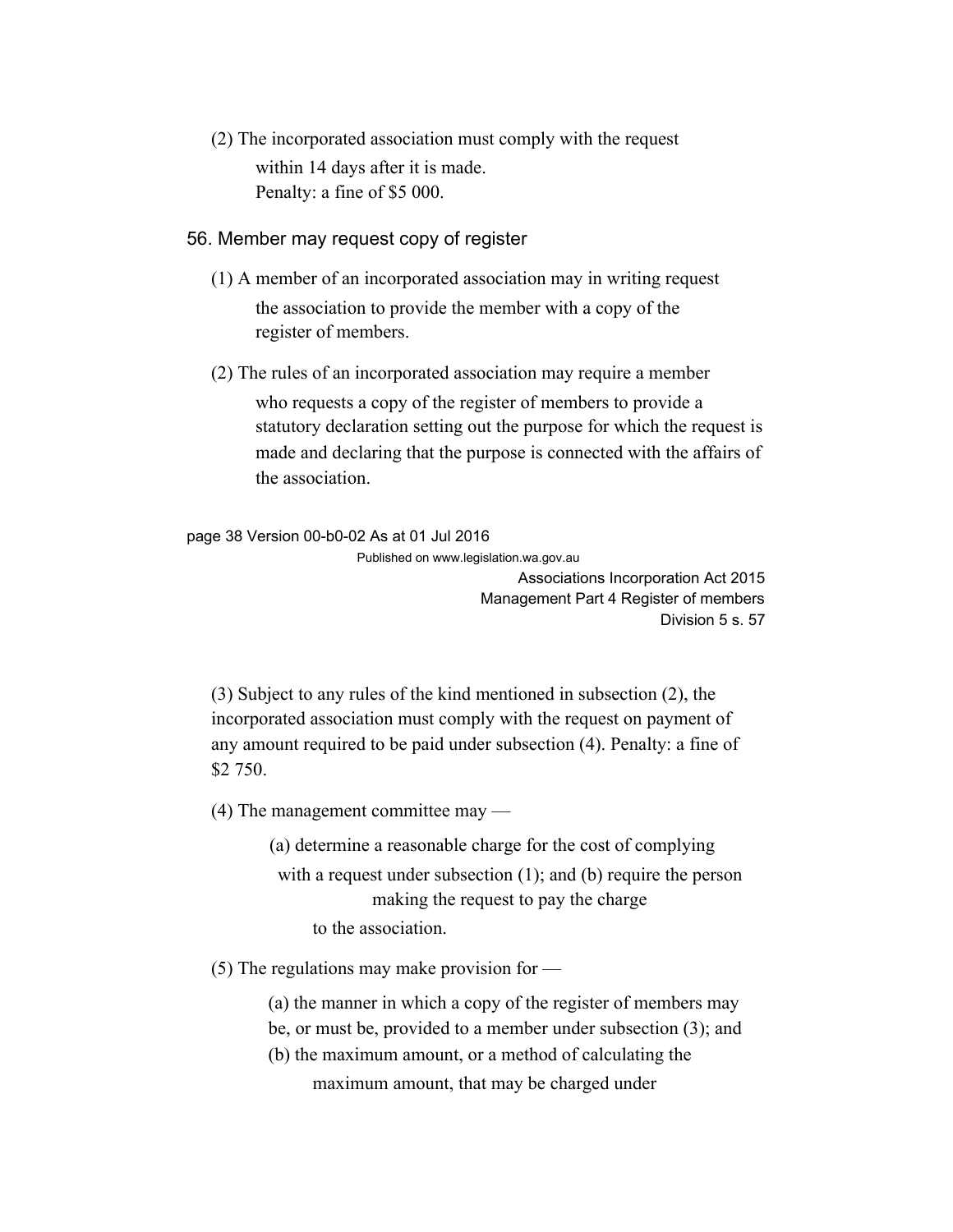(2) The incorporated association must comply with the request within 14 days after it is made.
Penalty: a fine of $5 000.

## 56. Member may request copy of register

(1) A member of an incorporated association may in writing request the association to provide the member with a copy of the register of members.

(2) The rules of an incorporated association may require a member who requests a copy of the register of members to provide a statutory declaration setting out the purpose for which the request is made and declaring that the purpose is connected with the affairs of the association.

(3) Subject to any rules of the kind mentioned in subsection (2), the incorporated association must comply with the request on payment of any amount required to be paid under subsection (4). Penalty: a fine of $2 750.

(4) The management committee may —

(a) determine a reasonable charge for the cost of complying with a request under subsection (1); and

(b) require the person making the request to pay the charge to the association.

(5) The regulations may make provision for —

(a) the manner in which a copy of the register of members may be, or must be, provided to a member under subsection (3); and

(b) the maximum amount, or a method of calculating the maximum amount, that may be charged under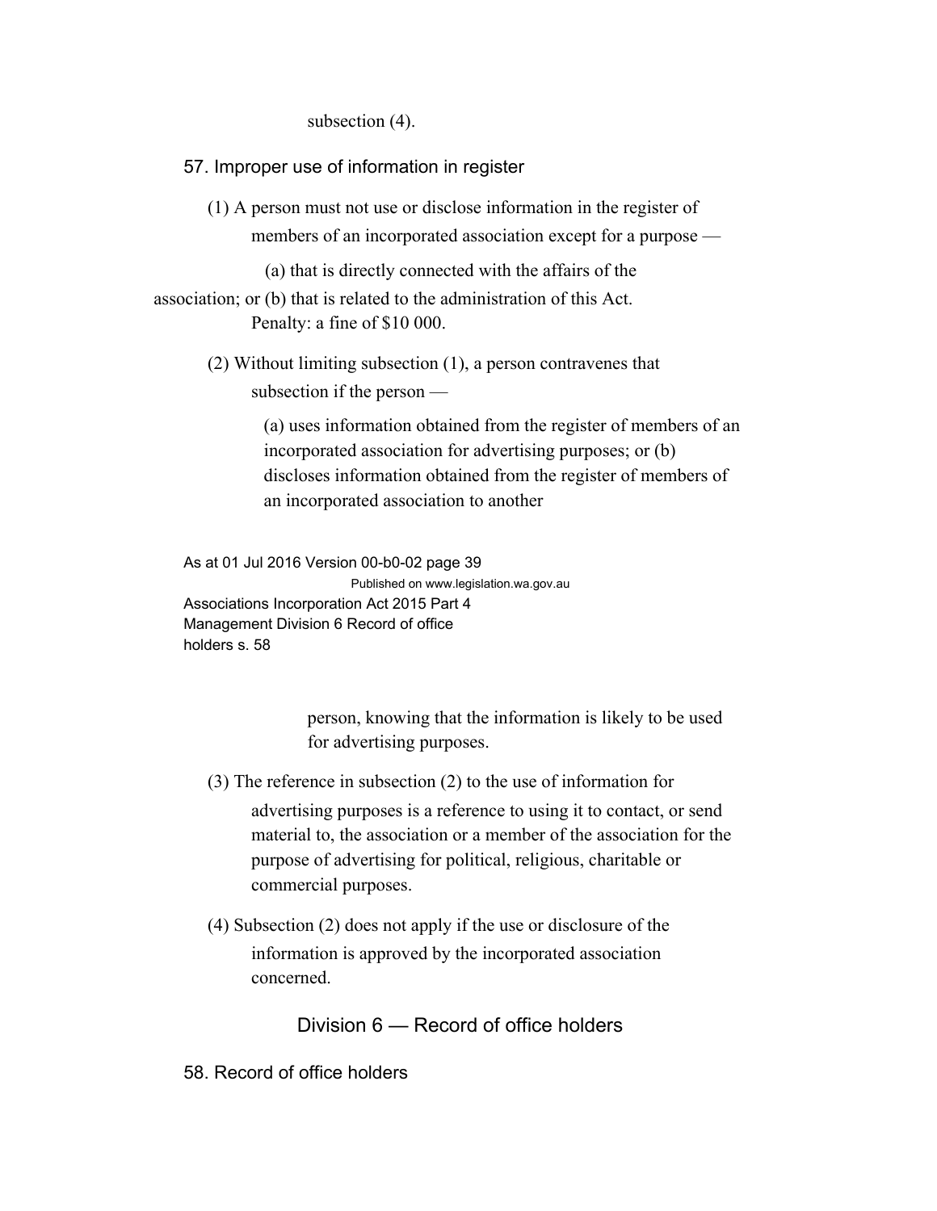subsection (4).

57. Improper use of information in register

(1) A person must not use or disclose information in the register of members of an incorporated association except for a purpose —

(a) that is directly connected with the affairs of the association; or (b) that is related to the administration of this Act.

Penalty: a fine of $10 000.

(2) Without limiting subsection (1), a person contravenes that subsection if the person —

(a) uses information obtained from the register of members of an incorporated association for advertising purposes; or (b) discloses information obtained from the register of members of an incorporated association to another person, knowing that the information is likely to be used for advertising purposes.

(3) The reference in subsection (2) to the use of information for advertising purposes is a reference to using it to contact, or send material to, the association or a member of the association for the purpose of advertising for political, religious, charitable or commercial purposes.

(4) Subsection (2) does not apply if the use or disclosure of the information is approved by the incorporated association concerned.

## Division 6 — Record of office holders

58. Record of office holders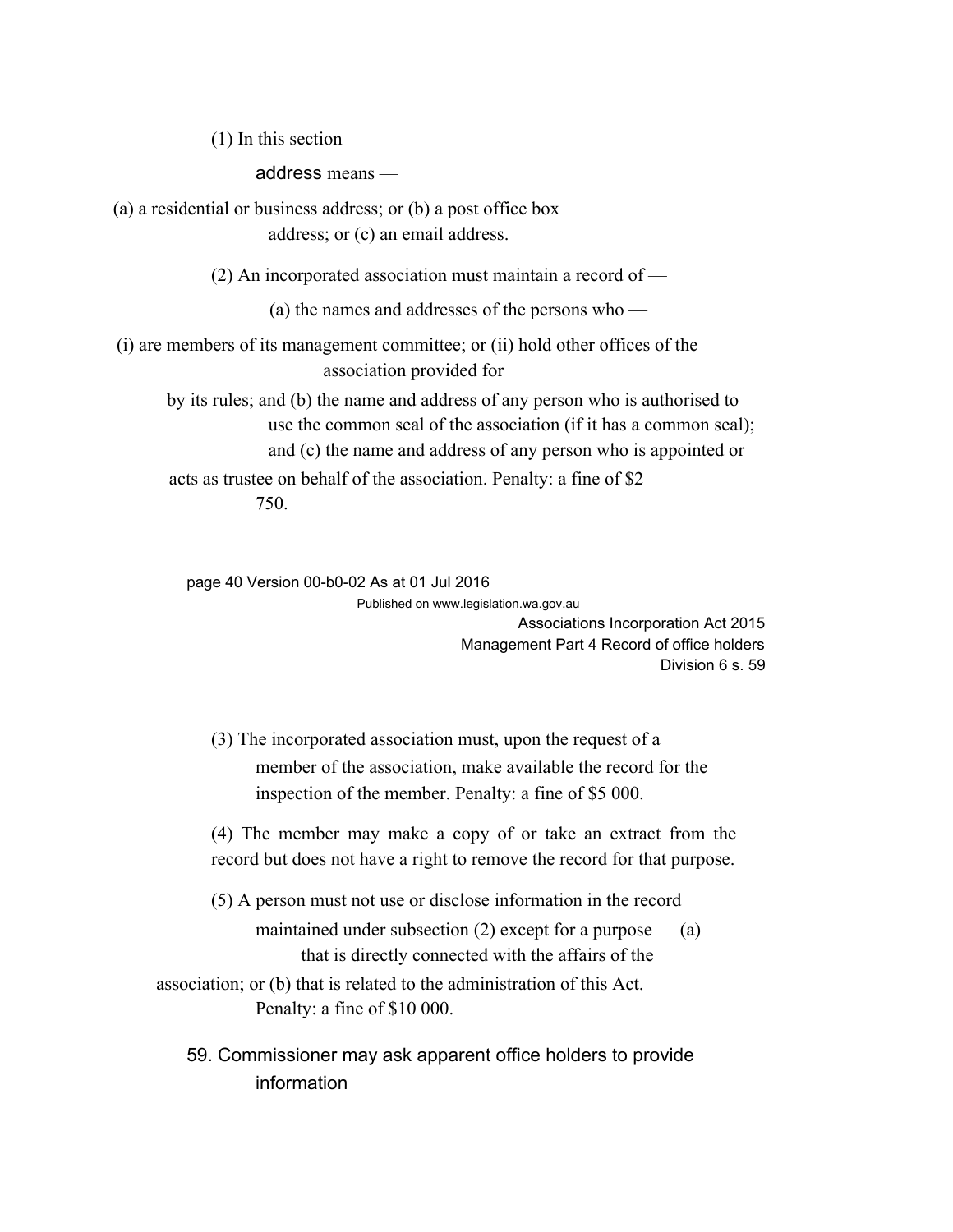(1) In this section —

address means —

(a) a residential or business address; or (b) a post office box address; or (c) an email address.

(2) An incorporated association must maintain a record of —

(a) the names and addresses of the persons who —

(i) are members of its management committee; or (ii) hold other offices of the association provided for by its rules; and (b) the name and address of any person who is authorised to use the common seal of the association (if it has a common seal); and (c) the name and address of any person who is appointed or acts as trustee on behalf of the association. Penalty: a fine of $2 750.

(3) The incorporated association must, upon the request of a member of the association, make available the record for the inspection of the member. Penalty: a fine of $5 000.

(4) The member may make a copy of or take an extract from the record but does not have a right to remove the record for that purpose.

(5) A person must not use or disclose information in the record maintained under subsection (2) except for a purpose — (a) that is directly connected with the affairs of the association; or (b) that is related to the administration of this Act. Penalty: a fine of $10 000.

## 59. Commissioner may ask apparent office holders to provide information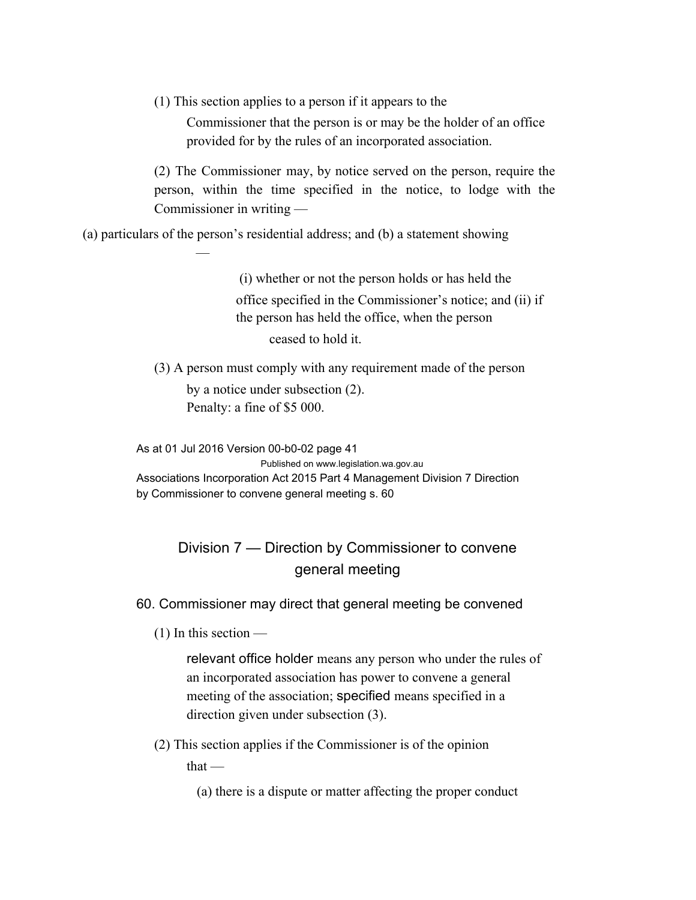(1) This section applies to a person if it appears to the Commissioner that the person is or may be the holder of an office provided for by the rules of an incorporated association.

(2) The Commissioner may, by notice served on the person, require the person, within the time specified in the notice, to lodge with the Commissioner in writing —

(a) particulars of the person's residential address; and (b) a statement showing —

(i) whether or not the person holds or has held the office specified in the Commissioner's notice; and (ii) if the person has held the office, when the person ceased to hold it.

(3) A person must comply with any requirement made of the person by a notice under subsection (2).

Penalty: a fine of $5 000.

## Division 7 — Direction by Commissioner to convene general meeting

### 60. Commissioner may direct that general meeting be convened

(1) In this section —

relevant office holder means any person who under the rules of an incorporated association has power to convene a general meeting of the association; specified means specified in a direction given under subsection (3).

(2) This section applies if the Commissioner is of the opinion that —

(a) there is a dispute or matter affecting the proper conduct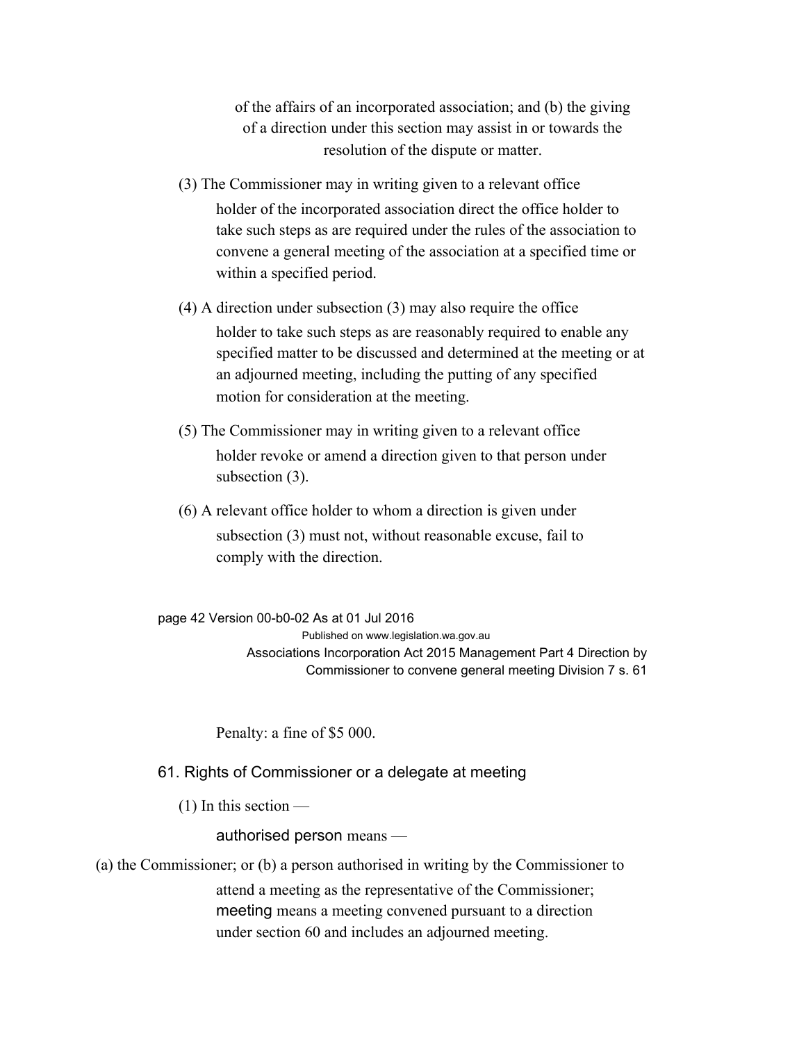of the affairs of an incorporated association; and (b) the giving of a direction under this section may assist in or towards the resolution of the dispute or matter.

(3) The Commissioner may in writing given to a relevant office holder of the incorporated association direct the office holder to take such steps as are required under the rules of the association to convene a general meeting of the association at a specified time or within a specified period.

(4) A direction under subsection (3) may also require the office holder to take such steps as are reasonably required to enable any specified matter to be discussed and determined at the meeting or at an adjourned meeting, including the putting of any specified motion for consideration at the meeting.

(5) The Commissioner may in writing given to a relevant office holder revoke or amend a direction given to that person under subsection (3).

(6) A relevant office holder to whom a direction is given under subsection (3) must not, without reasonable excuse, fail to comply with the direction.

Penalty: a fine of $5 000.

## 61. Rights of Commissioner or a delegate at meeting

(1) In this section —

**authorised person** means —

(a) the Commissioner; or (b) a person authorised in writing by the Commissioner to attend a meeting as the representative of the Commissioner;

**meeting** means a meeting convened pursuant to a direction under section 60 and includes an adjourned meeting.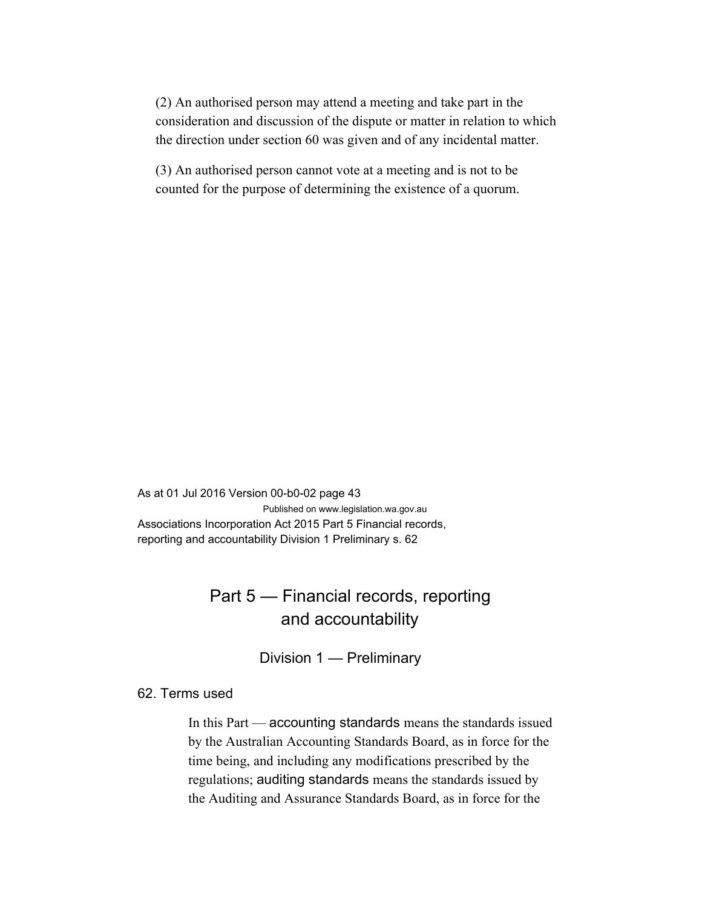(2) An authorised person may attend a meeting and take part in the consideration and discussion of the dispute or matter in relation to which the direction under section 60 was given and of any incidental matter.

(3) An authorised person cannot vote at a meeting and is not to be counted for the purpose of determining the existence of a quorum.

# Part 5 — Financial records, reporting and accountability

## Division 1 — Preliminary

### 62. Terms used

In this Part — **accounting standards** means the standards issued by the Australian Accounting Standards Board, as in force for the time being, and including any modifications prescribed by the regulations; **auditing standards** means the standards issued by the Auditing and Assurance Standards Board, as in force for the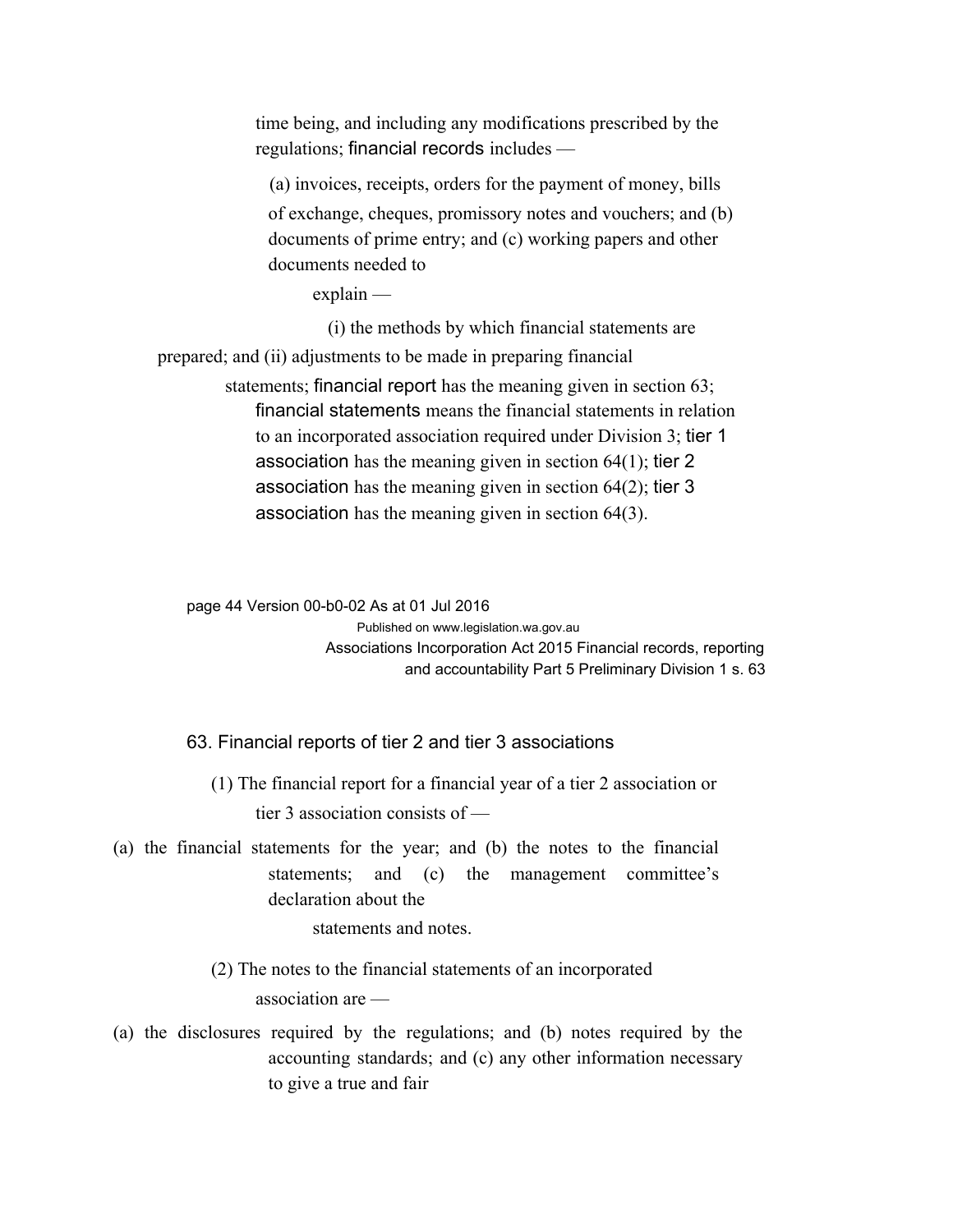time being, and including any modifications prescribed by the regulations; **financial records** includes —

(a) invoices, receipts, orders for the payment of money, bills of exchange, cheques, promissory notes and vouchers; and (b) documents of prime entry; and (c) working papers and other documents needed to

explain —

(i) the methods by which financial statements are prepared; and (ii) adjustments to be made in preparing financial statements; **financial report** has the meaning given in section 63; **financial statements** means the financial statements in relation to an incorporated association required under Division 3; **tier 1 association** has the meaning given in section 64(1); **tier 2 association** has the meaning given in section 64(2); **tier 3 association** has the meaning given in section 64(3).

## 63. Financial reports of tier 2 and tier 3 associations

(1) The financial report for a financial year of a tier 2 association or tier 3 association consists of —

(a) the financial statements for the year; and (b) the notes to the financial statements; and (c) the management committee's declaration about the statements and notes.

(2) The notes to the financial statements of an incorporated association are —

(a) the disclosures required by the regulations; and (b) notes required by the accounting standards; and (c) any other information necessary to give a true and fair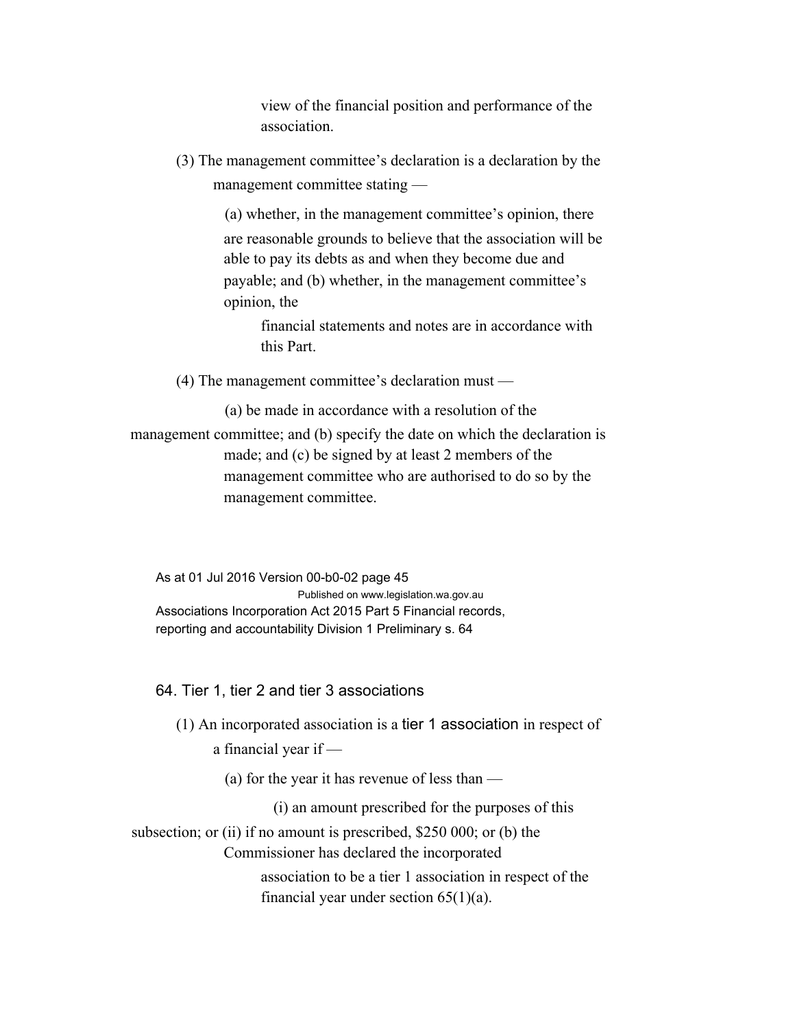view of the financial position and performance of the association.

(3) The management committee's declaration is a declaration by the management committee stating —

(a) whether, in the management committee's opinion, there are reasonable grounds to believe that the association will be able to pay its debts as and when they become due and payable; and

(b) whether, in the management committee's opinion, the financial statements and notes are in accordance with this Part.

(4) The management committee's declaration must —

(a) be made in accordance with a resolution of the management committee; and

(b) specify the date on which the declaration is made; and

(c) be signed by at least 2 members of the management committee who are authorised to do so by the management committee.

## 64. Tier 1, tier 2 and tier 3 associations

(1) An incorporated association is a **tier 1 association** in respect of a financial year if —

(a) for the year it has revenue of less than —

(i) an amount prescribed for the purposes of this subsection; or

(ii) if no amount is prescribed, $250 000;

or

(b) the Commissioner has declared the incorporated association to be a tier 1 association in respect of the financial year under section 65(1)(a).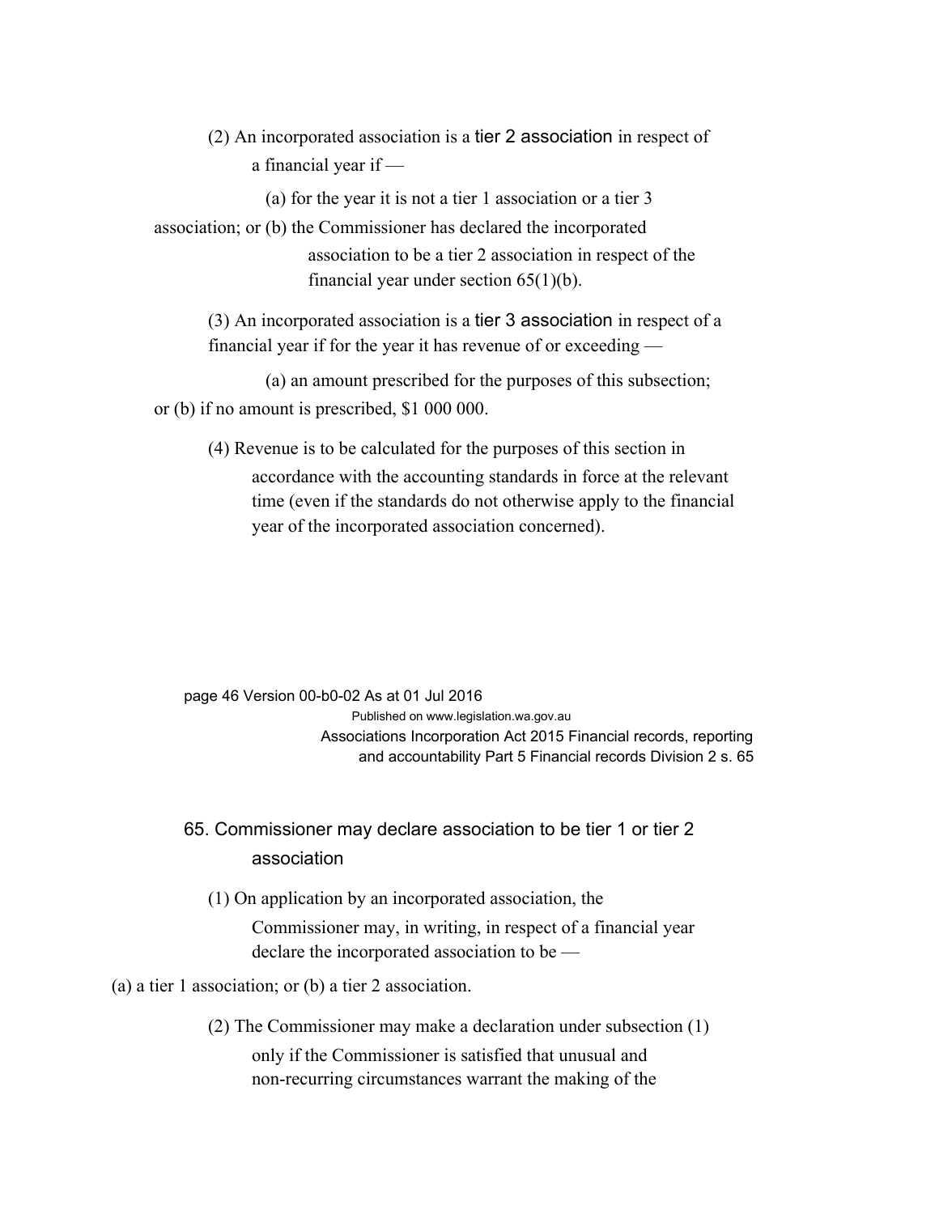(2) An incorporated association is a **tier 2 association** in respect of a financial year if —

(a) for the year it is not a tier 1 association or a tier 3 association; or

(b) the Commissioner has declared the incorporated association to be a tier 2 association in respect of the financial year under section 65(1)(b).

(3) An incorporated association is a **tier 3 association** in respect of a financial year if for the year it has revenue of or exceeding —

(a) an amount prescribed for the purposes of this subsection; or

(b) if no amount is prescribed, $1 000 000.

(4) Revenue is to be calculated for the purposes of this section in accordance with the accounting standards in force at the relevant time (even if the standards do not otherwise apply to the financial year of the incorporated association concerned).

## 65. Commissioner may declare association to be tier 1 or tier 2 association

(1) On application by an incorporated association, the Commissioner may, in writing, in respect of a financial year declare the incorporated association to be —

(a) a tier 1 association; or

(b) a tier 2 association.

(2) The Commissioner may make a declaration under subsection (1) only if the Commissioner is satisfied that unusual and non-recurring circumstances warrant the making of the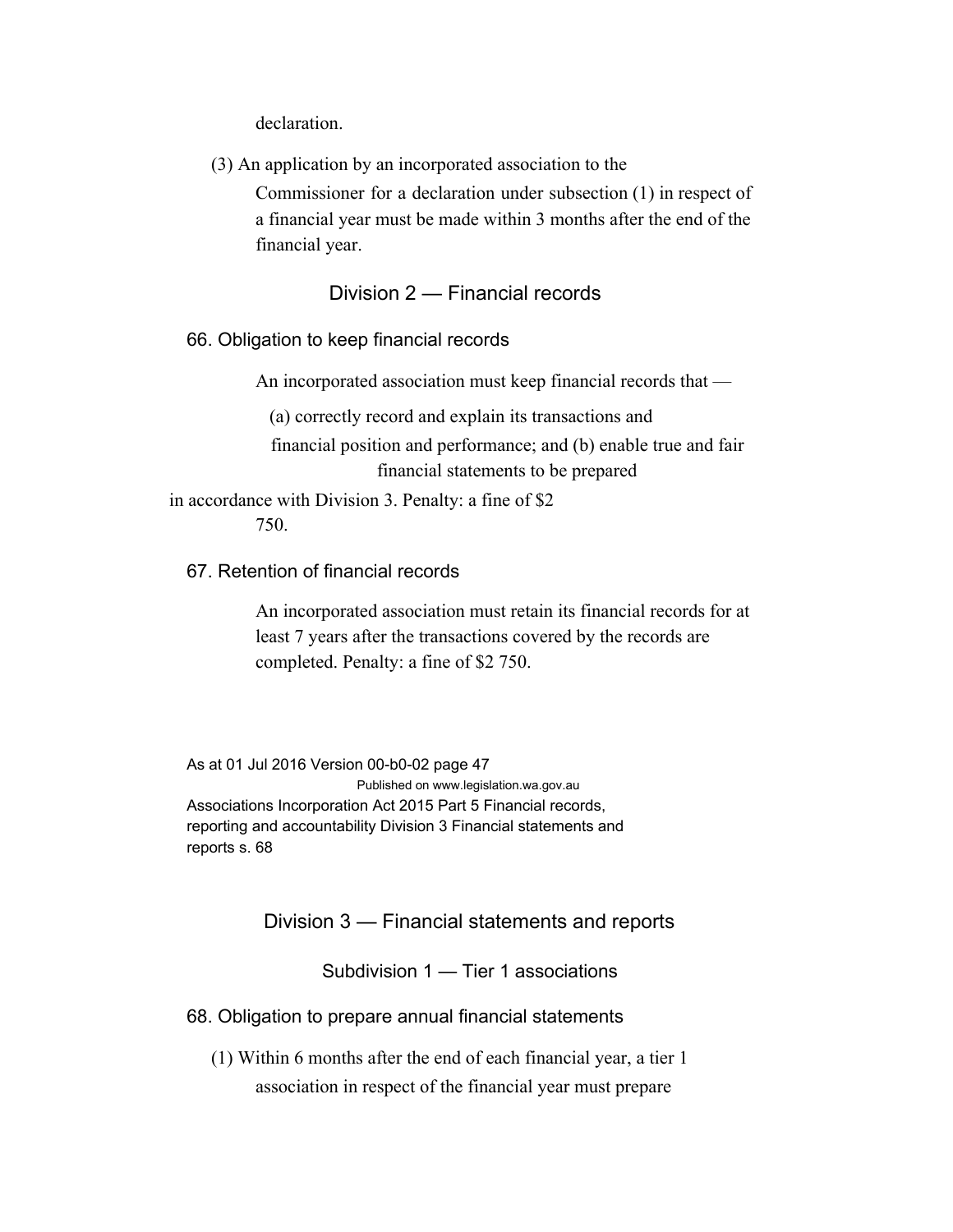declaration.

(3) An application by an incorporated association to the Commissioner for a declaration under subsection (1) in respect of a financial year must be made within 3 months after the end of the financial year.

## Division 2 — Financial records

### 66. Obligation to keep financial records

An incorporated association must keep financial records that —

(a) correctly record and explain its transactions and financial position and performance; and

(b) enable true and fair financial statements to be prepared in accordance with Division 3.

Penalty: a fine of $2 750.

### 67. Retention of financial records

An incorporated association must retain its financial records for at least 7 years after the transactions covered by the records are completed. Penalty: a fine of $2 750.

## Division 3 — Financial statements and reports

### Subdivision 1 — Tier 1 associations

### 68. Obligation to prepare annual financial statements

(1) Within 6 months after the end of each financial year, a tier 1 association in respect of the financial year must prepare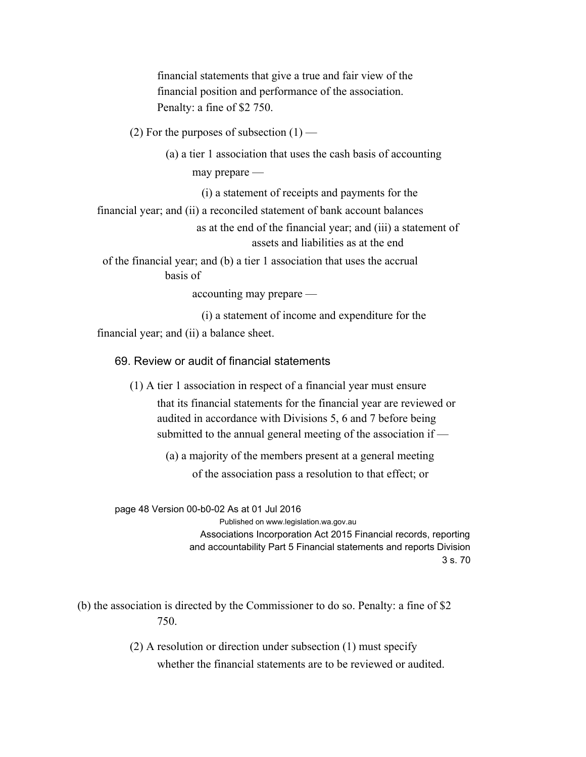financial statements that give a true and fair view of the financial position and performance of the association.

Penalty: a fine of $2 750.

(2) For the purposes of subsection (1) —

(a) a tier 1 association that uses the cash basis of accounting may prepare —

(i) a statement of receipts and payments for the financial year; and

(ii) a reconciled statement of bank account balances as at the end of the financial year; and

(iii) a statement of assets and liabilities as at the end of the financial year;

and

(b) a tier 1 association that uses the accrual basis of accounting may prepare —

(i) a statement of income and expenditure for the financial year; and

(ii) a balance sheet.

## 69. Review or audit of financial statements

(1) A tier 1 association in respect of a financial year must ensure that its financial statements for the financial year are reviewed or audited in accordance with Divisions 5, 6 and 7 before being submitted to the annual general meeting of the association if —

(a) a majority of the members present at a general meeting of the association pass a resolution to that effect; or

(b) the association is directed by the Commissioner to do so.

Penalty: a fine of $2 750.

(2) A resolution or direction under subsection (1) must specify whether the financial statements are to be reviewed or audited.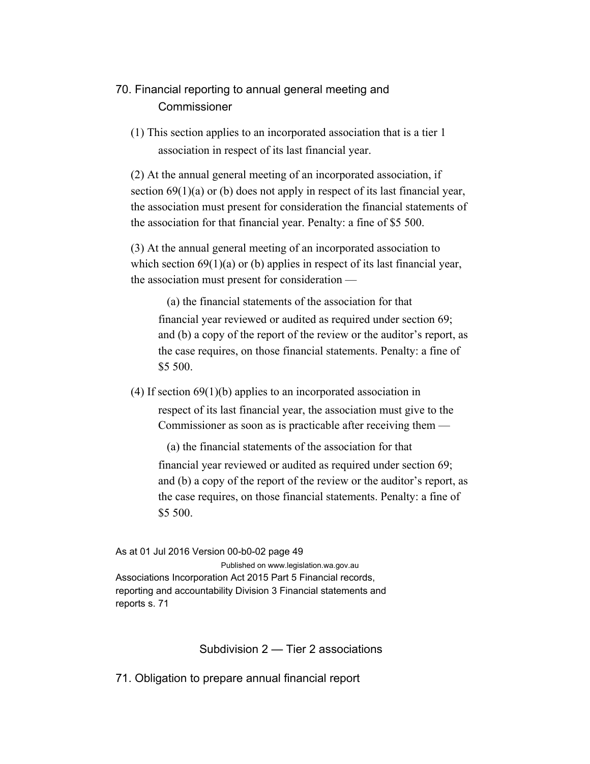## 70. Financial reporting to annual general meeting and Commissioner

(1) This section applies to an incorporated association that is a tier 1 association in respect of its last financial year.

(2) At the annual general meeting of an incorporated association, if section 69(1)(a) or (b) does not apply in respect of its last financial year, the association must present for consideration the financial statements of the association for that financial year. Penalty: a fine of $5 500.

(3) At the annual general meeting of an incorporated association to which section 69(1)(a) or (b) applies in respect of its last financial year, the association must present for consideration —

(a) the financial statements of the association for that financial year reviewed or audited as required under section 69; and (b) a copy of the report of the review or the auditor's report, as the case requires, on those financial statements. Penalty: a fine of $5 500.

(4) If section 69(1)(b) applies to an incorporated association in respect of its last financial year, the association must give to the Commissioner as soon as is practicable after receiving them —

(a) the financial statements of the association for that financial year reviewed or audited as required under section 69; and (b) a copy of the report of the review or the auditor's report, as the case requires, on those financial statements. Penalty: a fine of $5 500.

### Subdivision 2 — Tier 2 associations

## 71. Obligation to prepare annual financial report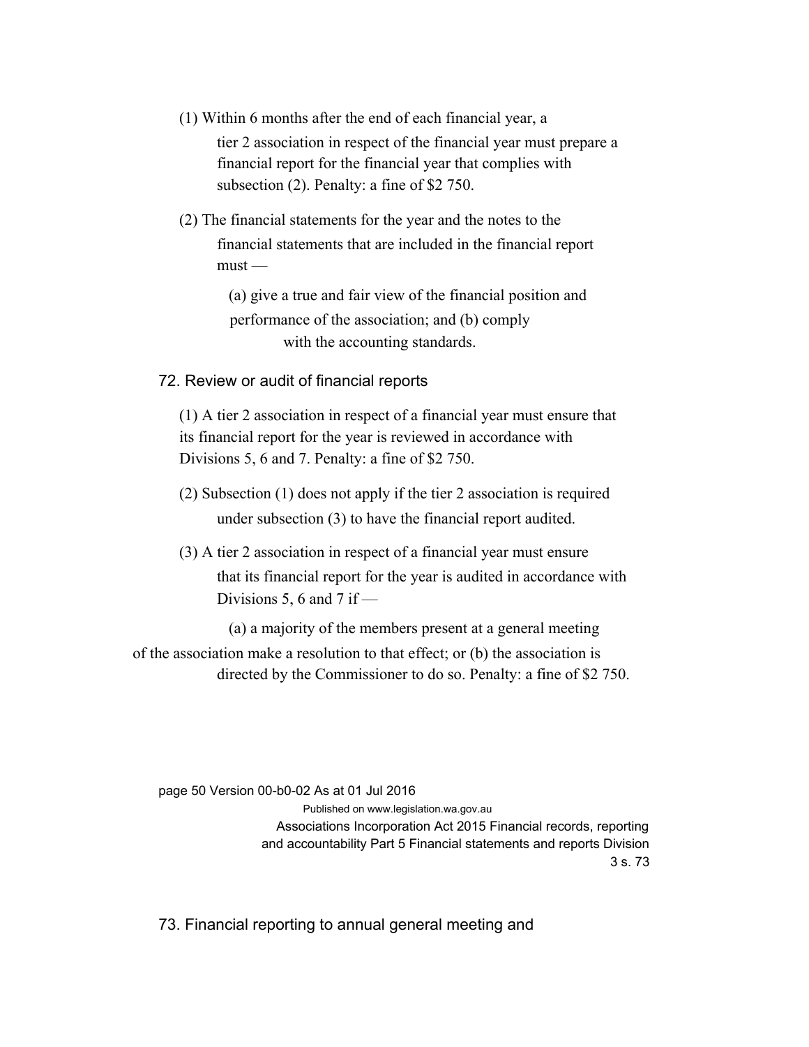(1) Within 6 months after the end of each financial year, a tier 2 association in respect of the financial year must prepare a financial report for the financial year that complies with subsection (2). Penalty: a fine of $2 750.

(2) The financial statements for the year and the notes to the financial statements that are included in the financial report must —

(a) give a true and fair view of the financial position and performance of the association; and (b) comply with the accounting standards.

## 72. Review or audit of financial reports

(1) A tier 2 association in respect of a financial year must ensure that its financial report for the year is reviewed in accordance with Divisions 5, 6 and 7. Penalty: a fine of $2 750.

(2) Subsection (1) does not apply if the tier 2 association is required under subsection (3) to have the financial report audited.

(3) A tier 2 association in respect of a financial year must ensure that its financial report for the year is audited in accordance with Divisions 5, 6 and 7 if —

(a) a majority of the members present at a general meeting of the association make a resolution to that effect; or (b) the association is directed by the Commissioner to do so. Penalty: a fine of $2 750.

## 73. Financial reporting to annual general meeting and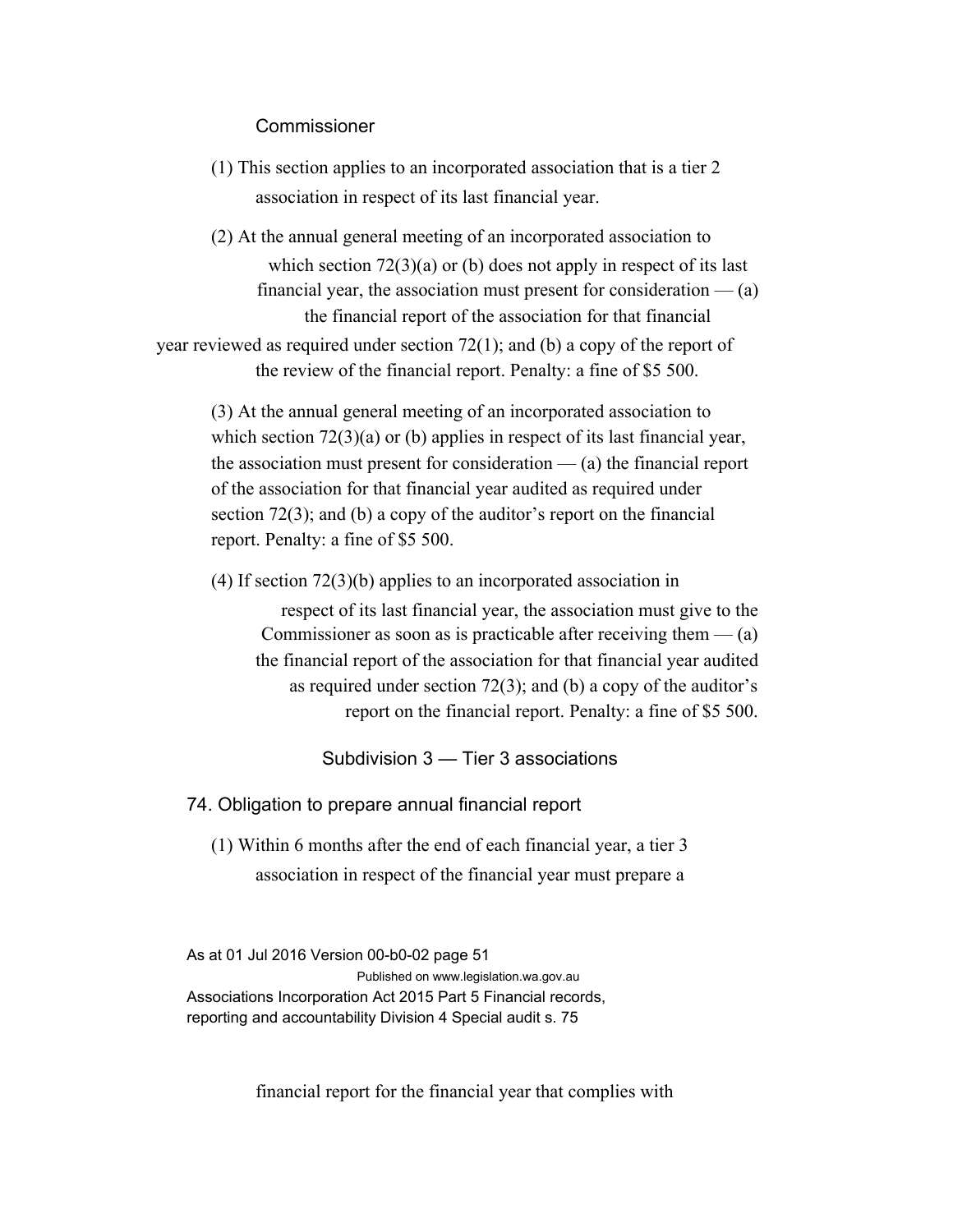Commissioner

(1) This section applies to an incorporated association that is a tier 2 association in respect of its last financial year.

(2) At the annual general meeting of an incorporated association to which section 72(3)(a) or (b) does not apply in respect of its last financial year, the association must present for consideration — (a) the financial report of the association for that financial year reviewed as required under section 72(1); and (b) a copy of the report of the review of the financial report. Penalty: a fine of $5 500.

(3) At the annual general meeting of an incorporated association to which section 72(3)(a) or (b) applies in respect of its last financial year, the association must present for consideration — (a) the financial report of the association for that financial year audited as required under section 72(3); and (b) a copy of the auditor's report on the financial report. Penalty: a fine of $5 500.

(4) If section 72(3)(b) applies to an incorporated association in respect of its last financial year, the association must give to the Commissioner as soon as is practicable after receiving them — (a) the financial report of the association for that financial year audited as required under section 72(3); and (b) a copy of the auditor's report on the financial report. Penalty: a fine of $5 500.

### Subdivision 3 — Tier 3 associations

#### 74. Obligation to prepare annual financial report

(1) Within 6 months after the end of each financial year, a tier 3 association in respect of the financial year must prepare a financial report for the financial year that complies with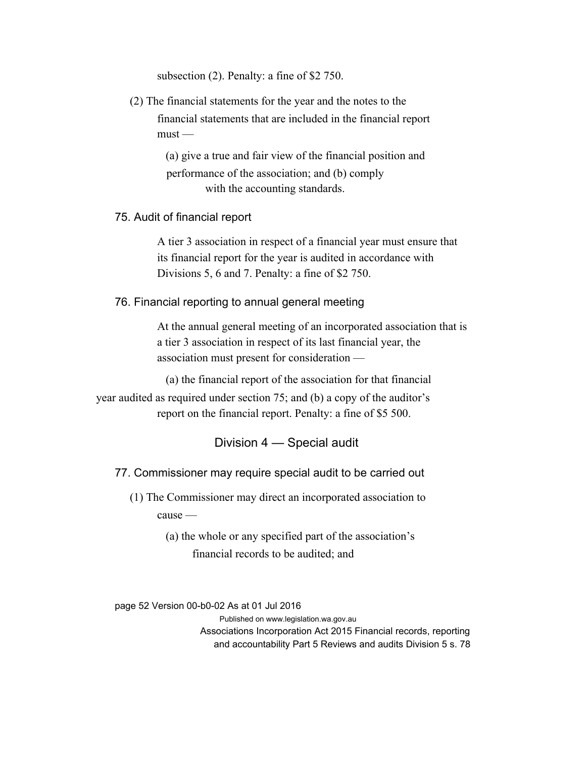subsection (2). Penalty: a fine of $2 750.

(2) The financial statements for the year and the notes to the financial statements that are included in the financial report must —

(a) give a true and fair view of the financial position and performance of the association; and (b) comply with the accounting standards.

### 75. Audit of financial report

A tier 3 association in respect of a financial year must ensure that its financial report for the year is audited in accordance with Divisions 5, 6 and 7. Penalty: a fine of $2 750.

### 76. Financial reporting to annual general meeting

At the annual general meeting of an incorporated association that is a tier 3 association in respect of its last financial year, the association must present for consideration —

(a) the financial report of the association for that financial year audited as required under section 75; and (b) a copy of the auditor's report on the financial report. Penalty: a fine of $5 500.

## Division 4 — Special audit

### 77. Commissioner may require special audit to be carried out

(1) The Commissioner may direct an incorporated association to cause —

(a) the whole or any specified part of the association's financial records to be audited; and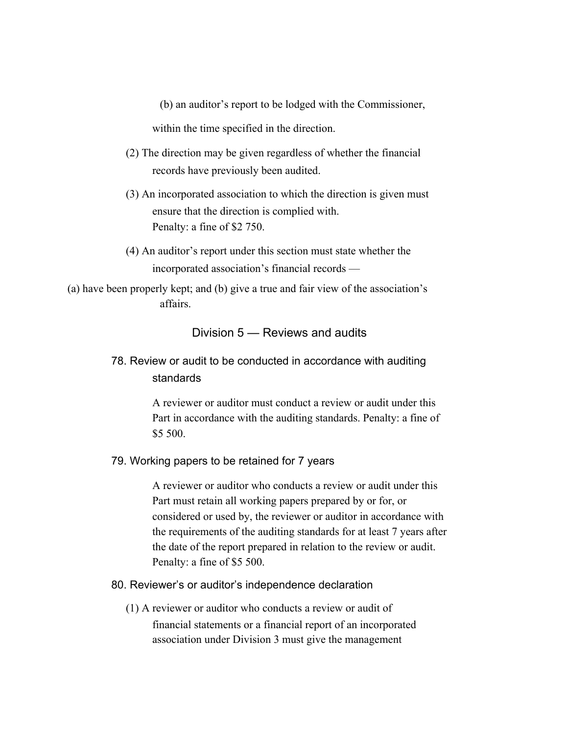(b) an auditor's report to be lodged with the Commissioner,

within the time specified in the direction.

(2) The direction may be given regardless of whether the financial records have previously been audited.

(3) An incorporated association to which the direction is given must ensure that the direction is complied with.
Penalty: a fine of $2 750.

(4) An auditor's report under this section must state whether the incorporated association's financial records —

(a) have been properly kept; and (b) give a true and fair view of the association's affairs.

## Division 5 — Reviews and audits

### 78. Review or audit to be conducted in accordance with auditing standards

A reviewer or auditor must conduct a review or audit under this Part in accordance with the auditing standards. Penalty: a fine of $5 500.

### 79. Working papers to be retained for 7 years

A reviewer or auditor who conducts a review or audit under this Part must retain all working papers prepared by or for, or considered or used by, the reviewer or auditor in accordance with the requirements of the auditing standards for at least 7 years after the date of the report prepared in relation to the review or audit.
Penalty: a fine of $5 500.

### 80. Reviewer's or auditor's independence declaration

(1) A reviewer or auditor who conducts a review or audit of financial statements or a financial report of an incorporated association under Division 3 must give the management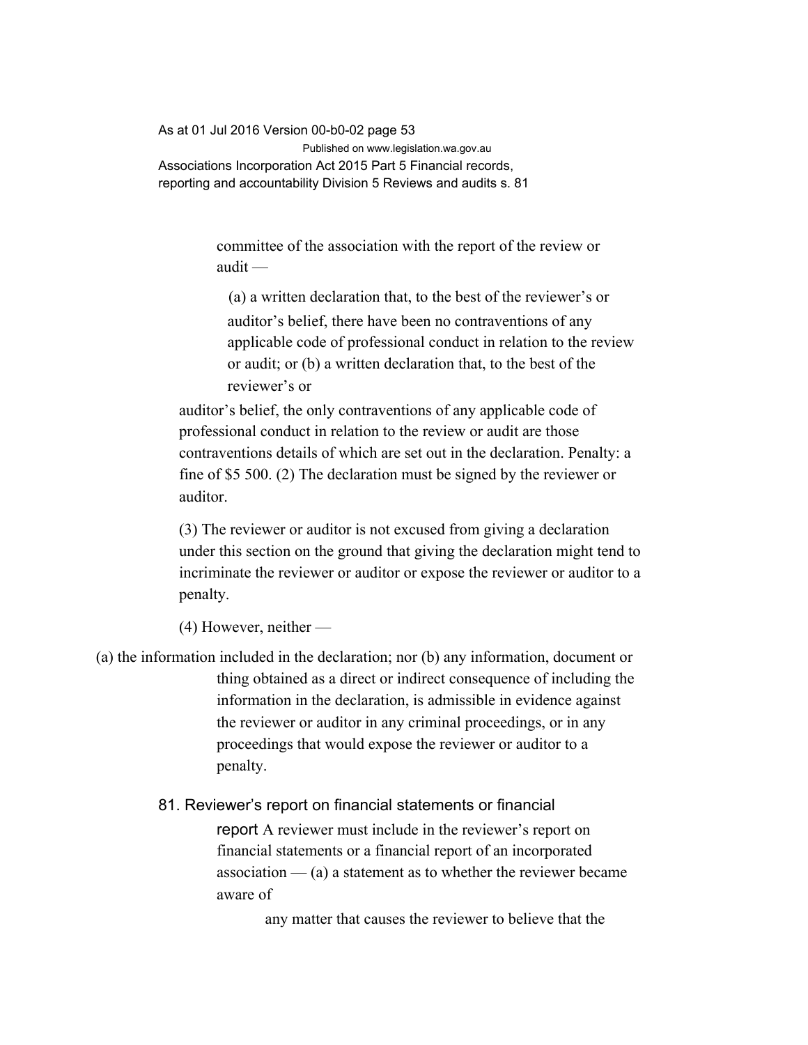committee of the association with the report of the review or audit —

(a) a written declaration that, to the best of the reviewer's or auditor's belief, there have been no contraventions of any applicable code of professional conduct in relation to the review or audit; or

(b) a written declaration that, to the best of the reviewer's or auditor's belief, the only contraventions of any applicable code of professional conduct in relation to the review or audit are those contraventions details of which are set out in the declaration.

Penalty: a fine of $5 500.

(2) The declaration must be signed by the reviewer or auditor.

(3) The reviewer or auditor is not excused from giving a declaration under this section on the ground that giving the declaration might tend to incriminate the reviewer or auditor or expose the reviewer or auditor to a penalty.

(4) However, neither —

(a) the information included in the declaration; nor

(b) any information, document or thing obtained as a direct or indirect consequence of including the information in the declaration,

is admissible in evidence against the reviewer or auditor in any criminal proceedings, or in any proceedings that would expose the reviewer or auditor to a penalty.

### 81. Reviewer's report on financial statements or financial report

A reviewer must include in the reviewer's report on financial statements or a financial report of an incorporated association —

(a) a statement as to whether the reviewer became aware of any matter that causes the reviewer to believe that the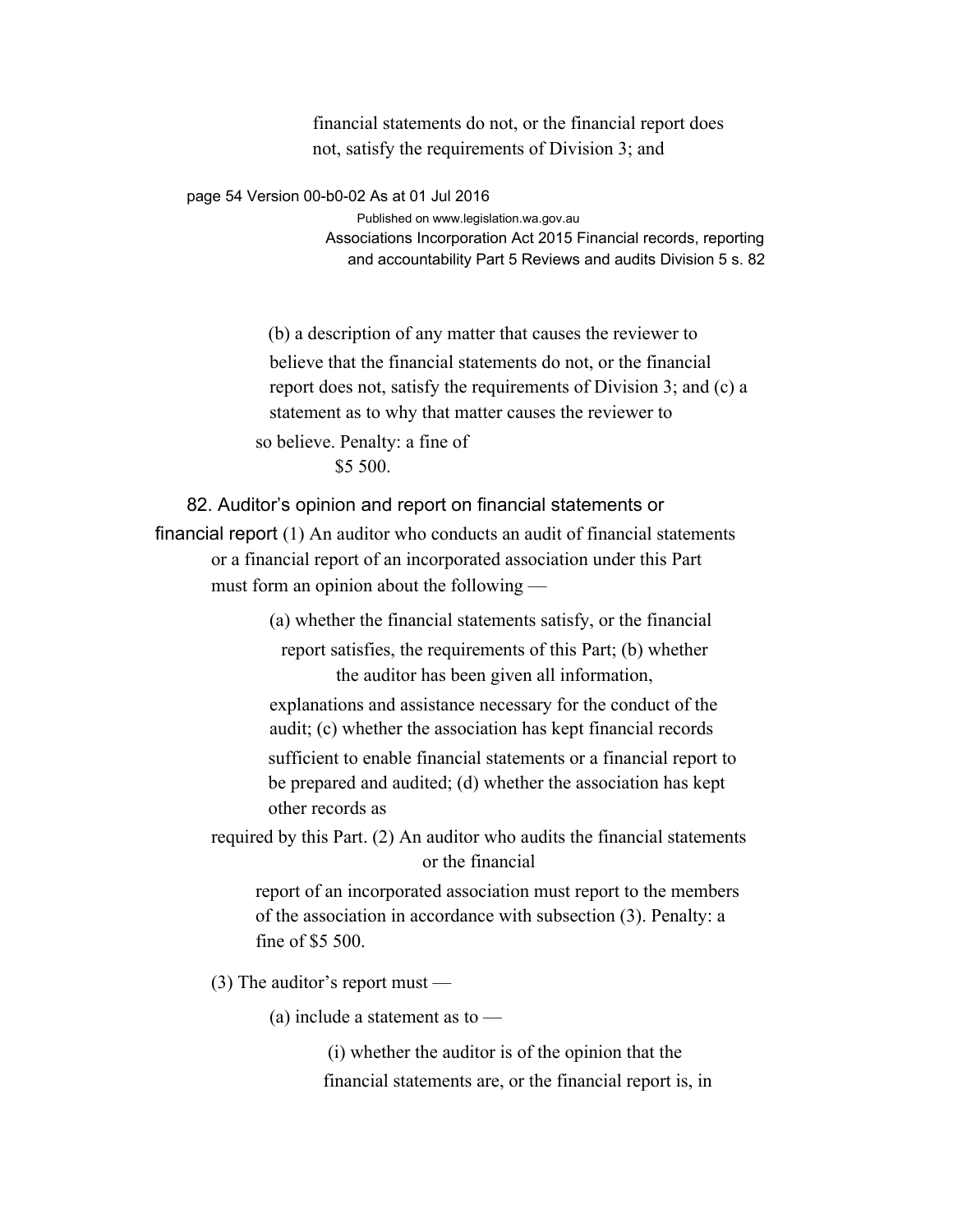financial statements do not, or the financial report does not, satisfy the requirements of Division 3; and

(b) a description of any matter that causes the reviewer to believe that the financial statements do not, or the financial report does not, satisfy the requirements of Division 3; and

(c) a statement as to why that matter causes the reviewer to so believe.

Penalty: a fine of $5 500.

### 82. Auditor's opinion and report on financial statements or financial report

(1) An auditor who conducts an audit of financial statements or a financial report of an incorporated association under this Part must form an opinion about the following —

(a) whether the financial statements satisfy, or the financial report satisfies, the requirements of this Part;

(b) whether the auditor has been given all information, explanations and assistance necessary for the conduct of the audit;

(c) whether the association has kept financial records sufficient to enable financial statements or a financial report to be prepared and audited;

(d) whether the association has kept other records as required by this Part.

(2) An auditor who audits the financial statements or the financial report of an incorporated association must report to the members of the association in accordance with subsection (3).

Penalty: a fine of $5 500.

(3) The auditor's report must —

(a) include a statement as to —

(i) whether the auditor is of the opinion that the financial statements are, or the financial report is, in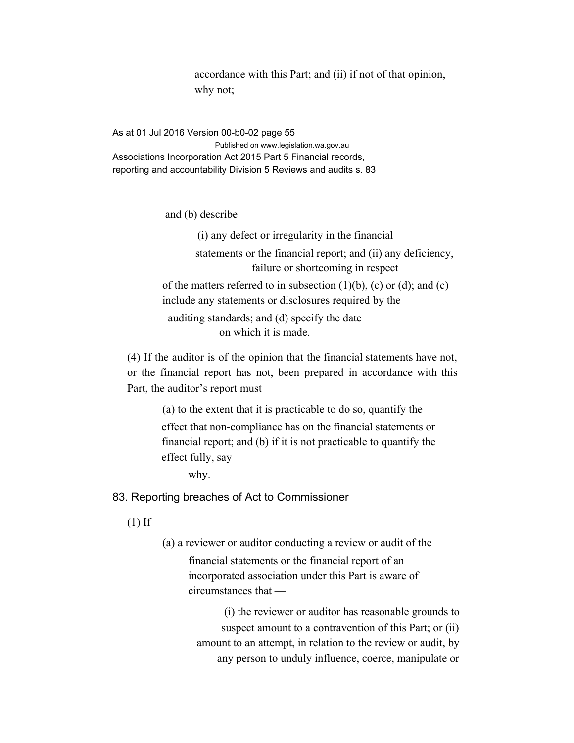accordance with this Part; and (ii) if not of that opinion, why not;

and (b) describe —

(i) any defect or irregularity in the financial statements or the financial report; and (ii) any deficiency, failure or shortcoming in respect of the matters referred to in subsection (1)(b), (c) or (d); and (c) include any statements or disclosures required by the auditing standards; and (d) specify the date on which it is made.

(4) If the auditor is of the opinion that the financial statements have not, or the financial report has not, been prepared in accordance with this Part, the auditor's report must —

(a) to the extent that it is practicable to do so, quantify the effect that non-compliance has on the financial statements or financial report; and (b) if it is not practicable to quantify the effect fully, say why.

## 83. Reporting breaches of Act to Commissioner

(1) If —

(a) a reviewer or auditor conducting a review or audit of the financial statements or the financial report of an incorporated association under this Part is aware of circumstances that —

(i) the reviewer or auditor has reasonable grounds to suspect amount to a contravention of this Part; or (ii) amount to an attempt, in relation to the review or audit, by any person to unduly influence, coerce, manipulate or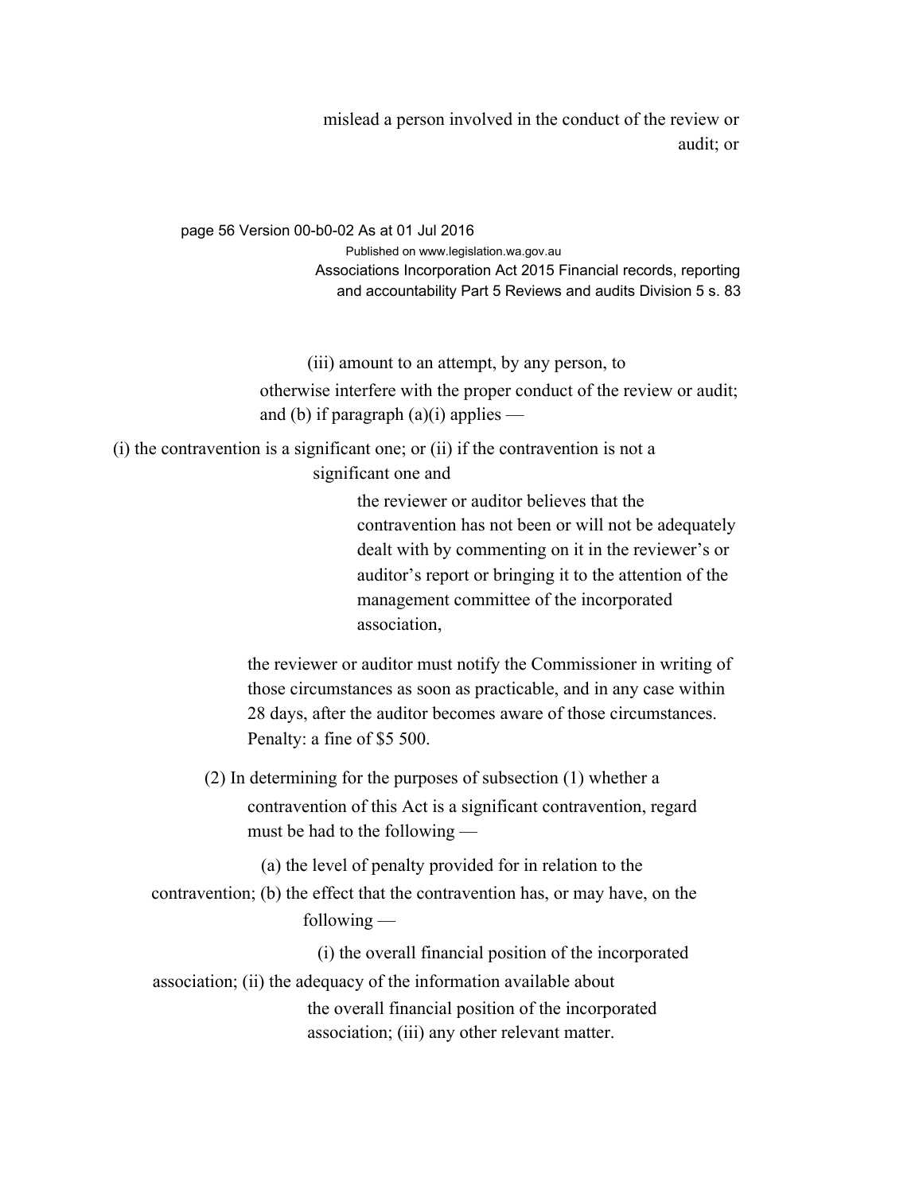mislead a person involved in the conduct of the review or audit; or

(iii) amount to an attempt, by any person, to otherwise interfere with the proper conduct of the review or audit;

and

(b) if paragraph (a)(i) applies —

(i) the contravention is a significant one; or

(ii) if the contravention is not a significant one and the reviewer or auditor believes that the contravention has not been or will not be adequately dealt with by commenting on it in the reviewer's or auditor's report or bringing it to the attention of the management committee of the incorporated association,

the reviewer or auditor must notify the Commissioner in writing of those circumstances as soon as practicable, and in any case within 28 days, after the auditor becomes aware of those circumstances.

Penalty: a fine of $5 500.

(2) In determining for the purposes of subsection (1) whether a contravention of this Act is a significant contravention, regard must be had to the following —

(a) the level of penalty provided for in relation to the contravention;

(b) the effect that the contravention has, or may have, on the following —

(i) the overall financial position of the incorporated association;

(ii) the adequacy of the information available about the overall financial position of the incorporated association;

(iii) any other relevant matter.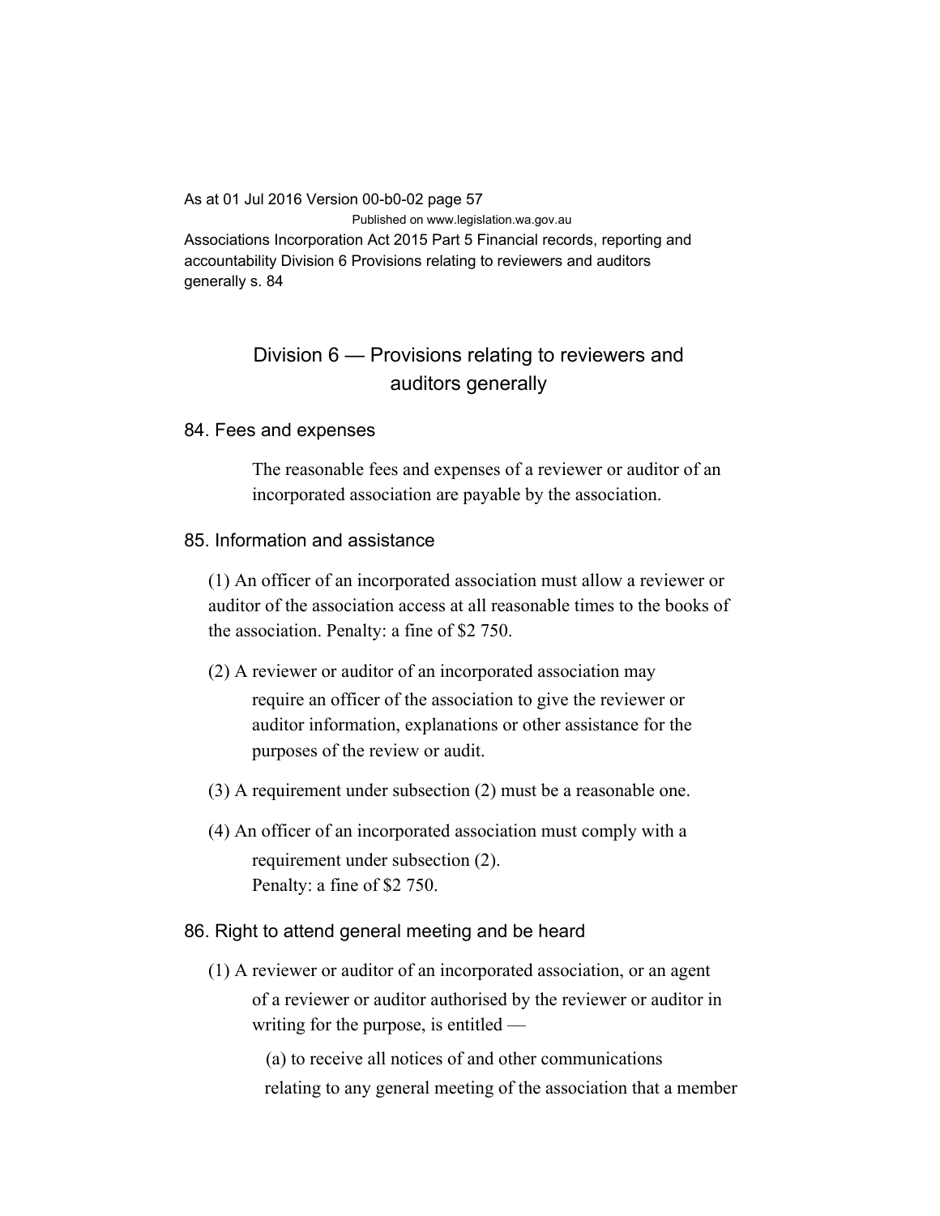## Division 6 — Provisions relating to reviewers and auditors generally

### 84. Fees and expenses

The reasonable fees and expenses of a reviewer or auditor of an incorporated association are payable by the association.

### 85. Information and assistance

(1) An officer of an incorporated association must allow a reviewer or auditor of the association access at all reasonable times to the books of the association. Penalty: a fine of $2 750.

(2) A reviewer or auditor of an incorporated association may require an officer of the association to give the reviewer or auditor information, explanations or other assistance for the purposes of the review or audit.

(3) A requirement under subsection (2) must be a reasonable one.

(4) An officer of an incorporated association must comply with a requirement under subsection (2).
Penalty: a fine of $2 750.

### 86. Right to attend general meeting and be heard

(1) A reviewer or auditor of an incorporated association, or an agent of a reviewer or auditor authorised by the reviewer or auditor in writing for the purpose, is entitled —

(a) to receive all notices of and other communications relating to any general meeting of the association that a member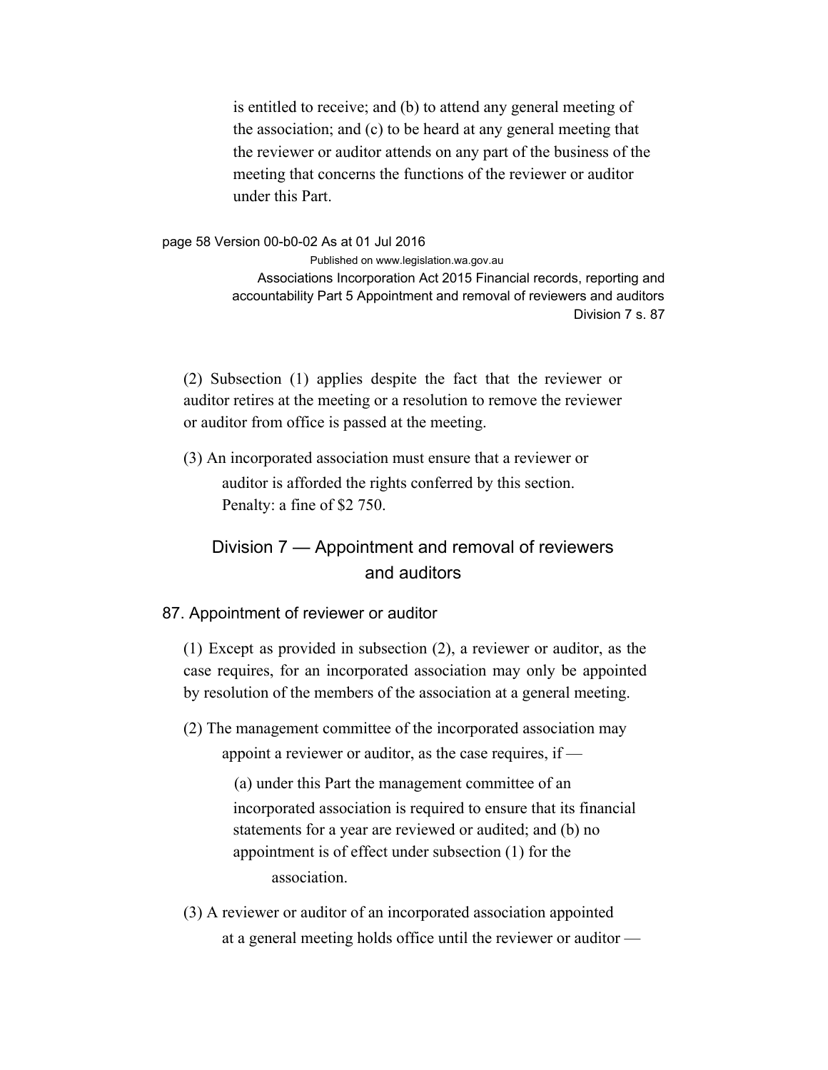is entitled to receive; and (b) to attend any general meeting of the association; and (c) to be heard at any general meeting that the reviewer or auditor attends on any part of the business of the meeting that concerns the functions of the reviewer or auditor under this Part.

(2) Subsection (1) applies despite the fact that the reviewer or auditor retires at the meeting or a resolution to remove the reviewer or auditor from office is passed at the meeting.

(3) An incorporated association must ensure that a reviewer or auditor is afforded the rights conferred by this section.
Penalty: a fine of $2 750.

## Division 7 — Appointment and removal of reviewers and auditors

### 87. Appointment of reviewer or auditor

(1) Except as provided in subsection (2), a reviewer or auditor, as the case requires, for an incorporated association may only be appointed by resolution of the members of the association at a general meeting.

(2) The management committee of the incorporated association may appoint a reviewer or auditor, as the case requires, if —

(a) under this Part the management committee of an incorporated association is required to ensure that its financial statements for a year are reviewed or audited; and (b) no appointment is of effect under subsection (1) for the association.

(3) A reviewer or auditor of an incorporated association appointed at a general meeting holds office until the reviewer or auditor —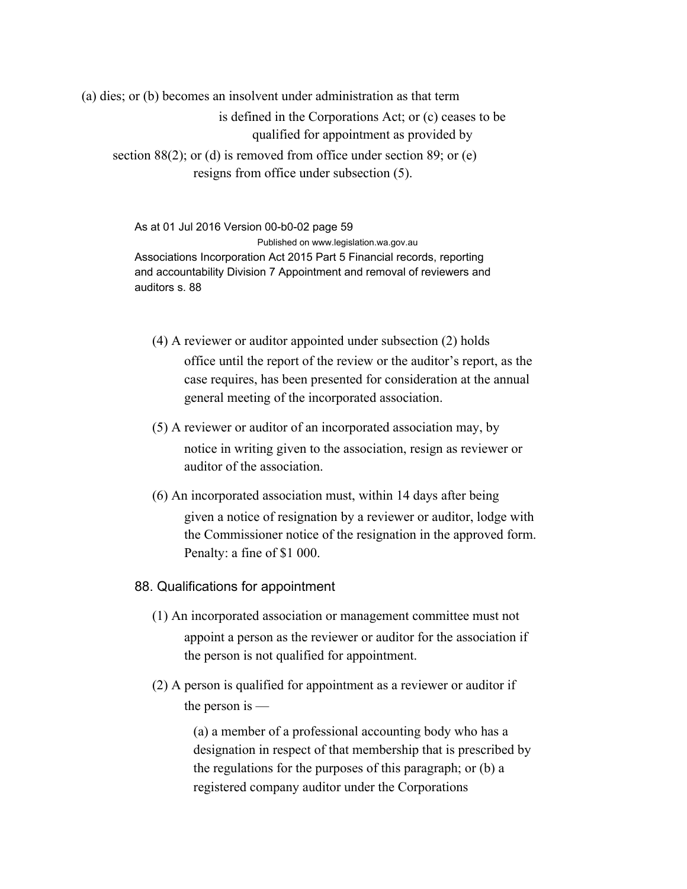(a) dies; or (b) becomes an insolvent under administration as that term is defined in the Corporations Act; or (c) ceases to be qualified for appointment as provided by section 88(2); or (d) is removed from office under section 89; or (e) resigns from office under subsection (5).

(4) A reviewer or auditor appointed under subsection (2) holds office until the report of the review or the auditor's report, as the case requires, has been presented for consideration at the annual general meeting of the incorporated association.

(5) A reviewer or auditor of an incorporated association may, by notice in writing given to the association, resign as reviewer or auditor of the association.

(6) An incorporated association must, within 14 days after being given a notice of resignation by a reviewer or auditor, lodge with the Commissioner notice of the resignation in the approved form. Penalty: a fine of $1 000.

### 88. Qualifications for appointment

(1) An incorporated association or management committee must not appoint a person as the reviewer or auditor for the association if the person is not qualified for appointment.

(2) A person is qualified for appointment as a reviewer or auditor if the person is —

(a) a member of a professional accounting body who has a designation in respect of that membership that is prescribed by the regulations for the purposes of this paragraph; or (b) a registered company auditor under the Corporations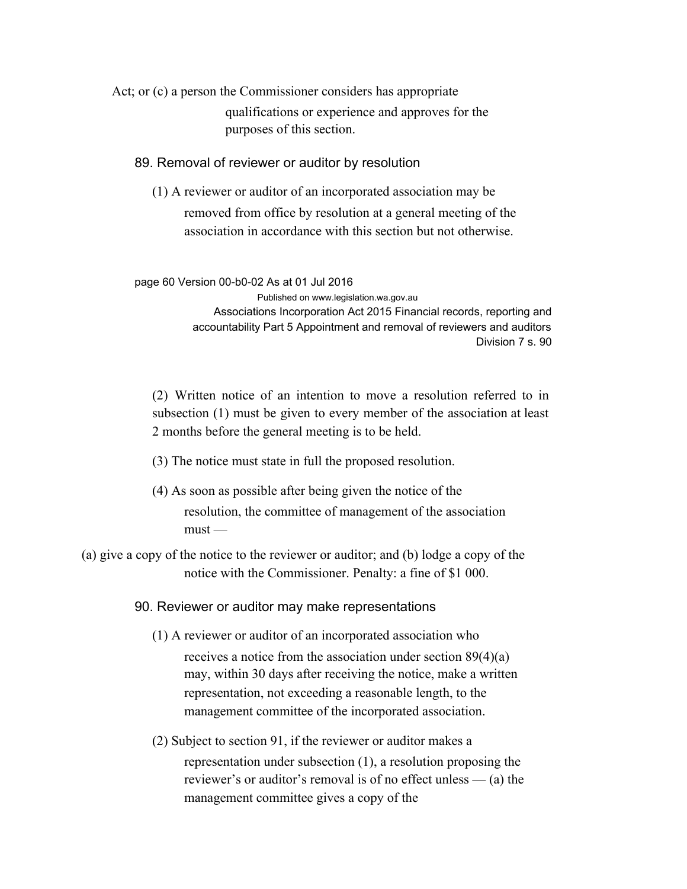Act; or (c) a person the Commissioner considers has appropriate qualifications or experience and approves for the purposes of this section.

### 89. Removal of reviewer or auditor by resolution

(1) A reviewer or auditor of an incorporated association may be removed from office by resolution at a general meeting of the association in accordance with this section but not otherwise.

(2) Written notice of an intention to move a resolution referred to in subsection (1) must be given to every member of the association at least 2 months before the general meeting is to be held.

(3) The notice must state in full the proposed resolution.

(4) As soon as possible after being given the notice of the resolution, the committee of management of the association must —

(a) give a copy of the notice to the reviewer or auditor; and (b) lodge a copy of the notice with the Commissioner. Penalty: a fine of $1 000.

### 90. Reviewer or auditor may make representations

(1) A reviewer or auditor of an incorporated association who receives a notice from the association under section 89(4)(a) may, within 30 days after receiving the notice, make a written representation, not exceeding a reasonable length, to the management committee of the incorporated association.

(2) Subject to section 91, if the reviewer or auditor makes a representation under subsection (1), a resolution proposing the reviewer's or auditor's removal is of no effect unless — (a) the management committee gives a copy of the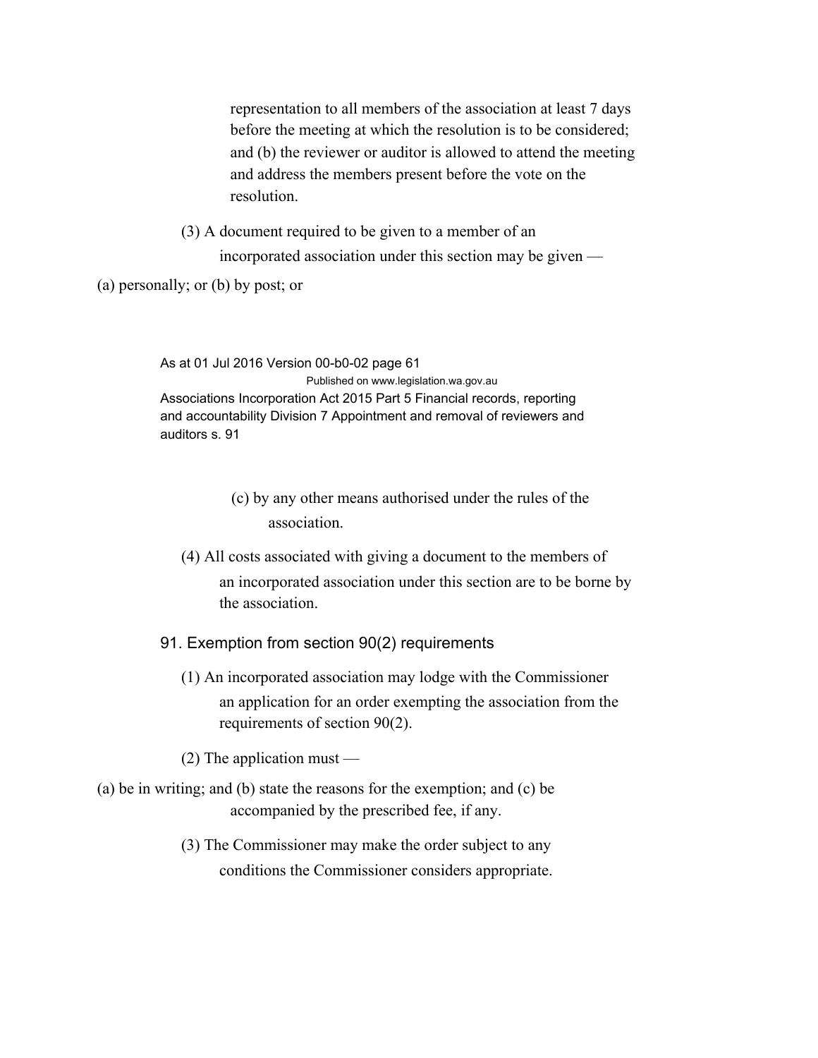representation to all members of the association at least 7 days before the meeting at which the resolution is to be considered; and (b) the reviewer or auditor is allowed to attend the meeting and address the members present before the vote on the resolution.

(3) A document required to be given to a member of an incorporated association under this section may be given —

(a) personally; or (b) by post; or

(c) by any other means authorised under the rules of the association.

(4) All costs associated with giving a document to the members of an incorporated association under this section are to be borne by the association.

## 91. Exemption from section 90(2) requirements

(1) An incorporated association may lodge with the Commissioner an application for an order exempting the association from the requirements of section 90(2).

(2) The application must —

(a) be in writing; and (b) state the reasons for the exemption; and (c) be accompanied by the prescribed fee, if any.

(3) The Commissioner may make the order subject to any conditions the Commissioner considers appropriate.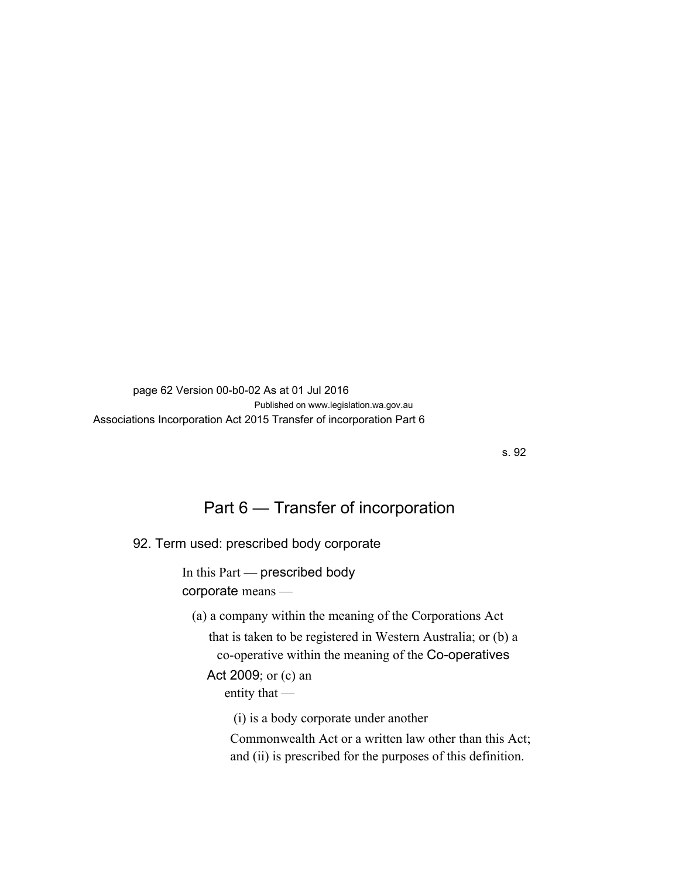## Part 6 — Transfer of incorporation

### 92. Term used: prescribed body corporate

In this Part — **prescribed body corporate** means —

(a) a company within the meaning of the Corporations Act that is taken to be registered in Western Australia; or

(b) a co-operative within the meaning of the *Co-operatives Act 2009*; or

(c) an entity that —

(i) is a body corporate under another Commonwealth Act or a written law other than this Act;

and

(ii) is prescribed for the purposes of this definition.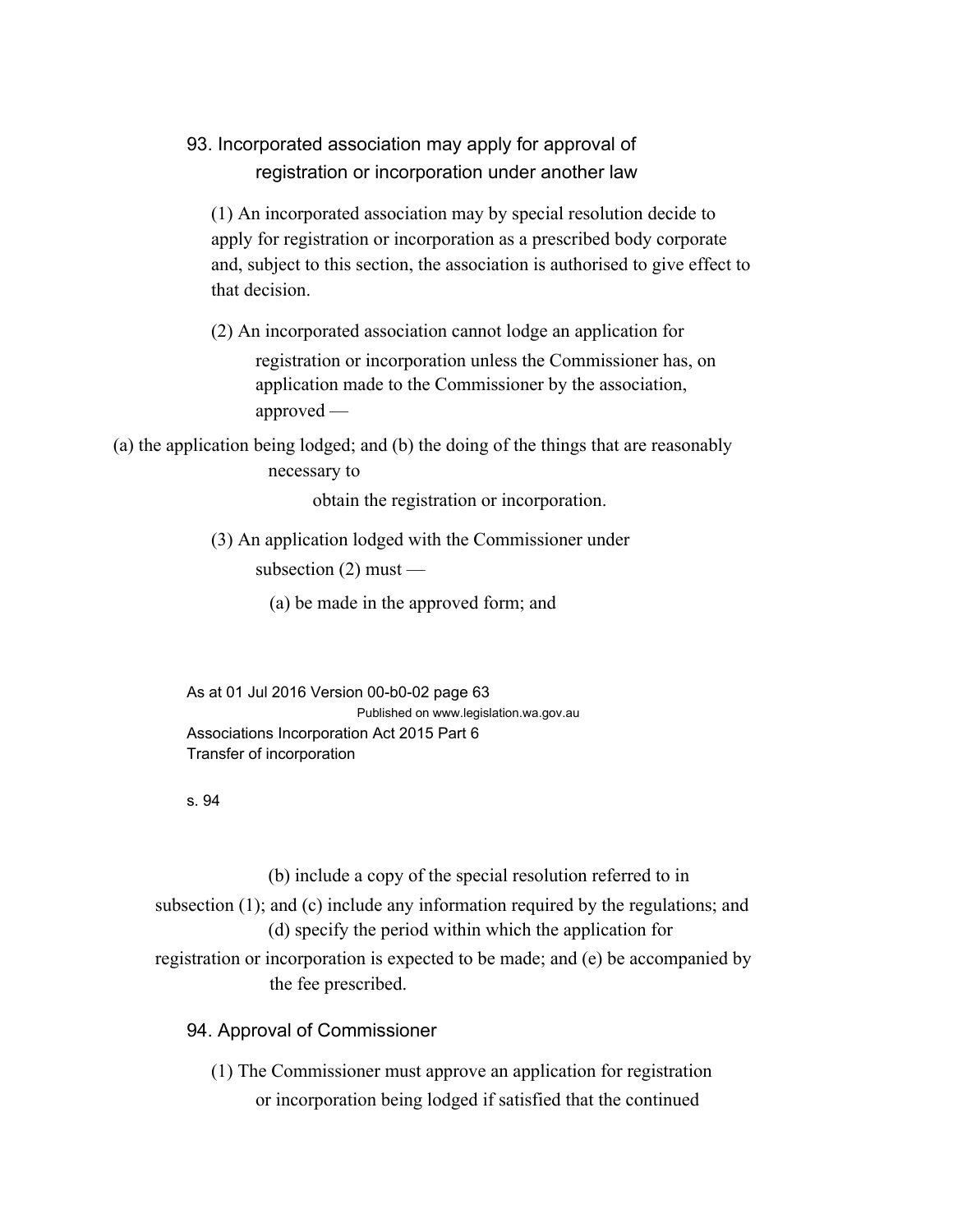### 93. Incorporated association may apply for approval of registration or incorporation under another law

(1) An incorporated association may by special resolution decide to apply for registration or incorporation as a prescribed body corporate and, subject to this section, the association is authorised to give effect to that decision.

(2) An incorporated association cannot lodge an application for registration or incorporation unless the Commissioner has, on application made to the Commissioner by the association, approved —

(a) the application being lodged; and

(b) the doing of the things that are reasonably necessary to obtain the registration or incorporation.

(3) An application lodged with the Commissioner under subsection (2) must —

(a) be made in the approved form; and

(b) include a copy of the special resolution referred to in subsection (1); and

(c) include any information required by the regulations; and

(d) specify the period within which the application for registration or incorporation is expected to be made; and

(e) be accompanied by the fee prescribed.

### 94. Approval of Commissioner

(1) The Commissioner must approve an application for registration or incorporation being lodged if satisfied that the continued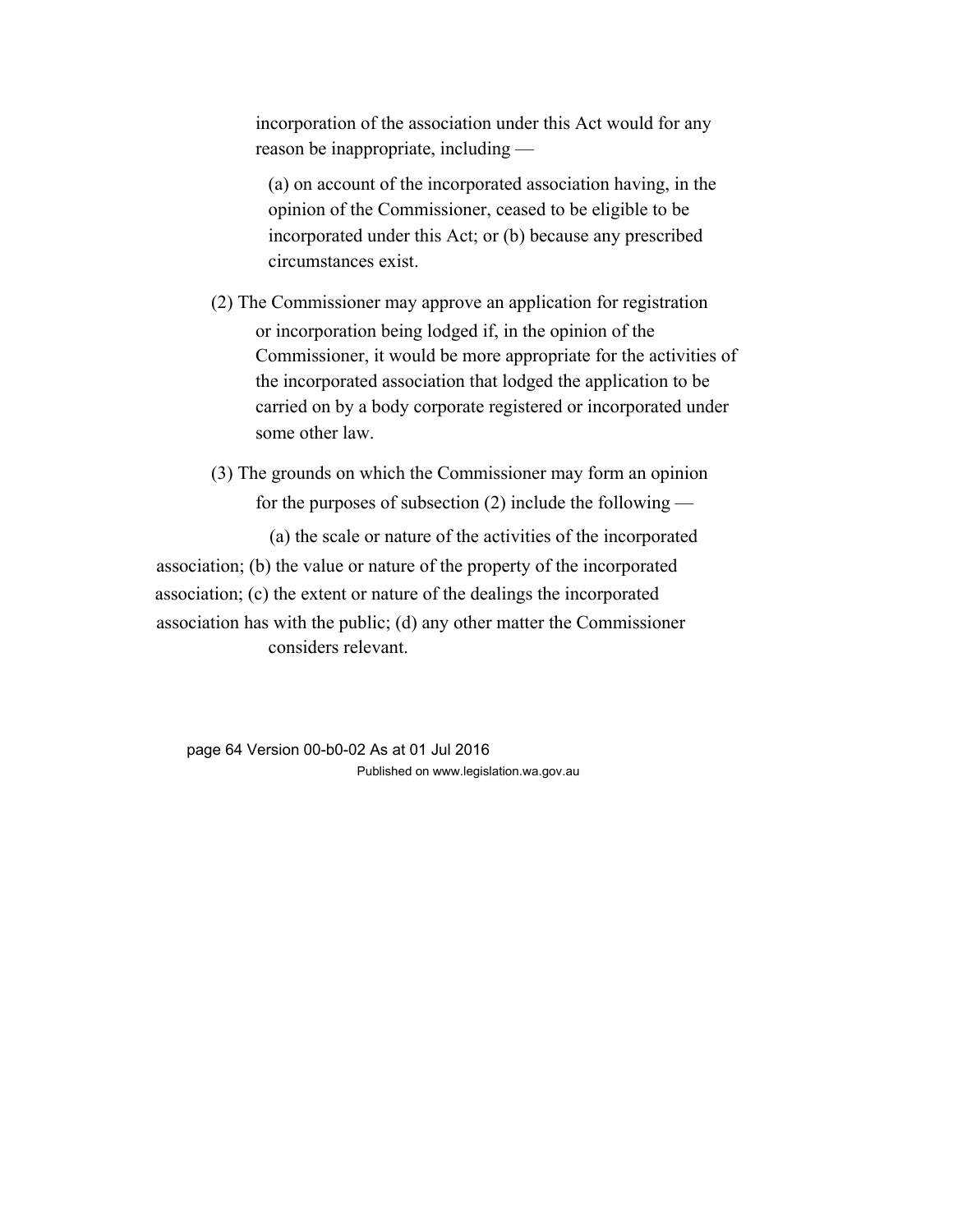incorporation of the association under this Act would for any reason be inappropriate, including —

(a) on account of the incorporated association having, in the opinion of the Commissioner, ceased to be eligible to be incorporated under this Act; or (b) because any prescribed circumstances exist.

(2) The Commissioner may approve an application for registration or incorporation being lodged if, in the opinion of the Commissioner, it would be more appropriate for the activities of the incorporated association that lodged the application to be carried on by a body corporate registered or incorporated under some other law.

(3) The grounds on which the Commissioner may form an opinion for the purposes of subsection (2) include the following —

(a) the scale or nature of the activities of the incorporated association; (b) the value or nature of the property of the incorporated association; (c) the extent or nature of the dealings the incorporated association has with the public; (d) any other matter the Commissioner considers relevant.